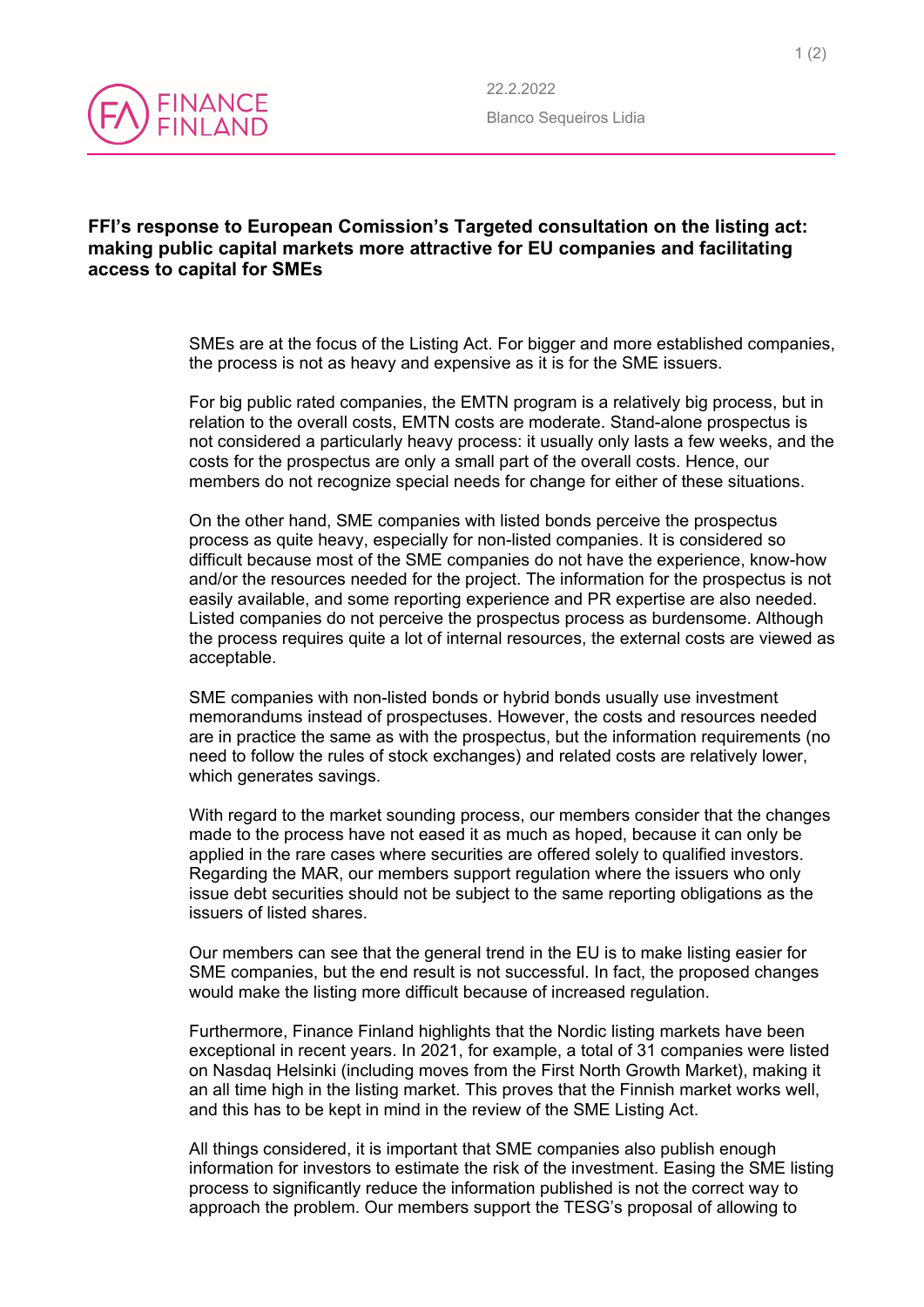22.2.2022

Blanco Sequeiros Lidia

**FFI's response to European Comission's Targeted consultation on the listing act: making public capital markets more attractive for EU companies and facilitating access to capital for SMEs**

SMEs are at the focus of the Listing Act. For bigger and more established companies, the process is not as heavy and expensive as it is for the SME issuers.

For big public rated companies, the EMTN program is a relatively big process, but in relation to the overall costs, EMTN costs are moderate. Stand-alone prospectus is not considered a particularly heavy process: it usually only lasts a few weeks, and the costs for the prospectus are only a small part of the overall costs. Hence, our members do not recognize special needs for change for either of these situations.

On the other hand, SME companies with listed bonds perceive the prospectus process as quite heavy, especially for non-listed companies. It is considered so difficult because most of the SME companies do not have the experience, know-how and/or the resources needed for the project. The information for the prospectus is not easily available, and some reporting experience and PR expertise are also needed. Listed companies do not perceive the prospectus process as burdensome. Although the process requires quite a lot of internal resources, the external costs are viewed as acceptable.

SME companies with non-listed bonds or hybrid bonds usually use investment memorandums instead of prospectuses. However, the costs and resources needed are in practice the same as with the prospectus, but the information requirements (no need to follow the rules of stock exchanges) and related costs are relatively lower, which generates savings.

With regard to the market sounding process, our members consider that the changes made to the process have not eased it as much as hoped, because it can only be applied in the rare cases where securities are offered solely to qualified investors. Regarding the MAR, our members support regulation where the issuers who only issue debt securities should not be subject to the same reporting obligations as the issuers of listed shares.

Our members can see that the general trend in the EU is to make listing easier for SME companies, but the end result is not successful. In fact, the proposed changes would make the listing more difficult because of increased regulation.

Furthermore, Finance Finland highlights that the Nordic listing markets have been exceptional in recent years. In 2021, for example, a total of 31 companies were listed on Nasdaq Helsinki (including moves from the First North Growth Market), making it an all time high in the listing market. This proves that the Finnish market works well, and this has to be kept in mind in the review of the SME Listing Act.

All things considered, it is important that SME companies also publish enough information for investors to estimate the risk of the investment. Easing the SME listing process to significantly reduce the information published is not the correct way to approach the problem. Our members support the TESG's proposal of allowing to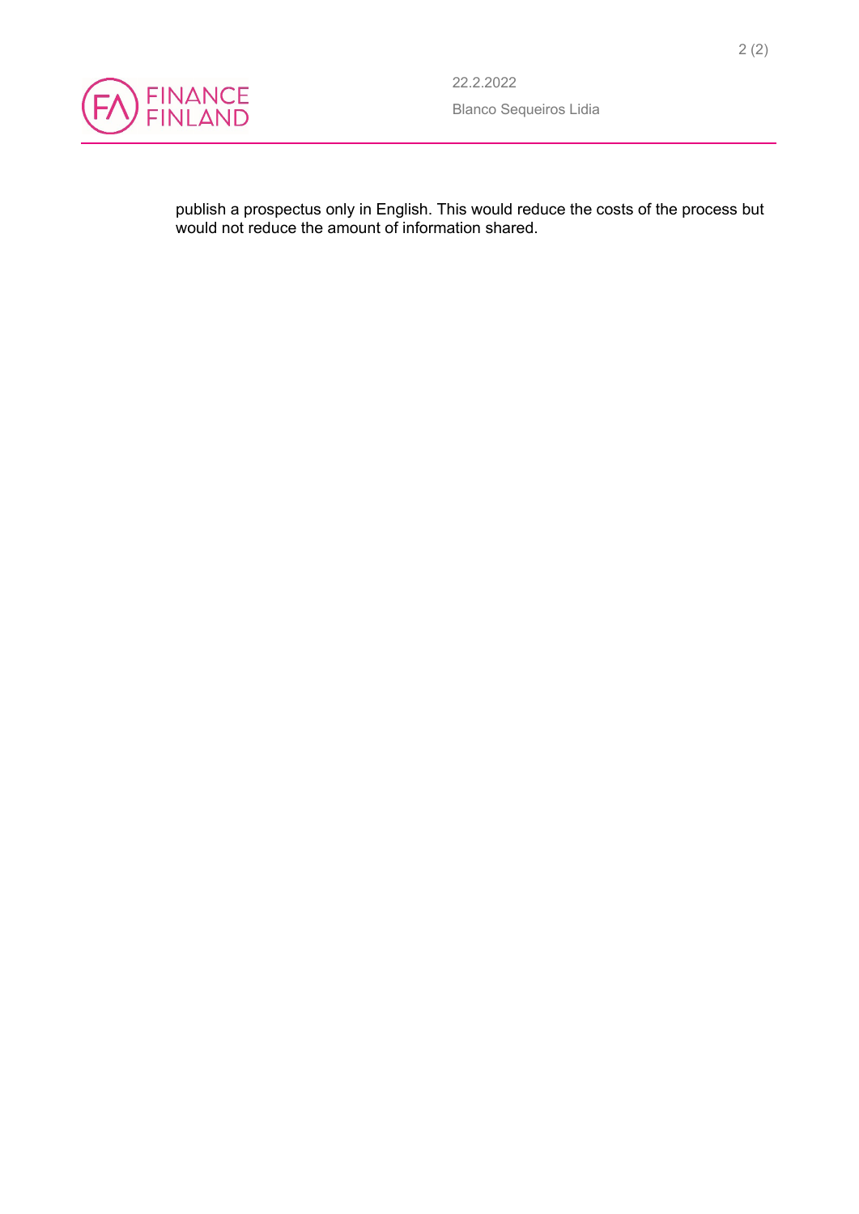publish a prospectus only in English. This would reduce the costs of the process but would not reduce the amount of information shared.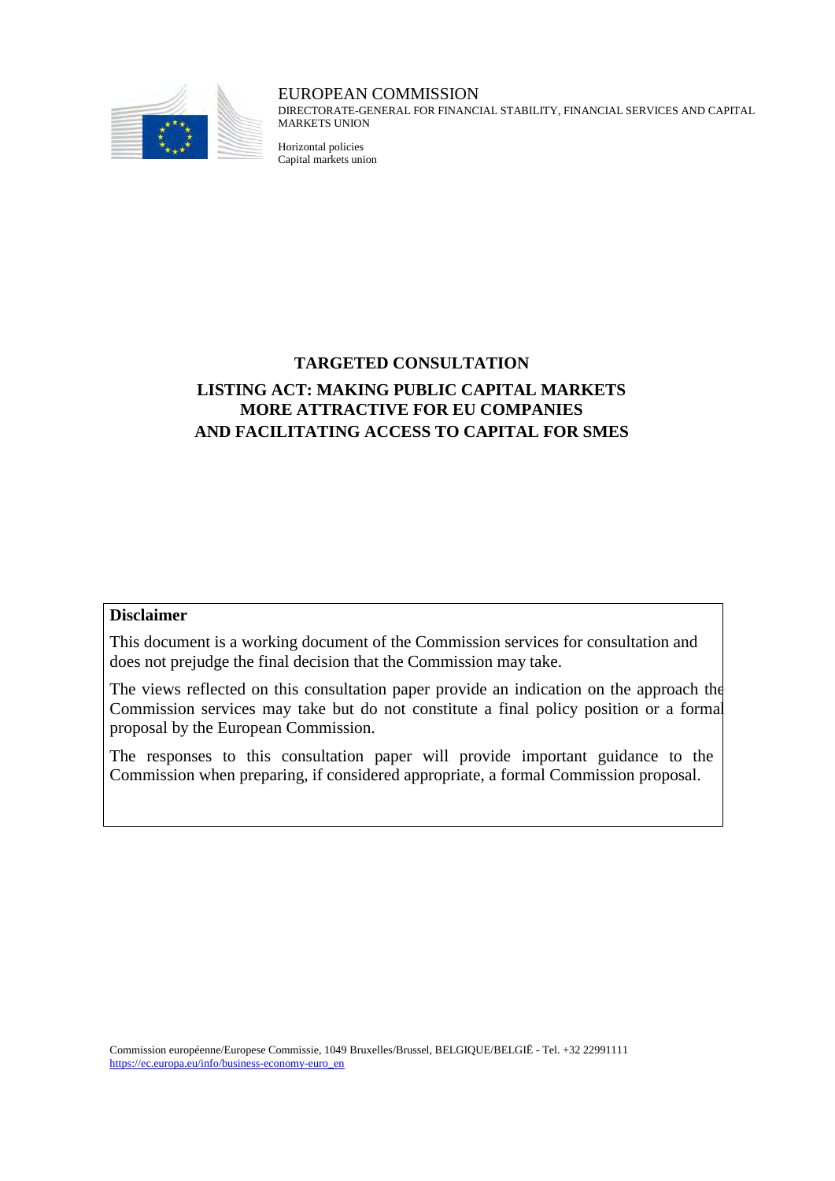EUROPEAN COMMISSION
DIRECTORATE-GENERAL FOR FINANCIAL STABILITY, FINANCIAL SERVICES AND CAPITAL MARKETS UNION

Horizontal policies
Capital markets union

# TARGETED CONSULTATION

# LISTING ACT: MAKING PUBLIC CAPITAL MARKETS MORE ATTRACTIVE FOR EU COMPANIES AND FACILITATING ACCESS TO CAPITAL FOR SMES

**Disclaimer**

This document is a working document of the Commission services for consultation and does not prejudge the final decision that the Commission may take.

The views reflected on this consultation paper provide an indication on the approach the Commission services may take but do not constitute a final policy position or a formal proposal by the European Commission.

The responses to this consultation paper will provide important guidance to the Commission when preparing, if considered appropriate, a formal Commission proposal.

Commission européenne/Europese Commissie, 1049 Bruxelles/Brussel, BELGIQUE/BELGIË - Tel. +32 22991111
https://ec.europa.eu/info/business-economy-euro_en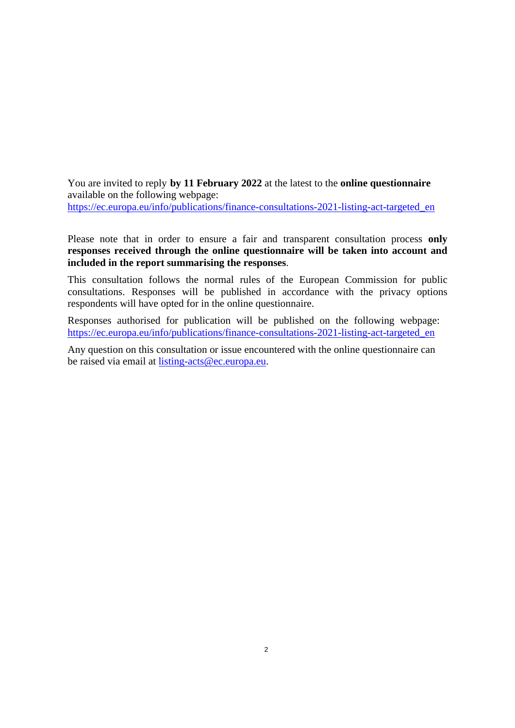You are invited to reply **by 11 February 2022** at the latest to the **online questionnaire** available on the following webpage:
[https://ec.europa.eu/info/publications/finance-consultations-2021-listing-act-targeted_en](https://ec.europa.eu/info/publications/finance-consultations-2021-listing-act-targeted_en)

Please note that in order to ensure a fair and transparent consultation process **only responses received through the online questionnaire will be taken into account and included in the report summarising the responses**.

This consultation follows the normal rules of the European Commission for public consultations. Responses will be published in accordance with the privacy options respondents will have opted for in the online questionnaire.

Responses authorised for publication will be published on the following webpage: [https://ec.europa.eu/info/publications/finance-consultations-2021-listing-act-targeted_en](https://ec.europa.eu/info/publications/finance-consultations-2021-listing-act-targeted_en)

Any question on this consultation or issue encountered with the online questionnaire can be raised via email at [listing-acts@ec.europa.eu](mailto:listing-acts@ec.europa.eu).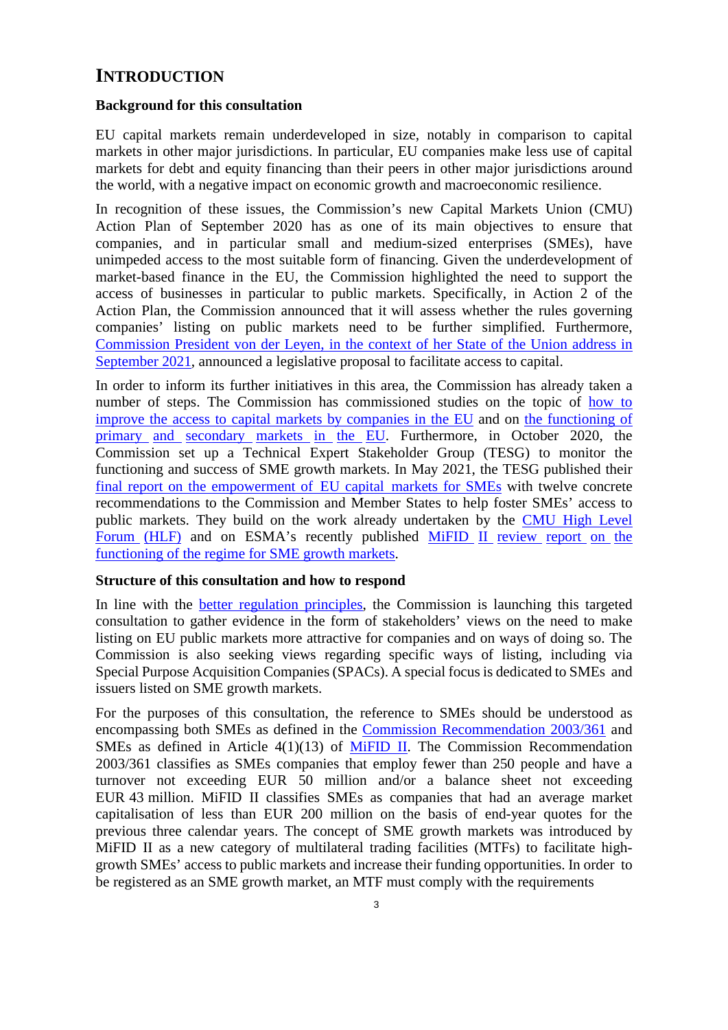# INTRODUCTION

### Background for this consultation

EU capital markets remain underdeveloped in size, notably in comparison to capital markets in other major jurisdictions. In particular, EU companies make less use of capital markets for debt and equity financing than their peers in other major jurisdictions around the world, with a negative impact on economic growth and macroeconomic resilience.

In recognition of these issues, the Commission's new Capital Markets Union (CMU) Action Plan of September 2020 has as one of its main objectives to ensure that companies, and in particular small and medium-sized enterprises (SMEs), have unimpeded access to the most suitable form of financing. Given the underdevelopment of market-based finance in the EU, the Commission highlighted the need to support the access of businesses in particular to public markets. Specifically, in Action 2 of the Action Plan, the Commission announced that it will assess whether the rules governing companies' listing on public markets need to be further simplified. Furthermore, Commission President von der Leyen, in the context of her State of the Union address in September 2021, announced a legislative proposal to facilitate access to capital.

In order to inform its further initiatives in this area, the Commission has already taken a number of steps. The Commission has commissioned studies on the topic of how to improve the access to capital markets by companies in the EU and on the functioning of primary and secondary markets in the EU. Furthermore, in October 2020, the Commission set up a Technical Expert Stakeholder Group (TESG) to monitor the functioning and success of SME growth markets. In May 2021, the TESG published their final report on the empowerment of EU capital markets for SMEs with twelve concrete recommendations to the Commission and Member States to help foster SMEs' access to public markets. They build on the work already undertaken by the CMU High Level Forum (HLF) and on ESMA's recently published MiFID II review report on the functioning of the regime for SME growth markets.

### Structure of this consultation and how to respond

In line with the better regulation principles, the Commission is launching this targeted consultation to gather evidence in the form of stakeholders' views on the need to make listing on EU public markets more attractive for companies and on ways of doing so. The Commission is also seeking views regarding specific ways of listing, including via Special Purpose Acquisition Companies (SPACs). A special focus is dedicated to SMEs and issuers listed on SME growth markets.

For the purposes of this consultation, the reference to SMEs should be understood as encompassing both SMEs as defined in the Commission Recommendation 2003/361 and SMEs as defined in Article 4(1)(13) of MiFID II. The Commission Recommendation 2003/361 classifies as SMEs companies that employ fewer than 250 people and have a turnover not exceeding EUR 50 million and/or a balance sheet not exceeding EUR 43 million. MiFID II classifies SMEs as companies that had an average market capitalisation of less than EUR 200 million on the basis of end-year quotes for the previous three calendar years. The concept of SME growth markets was introduced by MiFID II as a new category of multilateral trading facilities (MTFs) to facilitate high-growth SMEs' access to public markets and increase their funding opportunities. In order to be registered as an SME growth market, an MTF must comply with the requirements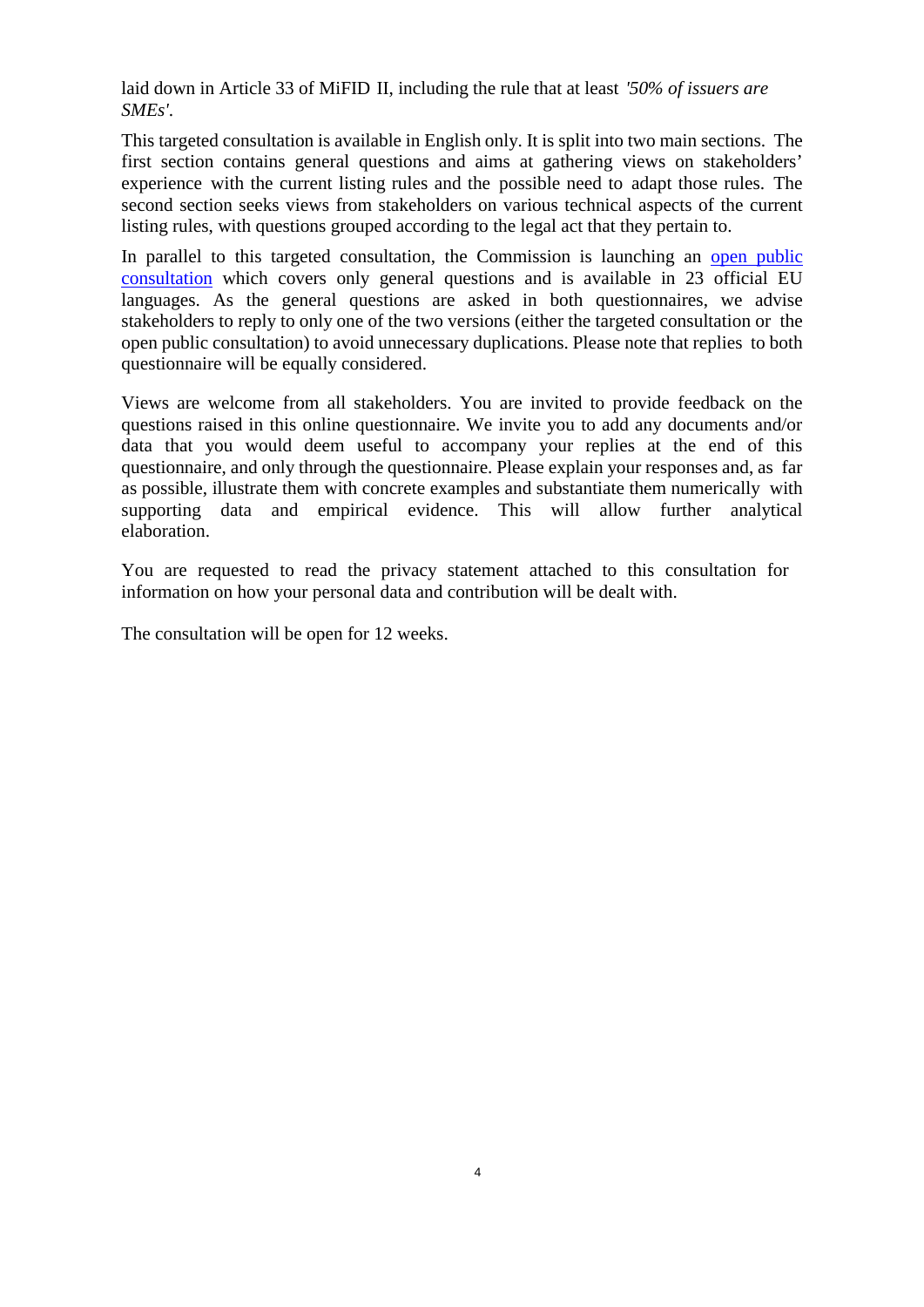laid down in Article 33 of MiFID II, including the rule that at least *'50% of issuers are SMEs'*.

This targeted consultation is available in English only. It is split into two main sections. The first section contains general questions and aims at gathering views on stakeholders' experience with the current listing rules and the possible need to adapt those rules. The second section seeks views from stakeholders on various technical aspects of the current listing rules, with questions grouped according to the legal act that they pertain to.

In parallel to this targeted consultation, the Commission is launching an open public consultation which covers only general questions and is available in 23 official EU languages. As the general questions are asked in both questionnaires, we advise stakeholders to reply to only one of the two versions (either the targeted consultation or the open public consultation) to avoid unnecessary duplications. Please note that replies to both questionnaire will be equally considered.

Views are welcome from all stakeholders. You are invited to provide feedback on the questions raised in this online questionnaire. We invite you to add any documents and/or data that you would deem useful to accompany your replies at the end of this questionnaire, and only through the questionnaire. Please explain your responses and, as far as possible, illustrate them with concrete examples and substantiate them numerically with supporting data and empirical evidence. This will allow further analytical elaboration.

You are requested to read the privacy statement attached to this consultation for information on how your personal data and contribution will be dealt with.

The consultation will be open for 12 weeks.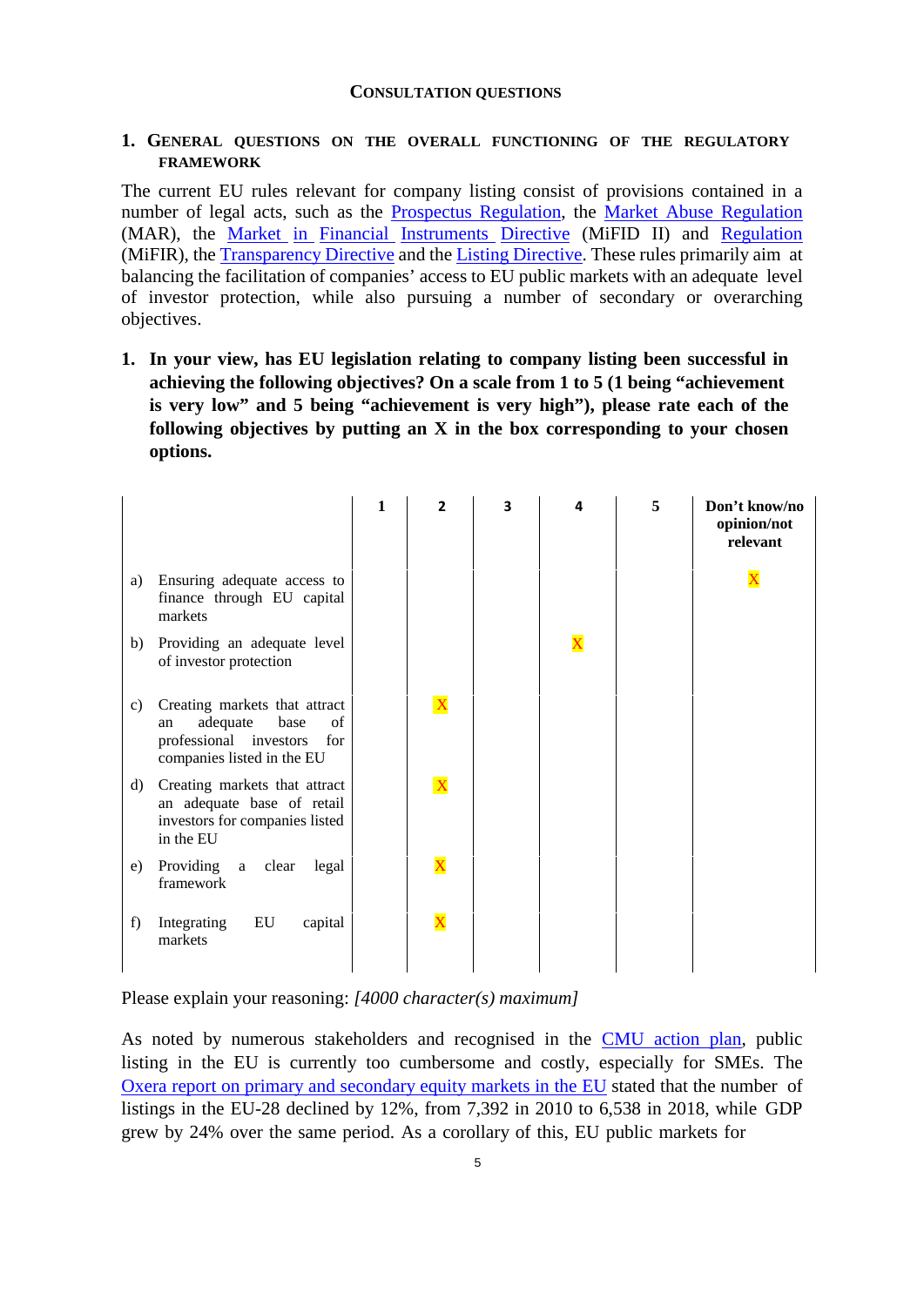## Consultation questions

### 1. General questions on the overall functioning of the regulatory framework

The current EU rules relevant for company listing consist of provisions contained in a number of legal acts, such as the Prospectus Regulation, the Market Abuse Regulation (MAR), the Market in Financial Instruments Directive (MiFID II) and Regulation (MiFIR), the Transparency Directive and the Listing Directive. These rules primarily aim at balancing the facilitation of companies' access to EU public markets with an adequate level of investor protection, while also pursuing a number of secondary or overarching objectives.

**1. In your view, has EU legislation relating to company listing been successful in achieving the following objectives? On a scale from 1 to 5 (1 being "achievement is very low" and 5 being "achievement is very high"), please rate each of the following objectives by putting an X in the box corresponding to your chosen options.**

| | 1 | 2 | 3 | 4 | 5 | Don't know/no opinion/not relevant |
|---|---|---|---|---|---|---|
| a) Ensuring adequate access to finance through EU capital markets | | | | | | X |
| b) Providing an adequate level of investor protection | | | | X | | |
| c) Creating markets that attract an adequate base of professional investors for companies listed in the EU | | X | | | | |
| d) Creating markets that attract an adequate base of retail investors for companies listed in the EU | | X | | | | |
| e) Providing a clear legal framework | | X | | | | |
| f) Integrating EU capital markets | | X | | | | |

Please explain your reasoning: *[4000 character(s) maximum]*

As noted by numerous stakeholders and recognised in the CMU action plan, public listing in the EU is currently too cumbersome and costly, especially for SMEs. The Oxera report on primary and secondary equity markets in the EU stated that the number of listings in the EU-28 declined by 12%, from 7,392 in 2010 to 6,538 in 2018, while GDP grew by 24% over the same period. As a corollary of this, EU public markets for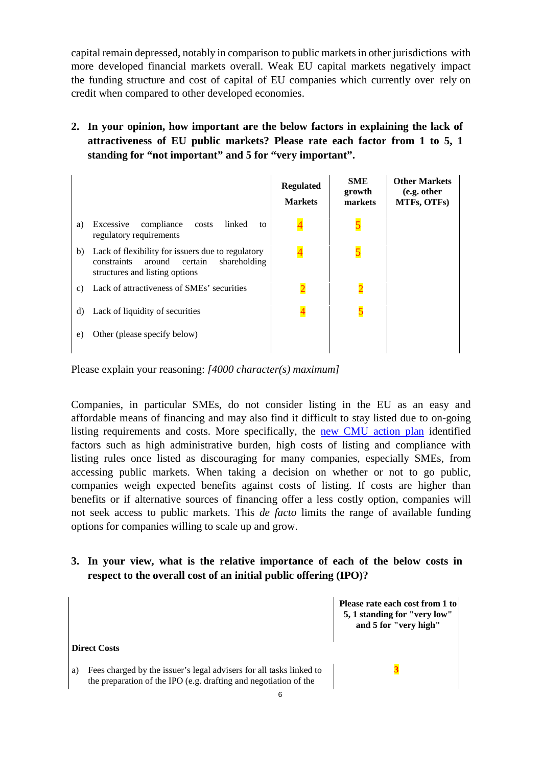capital remain depressed, notably in comparison to public markets in other jurisdictions with more developed financial markets overall. Weak EU capital markets negatively impact the funding structure and cost of capital of EU companies which currently over rely on credit when compared to other developed economies.

**2. In your opinion, how important are the below factors in explaining the lack of attractiveness of EU public markets? Please rate each factor from 1 to 5, 1 standing for "not important" and 5 for "very important".**

| | | Regulated Markets | SME growth markets | Other Markets (e.g. other MTFs, OTFs) |
|---|---|---|---|---|
| a) | Excessive compliance costs linked to regulatory requirements | 4 | 5 | |
| b) | Lack of flexibility for issuers due to regulatory constraints around certain shareholding structures and listing options | 4 | 5 | |
| c) | Lack of attractiveness of SMEs' securities | 2 | 2 | |
| d) | Lack of liquidity of securities | 4 | 5 | |
| e) | Other (please specify below) | | | |

Please explain your reasoning: *[4000 character(s) maximum]*

Companies, in particular SMEs, do not consider listing in the EU as an easy and affordable means of financing and may also find it difficult to stay listed due to on-going listing requirements and costs. More specifically, the new CMU action plan identified factors such as high administrative burden, high costs of listing and compliance with listing rules once listed as discouraging for many companies, especially SMEs, from accessing public markets. When taking a decision on whether or not to go public, companies weigh expected benefits against costs of listing. If costs are higher than benefits or if alternative sources of financing offer a less costly option, companies will not seek access to public markets. This *de facto* limits the range of available funding options for companies willing to scale up and grow.

**3. In your view, what is the relative importance of each of the below costs in respect to the overall cost of an initial public offering (IPO)?**

| | | Please rate each cost from 1 to 5, 1 standing for "very low" and 5 for "very high" |
|---|---|---|
| **Direct Costs** | | |
| a) | Fees charged by the issuer's legal advisers for all tasks linked to the preparation of the IPO (e.g. drafting and negotiation of the | 3 |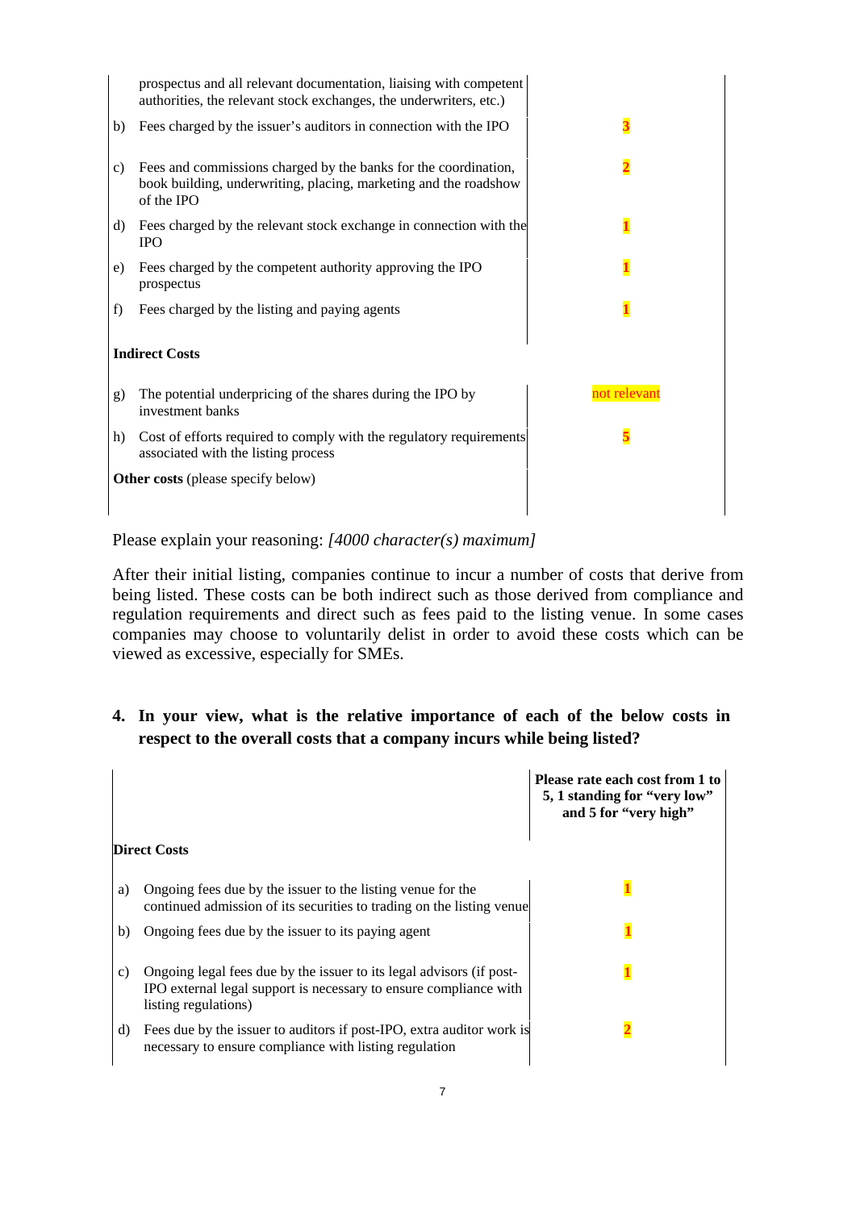| | | |
|---|---|---|
| | prospectus and all relevant documentation, liaising with competent authorities, the relevant stock exchanges, the underwriters, etc.) | |
| b) | Fees charged by the issuer's auditors in connection with the IPO | 3 |
| c) | Fees and commissions charged by the banks for the coordination, book building, underwriting, placing, marketing and the roadshow of the IPO | 2 |
| d) | Fees charged by the relevant stock exchange in connection with the IPO | 1 |
| e) | Fees charged by the competent authority approving the IPO prospectus | 1 |
| f) | Fees charged by the listing and paying agents | 1 |
| **Indirect Costs** | | |
| g) | The potential underpricing of the shares during the IPO by investment banks | not relevant |
| h) | Cost of efforts required to comply with the regulatory requirements associated with the listing process | 5 |
| **Other costs** (please specify below) | | |

Please explain your reasoning: *[4000 character(s) maximum]*

After their initial listing, companies continue to incur a number of costs that derive from being listed. These costs can be both indirect such as those derived from compliance and regulation requirements and direct such as fees paid to the listing venue. In some cases companies may choose to voluntarily delist in order to avoid these costs which can be viewed as excessive, especially for SMEs.

## 4. In your view, what is the relative importance of each of the below costs in respect to the overall costs that a company incurs while being listed?

| | | Please rate each cost from 1 to 5, 1 standing for "very low" and 5 for "very high" |
|---|---|---|
| **Direct Costs** | | |
| a) | Ongoing fees due by the issuer to the listing venue for the continued admission of its securities to trading on the listing venue | 1 |
| b) | Ongoing fees due by the issuer to its paying agent | 1 |
| c) | Ongoing legal fees due by the issuer to its legal advisors (if post-IPO external legal support is necessary to ensure compliance with listing regulations) | 1 |
| d) | Fees due by the issuer to auditors if post-IPO, extra auditor work is necessary to ensure compliance with listing regulation | 2 |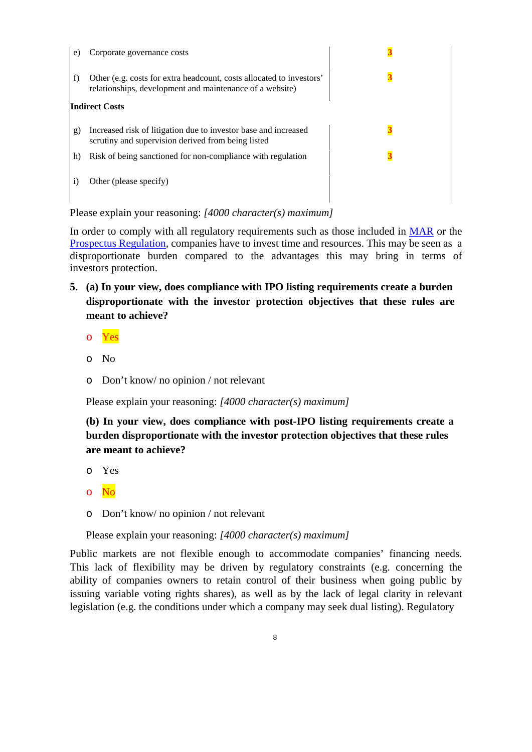| | | |
|---|---|---|
| e) | Corporate governance costs | 3 |
| f) | Other (e.g. costs for extra headcount, costs allocated to investors' relationships, development and maintenance of a website) | 3 |
| **Indirect Costs** | | |
| g) | Increased risk of litigation due to investor base and increased scrutiny and supervision derived from being listed | 3 |
| h) | Risk of being sanctioned for non-compliance with regulation | 3 |
| i) | Other (please specify) | |

Please explain your reasoning: *[4000 character(s) maximum]*

In order to comply with all regulatory requirements such as those included in MAR or the Prospectus Regulation, companies have to invest time and resources. This may be seen as a disproportionate burden compared to the advantages this may bring in terms of investors protection.

5. **(a) In your view, does compliance with IPO listing requirements create a burden disproportionate with the investor protection objectives that these rules are meant to achieve?**

   - Yes
   - No
   - Don't know/ no opinion / not relevant

   Please explain your reasoning: *[4000 character(s) maximum]*

   **(b) In your view, does compliance with post-IPO listing requirements create a burden disproportionate with the investor protection objectives that these rules are meant to achieve?**

   - Yes
   - No
   - Don't know/ no opinion / not relevant

   Please explain your reasoning: *[4000 character(s) maximum]*

Public markets are not flexible enough to accommodate companies' financing needs. This lack of flexibility may be driven by regulatory constraints (e.g. concerning the ability of companies owners to retain control of their business when going public by issuing variable voting rights shares), as well as by the lack of legal clarity in relevant legislation (e.g. the conditions under which a company may seek dual listing). Regulatory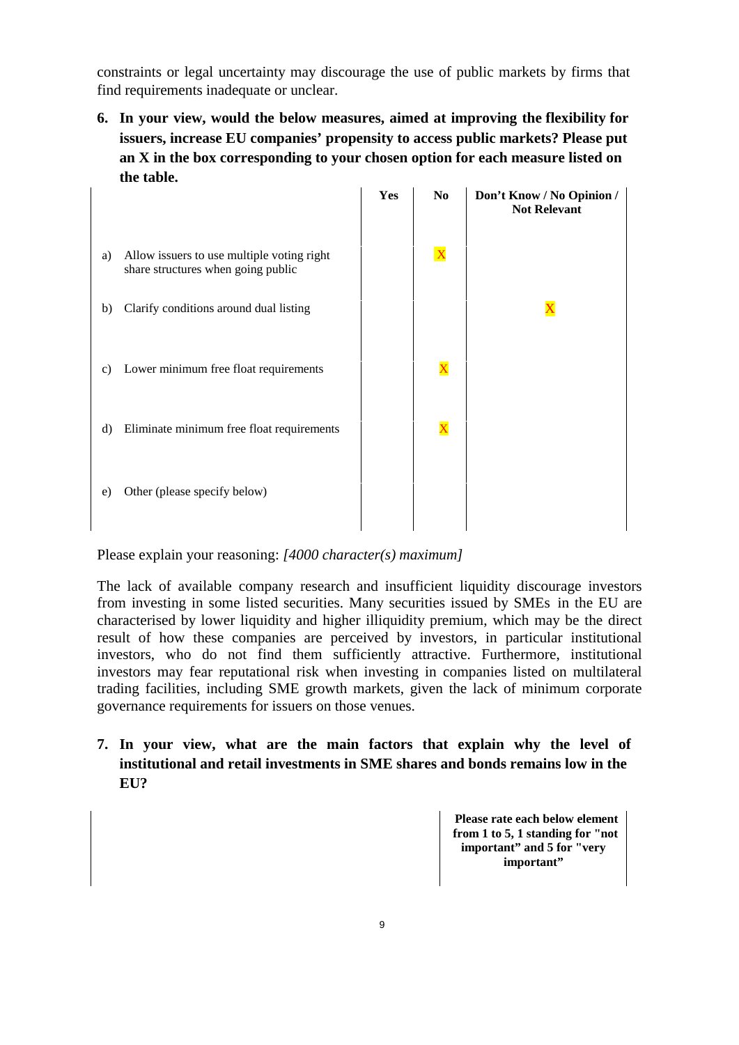constraints or legal uncertainty may discourage the use of public markets by firms that find requirements inadequate or unclear.

**6. In your view, would the below measures, aimed at improving the flexibility for issuers, increase EU companies' propensity to access public markets? Please put an X in the box corresponding to your chosen option for each measure listed on the table.**

| | Yes | No | Don't Know / No Opinion / Not Relevant |
|---|---|---|---|
| a) Allow issuers to use multiple voting right share structures when going public | | X | |
| b) Clarify conditions around dual listing | | | X |
| c) Lower minimum free float requirements | | X | |
| d) Eliminate minimum free float requirements | | X | |
| e) Other (please specify below) | | | |

Please explain your reasoning: *[4000 character(s) maximum]*

The lack of available company research and insufficient liquidity discourage investors from investing in some listed securities. Many securities issued by SMEs in the EU are characterised by lower liquidity and higher illiquidity premium, which may be the direct result of how these companies are perceived by investors, in particular institutional investors, who do not find them sufficiently attractive. Furthermore, institutional investors may fear reputational risk when investing in companies listed on multilateral trading facilities, including SME growth markets, given the lack of minimum corporate governance requirements for issuers on those venues.

**7. In your view, what are the main factors that explain why the level of institutional and retail investments in SME shares and bonds remains low in the EU?**

| | Please rate each below element from 1 to 5, 1 standing for "not important" and 5 for "very important" |
|---|---|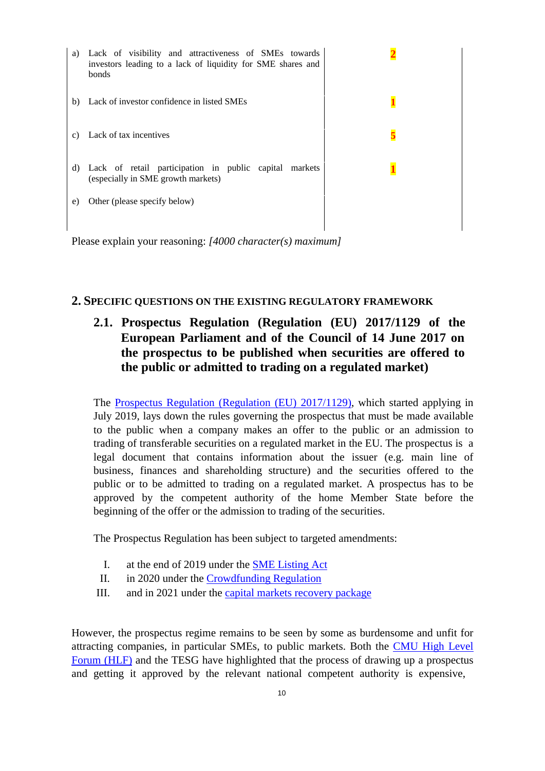| | | |
|---|---|---|
| a) | Lack of visibility and attractiveness of SMEs towards investors leading to a lack of liquidity for SME shares and bonds | 2 |
| b) | Lack of investor confidence in listed SMEs | 1 |
| c) | Lack of tax incentives | 5 |
| d) | Lack of retail participation in public capital markets (especially in SME growth markets) | 1 |
| e) | Other (please specify below) | |

Please explain your reasoning: *[4000 character(s) maximum]*

## 2. SPECIFIC QUESTIONS ON THE EXISTING REGULATORY FRAMEWORK

### 2.1. Prospectus Regulation (Regulation (EU) 2017/1129 of the European Parliament and of the Council of 14 June 2017 on the prospectus to be published when securities are offered to the public or admitted to trading on a regulated market)

The Prospectus Regulation (Regulation (EU) 2017/1129), which started applying in July 2019, lays down the rules governing the prospectus that must be made available to the public when a company makes an offer to the public or an admission to trading of transferable securities on a regulated market in the EU. The prospectus is a legal document that contains information about the issuer (e.g. main line of business, finances and shareholding structure) and the securities offered to the public or to be admitted to trading on a regulated market. A prospectus has to be approved by the competent authority of the home Member State before the beginning of the offer or the admission to trading of the securities.

The Prospectus Regulation has been subject to targeted amendments:

I. at the end of 2019 under the SME Listing Act
II. in 2020 under the Crowdfunding Regulation
III. and in 2021 under the capital markets recovery package

However, the prospectus regime remains to be seen by some as burdensome and unfit for attracting companies, in particular SMEs, to public markets. Both the CMU High Level Forum (HLF) and the TESG have highlighted that the process of drawing up a prospectus and getting it approved by the relevant national competent authority is expensive,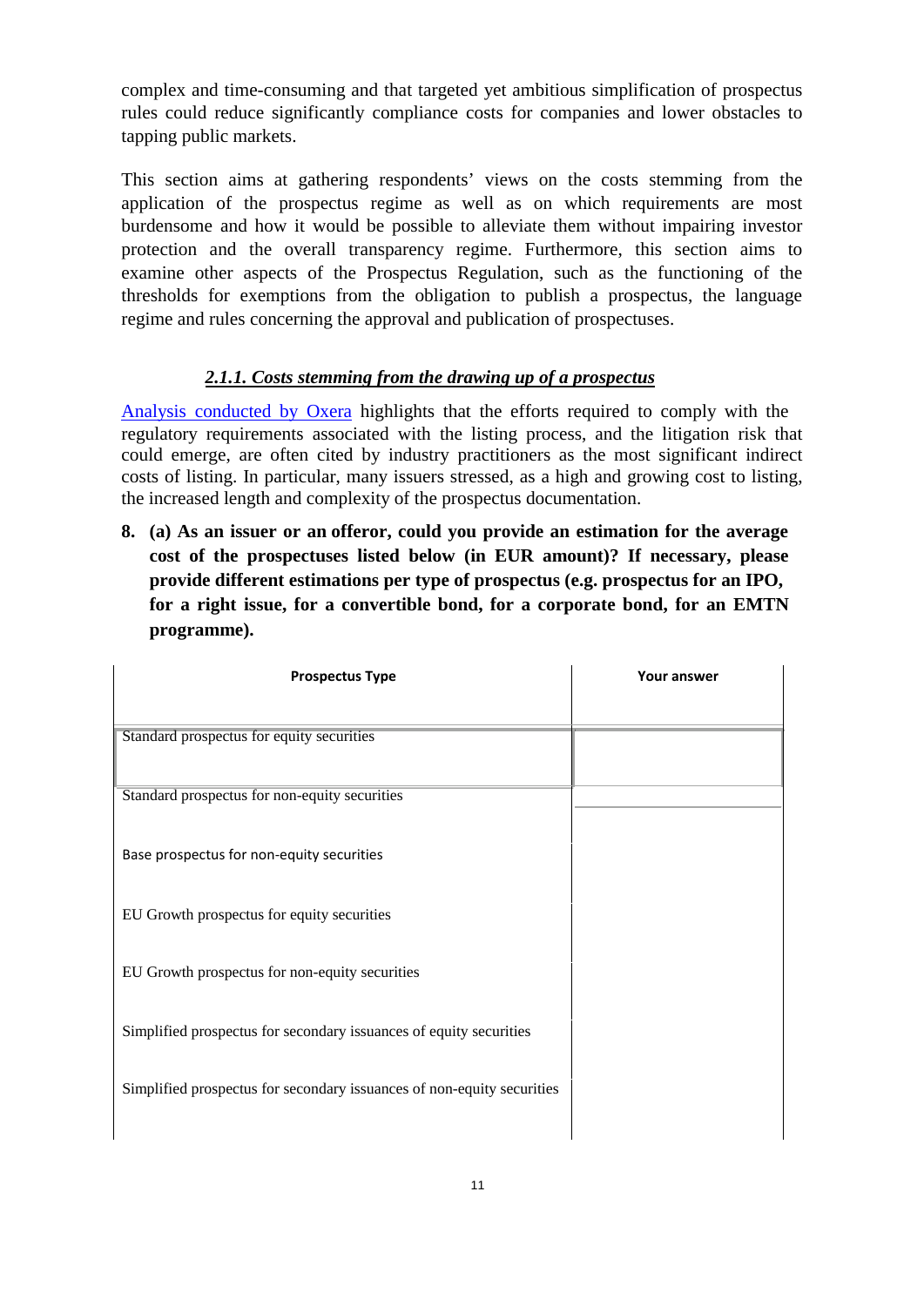complex and time-consuming and that targeted yet ambitious simplification of prospectus rules could reduce significantly compliance costs for companies and lower obstacles to tapping public markets.

This section aims at gathering respondents' views on the costs stemming from the application of the prospectus regime as well as on which requirements are most burdensome and how it would be possible to alleviate them without impairing investor protection and the overall transparency regime. Furthermore, this section aims to examine other aspects of the Prospectus Regulation, such as the functioning of the thresholds for exemptions from the obligation to publish a prospectus, the language regime and rules concerning the approval and publication of prospectuses.

### ***2.1.1. Costs stemming from the drawing up of a prospectus***

[Analysis conducted by Oxera](#) highlights that the efforts required to comply with the regulatory requirements associated with the listing process, and the litigation risk that could emerge, are often cited by industry practitioners as the most significant indirect costs of listing. In particular, many issuers stressed, as a high and growing cost to listing, the increased length and complexity of the prospectus documentation.

**8. (a) As an issuer or an offeror, could you provide an estimation for the average cost of the prospectuses listed below (in EUR amount)? If necessary, please provide different estimations per type of prospectus (e.g. prospectus for an IPO, for a right issue, for a convertible bond, for a corporate bond, for an EMTN programme).**

| Prospectus Type | Your answer |
|---|---|
| Standard prospectus for equity securities | |
| Standard prospectus for non-equity securities | |
| Base prospectus for non-equity securities | |
| EU Growth prospectus for equity securities | |
| EU Growth prospectus for non-equity securities | |
| Simplified prospectus for secondary issuances of equity securities | |
| Simplified prospectus for secondary issuances of non-equity securities | |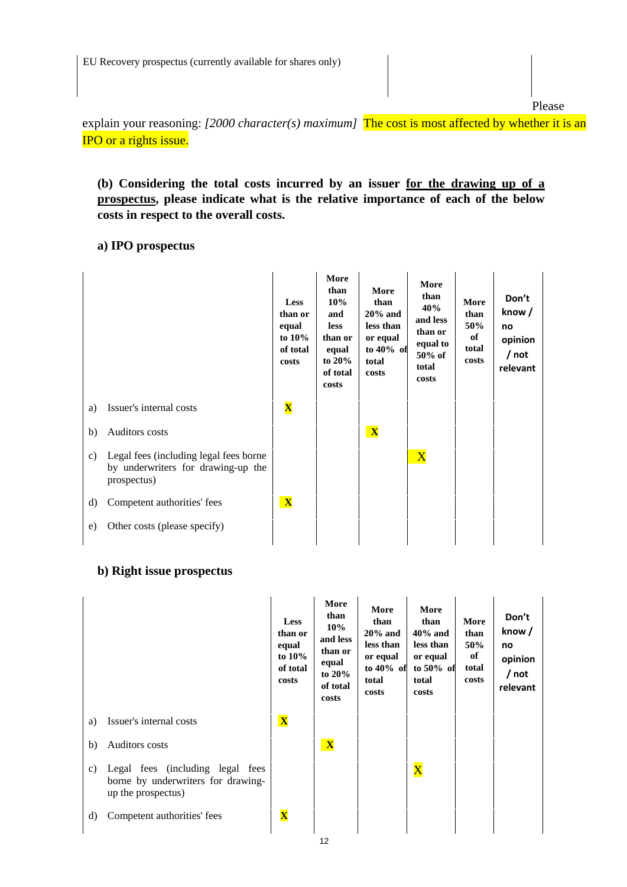| EU Recovery prospectus (currently available for shares only) | | |
|---|---|---|

Please explain your reasoning: *[2000 character(s) maximum]* The cost is most affected by whether it is an IPO or a rights issue.

**(b) Considering the total costs incurred by an issuer for the drawing up of a prospectus, please indicate what is the relative importance of each of the below costs in respect to the overall costs.**

**a) IPO prospectus**

| | | Less than or equal to 10% of total costs | More than 10% and less than or equal to 20% of total costs | More than 20% and less than or equal to 40% of total costs | More than 40% and less than or equal to 50% of total costs | More than 50% of total costs | Don't know / no opinion / not relevant |
|---|---|---|---|---|---|---|---|
| a) | Issuer's internal costs | X | | | | | |
| b) | Auditors costs | | | X | | | |
| c) | Legal fees (including legal fees borne by underwriters for drawing-up the prospectus) | | | | X | | |
| d) | Competent authorities' fees | X | | | | | |
| e) | Other costs (please specify) | | | | | | |

**b) Right issue prospectus**

| | | Less than or equal to 10% of total costs | More than 10% and less than or equal to 20% of total costs | More than 20% and less than or equal to 40% of total costs | More than 40% and less than or equal to 50% of total costs | More than 50% of total costs | Don't know / no opinion / not relevant |
|---|---|---|---|---|---|---|---|
| a) | Issuer's internal costs | X | | | | | |
| b) | Auditors costs | | X | | | | |
| c) | Legal fees (including legal fees borne by underwriters for drawing-up the prospectus) | | | | X | | |
| d) | Competent authorities' fees | X | | | | | |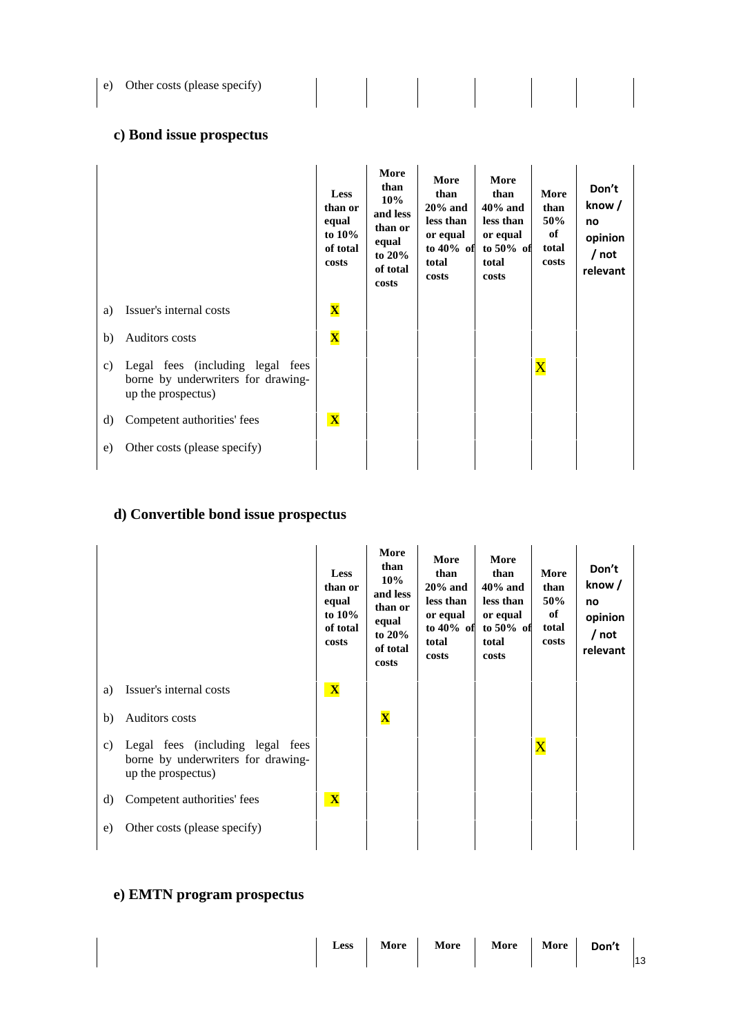| | | | | | | | |
|---|---|---|---|---|---|---|---|
| e) | Other costs (please specify) | | | | | | |

## c) Bond issue prospectus

| | | Less than or equal to 10% of total costs | More than 10% and less than or equal to 20% of total costs | More than 20% and less than or equal to 40% of total costs | More than 40% and less than or equal to 50% of total costs | More than 50% of total costs | Don't know / no opinion / not relevant |
|---|---|---|---|---|---|---|---|
| a) | Issuer's internal costs | X | | | | | |
| b) | Auditors costs | X | | | | | |
| c) | Legal fees (including legal fees borne by underwriters for drawing-up the prospectus) | | | | | X | |
| d) | Competent authorities' fees | X | | | | | |
| e) | Other costs (please specify) | | | | | | |

## d) Convertible bond issue prospectus

| | | Less than or equal to 10% of total costs | More than 10% and less than or equal to 20% of total costs | More than 20% and less than or equal to 40% of total costs | More than 40% and less than or equal to 50% of total costs | More than 50% of total costs | Don't know / no opinion / not relevant |
|---|---|---|---|---|---|---|---|
| a) | Issuer's internal costs | X | | | | | |
| b) | Auditors costs | | X | | | | |
| c) | Legal fees (including legal fees borne by underwriters for drawing-up the prospectus) | | | | | X | |
| d) | Competent authorities' fees | X | | | | | |
| e) | Other costs (please specify) | | | | | | |

## e) EMTN program prospectus

| | | Less | More | More | More | More | Don't |
|---|---|---|---|---|---|---|---|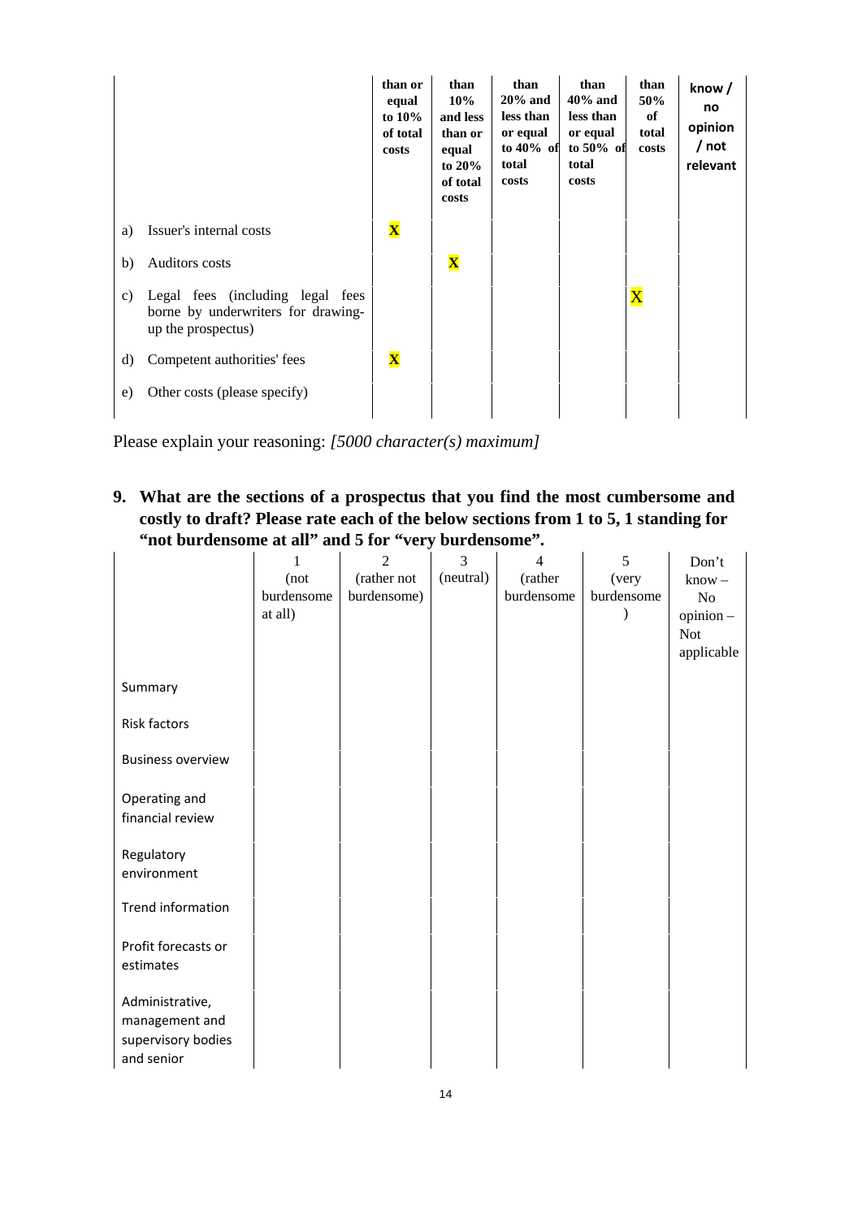| | | than or equal to 10% of total costs | than 10% and less than or equal to 20% of total costs | than 20% and less than or equal to 40% of total costs | than 40% and less than or equal to 50% of total costs | than 50% of total costs | know / no opinion / not relevant |
|---|---|---|---|---|---|---|---|
| a) | Issuer's internal costs | X | | | | | |
| b) | Auditors costs | | X | | | | |
| c) | Legal fees (including legal fees borne by underwriters for drawing-up the prospectus) | | | | | X | |
| d) | Competent authorities' fees | X | | | | | |
| e) | Other costs (please specify) | | | | | | |

Please explain your reasoning: *[5000 character(s) maximum]*

**9. What are the sections of a prospectus that you find the most cumbersome and costly to draft? Please rate each of the below sections from 1 to 5, 1 standing for "not burdensome at all" and 5 for "very burdensome".**

| | 1 (not burdensome at all) | 2 (rather not burdensome) | 3 (neutral) | 4 (rather burdensome | 5 (very burdensome ) | Don't know – No opinion – Not applicable |
|---|---|---|---|---|---|---|
| Summary | | | | | | |
| Risk factors | | | | | | |
| Business overview | | | | | | |
| Operating and financial review | | | | | | |
| Regulatory environment | | | | | | |
| Trend information | | | | | | |
| Profit forecasts or estimates | | | | | | |
| Administrative, management and supervisory bodies and senior | | | | | | |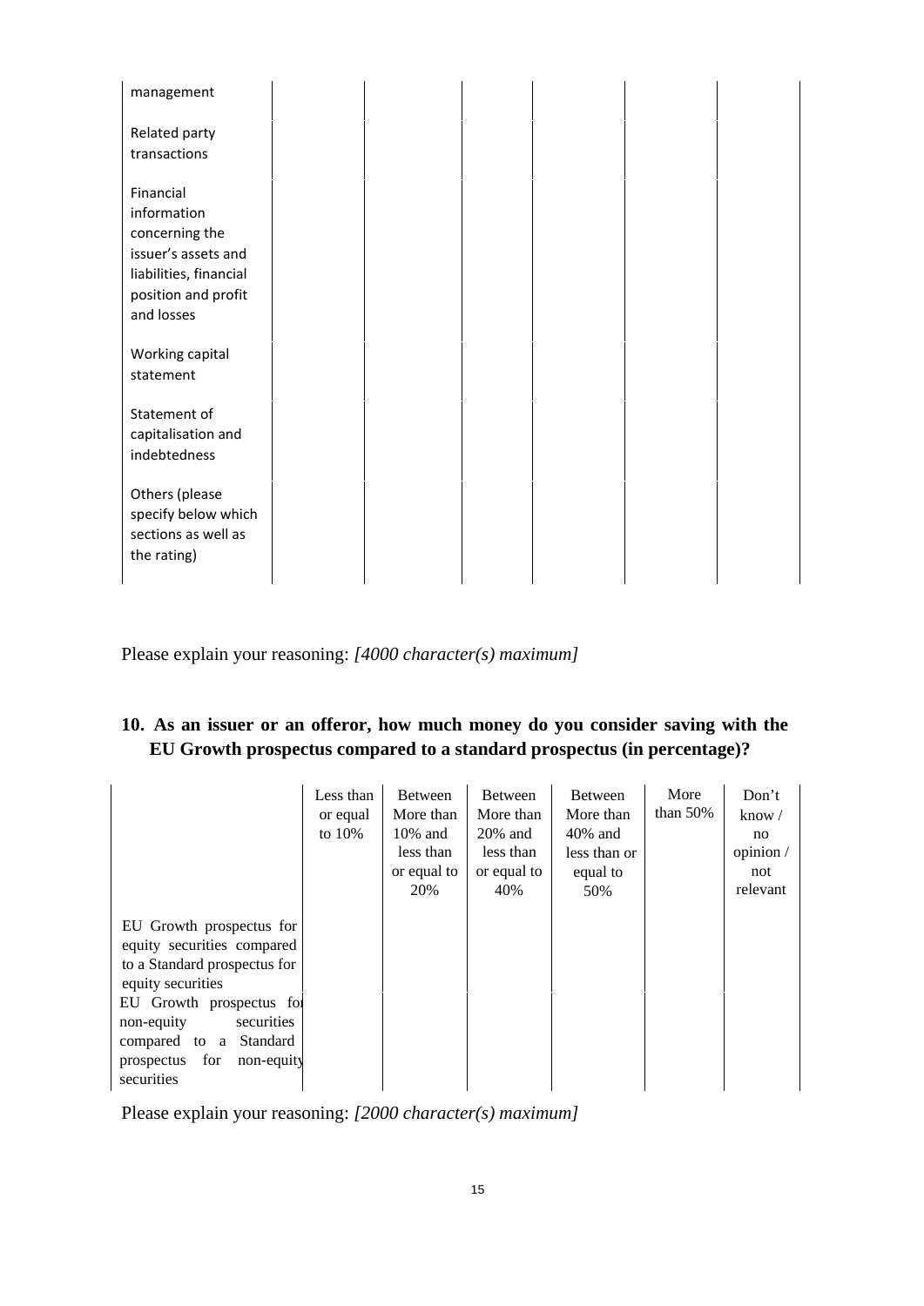| | | | | | | |
|---|---|---|---|---|---|---|
| management | | | | | | |
| Related party transactions | | | | | | |
| Financial information concerning the issuer's assets and liabilities, financial position and profit and losses | | | | | | |
| Working capital statement | | | | | | |
| Statement of capitalisation and indebtedness | | | | | | |
| Others (please specify below which sections as well as the rating) | | | | | | |

Please explain your reasoning: *[4000 character(s) maximum]*

## 10. As an issuer or an offeror, how much money do you consider saving with the EU Growth prospectus compared to a standard prospectus (in percentage)?

| | Less than or equal to 10% | Between More than 10% and less than or equal to 20% | Between More than 20% and less than or equal to 40% | Between More than 40% and less than or equal to 50% | More than 50% | Don't know / no opinion / not relevant |
|---|---|---|---|---|---|---|
| EU Growth prospectus for equity securities compared to a Standard prospectus for equity securities | | | | | | |
| EU Growth prospectus for non-equity securities compared to a Standard prospectus for non-equity securities | | | | | | |

Please explain your reasoning: *[2000 character(s) maximum]*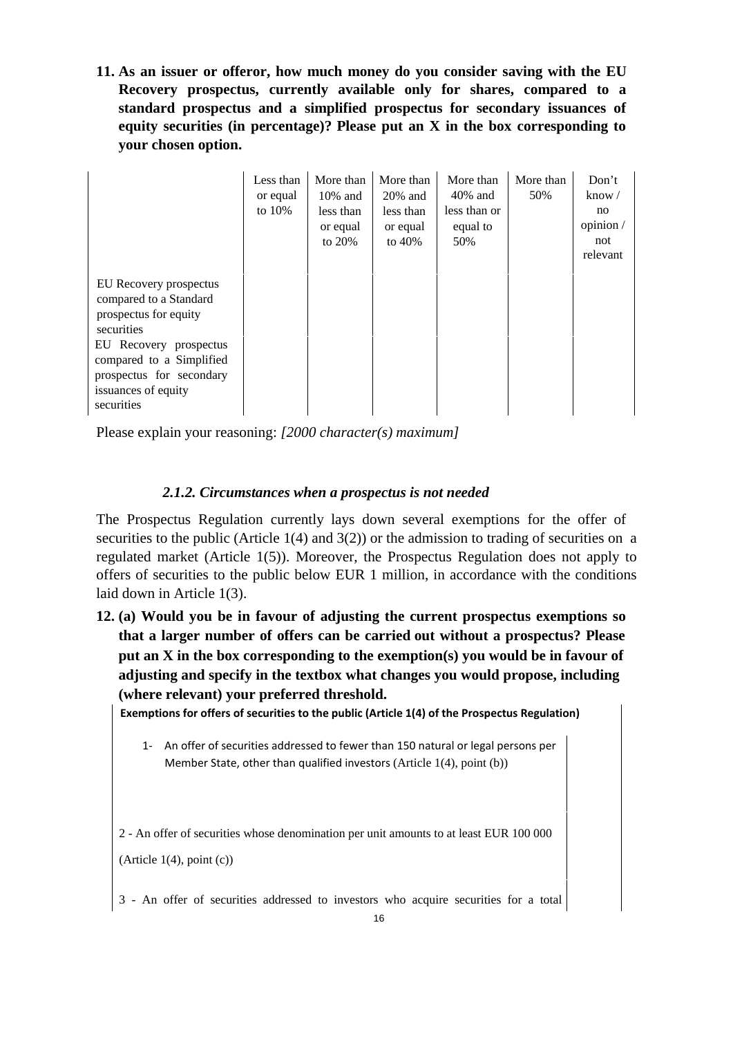**11. As an issuer or offeror, how much money do you consider saving with the EU Recovery prospectus, currently available only for shares, compared to a standard prospectus and a simplified prospectus for secondary issuances of equity securities (in percentage)? Please put an X in the box corresponding to your chosen option.**

| | Less than or equal to 10% | More than 10% and less than or equal to 20% | More than 20% and less than or equal to 40% | More than 40% and less than or equal to 50% | More than 50% | Don't know / no opinion / not relevant |
|---|---|---|---|---|---|---|
| EU Recovery prospectus compared to a Standard prospectus for equity securities | | | | | | |
| EU Recovery prospectus compared to a Simplified prospectus for secondary issuances of equity securities | | | | | | |

Please explain your reasoning: *[2000 character(s) maximum]*

### *2.1.2. Circumstances when a prospectus is not needed*

The Prospectus Regulation currently lays down several exemptions for the offer of securities to the public (Article 1(4) and 3(2)) or the admission to trading of securities on a regulated market (Article 1(5)). Moreover, the Prospectus Regulation does not apply to offers of securities to the public below EUR 1 million, in accordance with the conditions laid down in Article 1(3).

**12. (a) Would you be in favour of adjusting the current prospectus exemptions so that a larger number of offers can be carried out without a prospectus? Please put an X in the box corresponding to the exemption(s) you would be in favour of adjusting and specify in the textbox what changes you would propose, including (where relevant) your preferred threshold.**

| Exemptions for offers of securities to the public (Article 1(4) of the Prospectus Regulation) | |
|---|---|
| 1- An offer of securities addressed to fewer than 150 natural or legal persons per Member State, other than qualified investors (Article 1(4), point (b)) | |
| 2 - An offer of securities whose denomination per unit amounts to at least EUR 100 000 (Article 1(4), point (c)) | |
| 3 - An offer of securities addressed to investors who acquire securities for a total | |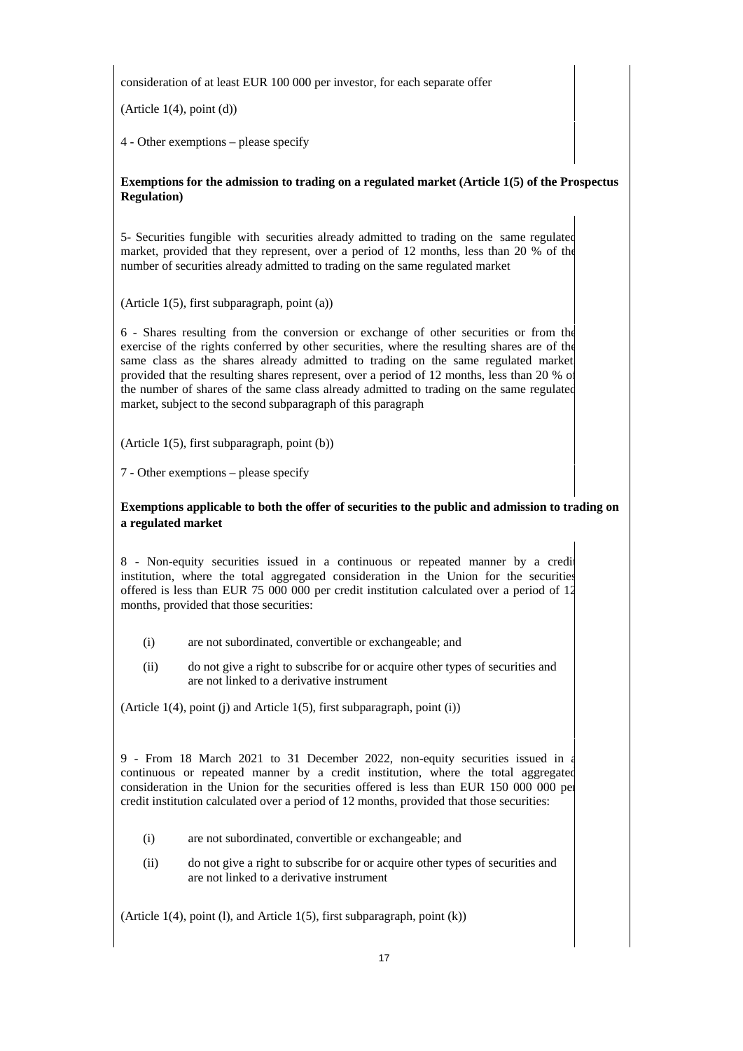consideration of at least EUR 100 000 per investor, for each separate offer

(Article 1(4), point (d))

4 - Other exemptions – please specify

**Exemptions for the admission to trading on a regulated market (Article 1(5) of the Prospectus Regulation)**

5- Securities fungible with securities already admitted to trading on the same regulated market, provided that they represent, over a period of 12 months, less than 20 % of the number of securities already admitted to trading on the same regulated market

(Article 1(5), first subparagraph, point (a))

6 - Shares resulting from the conversion or exchange of other securities or from the exercise of the rights conferred by other securities, where the resulting shares are of the same class as the shares already admitted to trading on the same regulated market, provided that the resulting shares represent, over a period of 12 months, less than 20 % of the number of shares of the same class already admitted to trading on the same regulated market, subject to the second subparagraph of this paragraph

(Article 1(5), first subparagraph, point (b))

7 - Other exemptions – please specify

**Exemptions applicable to both the offer of securities to the public and admission to trading on a regulated market**

8 - Non-equity securities issued in a continuous or repeated manner by a credit institution, where the total aggregated consideration in the Union for the securities offered is less than EUR 75 000 000 per credit institution calculated over a period of 12 months, provided that those securities:

(i) are not subordinated, convertible or exchangeable; and

(ii) do not give a right to subscribe for or acquire other types of securities and are not linked to a derivative instrument

(Article 1(4), point (j) and Article 1(5), first subparagraph, point (i))

9 - From 18 March 2021 to 31 December 2022, non-equity securities issued in a continuous or repeated manner by a credit institution, where the total aggregated consideration in the Union for the securities offered is less than EUR 150 000 000 per credit institution calculated over a period of 12 months, provided that those securities:

(i) are not subordinated, convertible or exchangeable; and

(ii) do not give a right to subscribe for or acquire other types of securities and are not linked to a derivative instrument

(Article 1(4), point (l), and Article 1(5), first subparagraph, point (k))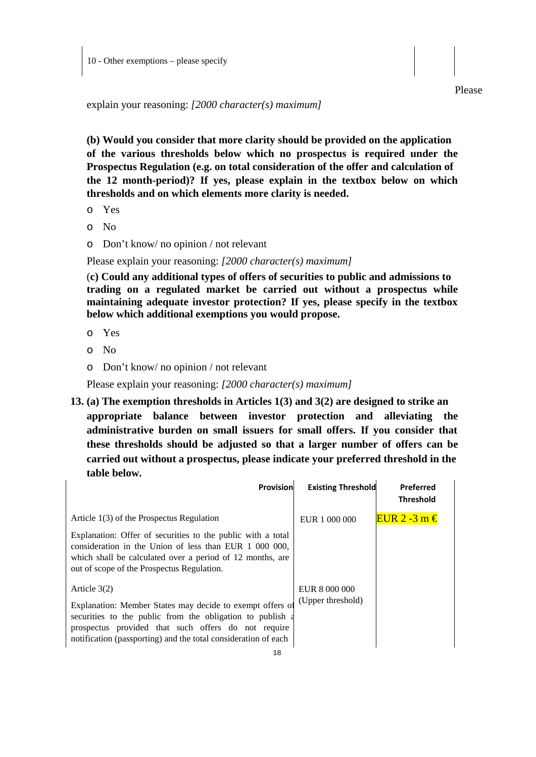| 10 - Other exemptions – please specify | |
|---|---|

Please explain your reasoning: *[2000 character(s) maximum]*

**(b) Would you consider that more clarity should be provided on the application of the various thresholds below which no prospectus is required under the Prospectus Regulation (e.g. on total consideration of the offer and calculation of the 12 month-period)? If yes, please explain in the textbox below on which thresholds and on which elements more clarity is needed.**

- Yes
- No
- Don't know/ no opinion / not relevant

Please explain your reasoning: *[2000 character(s) maximum]*

(**c) Could any additional types of offers of securities to public and admissions to trading on a regulated market be carried out without a prospectus while maintaining adequate investor protection? If yes, please specify in the textbox below which additional exemptions you would propose.**

- Yes
- No
- Don't know/ no opinion / not relevant

Please explain your reasoning: *[2000 character(s) maximum]*

**13. (a) The exemption thresholds in Articles 1(3) and 3(2) are designed to strike an appropriate balance between investor protection and alleviating the administrative burden on small issuers for small offers. If you consider that these thresholds should be adjusted so that a larger number of offers can be carried out without a prospectus, please indicate your preferred threshold in the table below.**

| Provision | Existing Threshold | Preferred Threshold |
|---|---|---|
| Article 1(3) of the Prospectus Regulation<br><br>Explanation: Offer of securities to the public with a total consideration in the Union of less than EUR 1 000 000, which shall be calculated over a period of 12 months, are out of scope of the Prospectus Regulation. | EUR 1 000 000 | EUR 2 -3 m € |
| Article 3(2)<br><br>Explanation: Member States may decide to exempt offers of securities to the public from the obligation to publish a prospectus provided that such offers do not require notification (passporting) and the total consideration of each | EUR 8 000 000 (Upper threshold) | |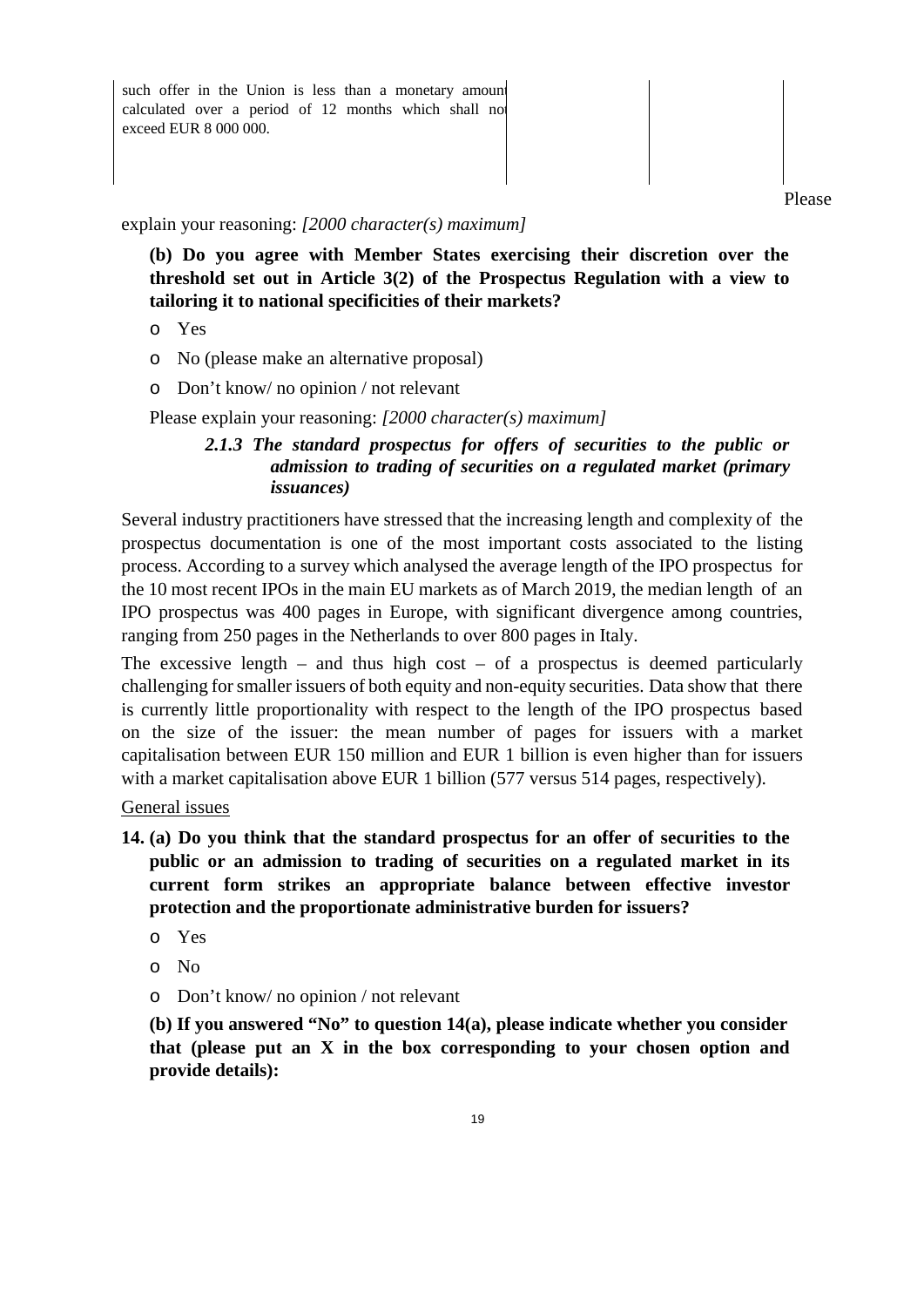| such offer in the Union is less than a monetary amount calculated over a period of 12 months which shall not exceed EUR 8 000 000. | | | |
|---|---|---|---|

Please explain your reasoning: *[2000 character(s) maximum]*

**(b) Do you agree with Member States exercising their discretion over the threshold set out in Article 3(2) of the Prospectus Regulation with a view to tailoring it to national specificities of their markets?**

- o Yes
- o No (please make an alternative proposal)
- o Don't know/ no opinion / not relevant

Please explain your reasoning: *[2000 character(s) maximum]*

### *2.1.3 The standard prospectus for offers of securities to the public or admission to trading of securities on a regulated market (primary issuances)*

Several industry practitioners have stressed that the increasing length and complexity of the prospectus documentation is one of the most important costs associated to the listing process. According to a survey which analysed the average length of the IPO prospectus for the 10 most recent IPOs in the main EU markets as of March 2019, the median length of an IPO prospectus was 400 pages in Europe, with significant divergence among countries, ranging from 250 pages in the Netherlands to over 800 pages in Italy.

The excessive length – and thus high cost – of a prospectus is deemed particularly challenging for smaller issuers of both equity and non-equity securities. Data show that there is currently little proportionality with respect to the length of the IPO prospectus based on the size of the issuer: the mean number of pages for issuers with a market capitalisation between EUR 150 million and EUR 1 billion is even higher than for issuers with a market capitalisation above EUR 1 billion (577 versus 514 pages, respectively).

<u>General issues</u>

**14. (a) Do you think that the standard prospectus for an offer of securities to the public or an admission to trading of securities on a regulated market in its current form strikes an appropriate balance between effective investor protection and the proportionate administrative burden for issuers?**

- o Yes
- o No
- o Don't know/ no opinion / not relevant

**(b) If you answered "No" to question 14(a), please indicate whether you consider that (please put an X in the box corresponding to your chosen option and provide details):**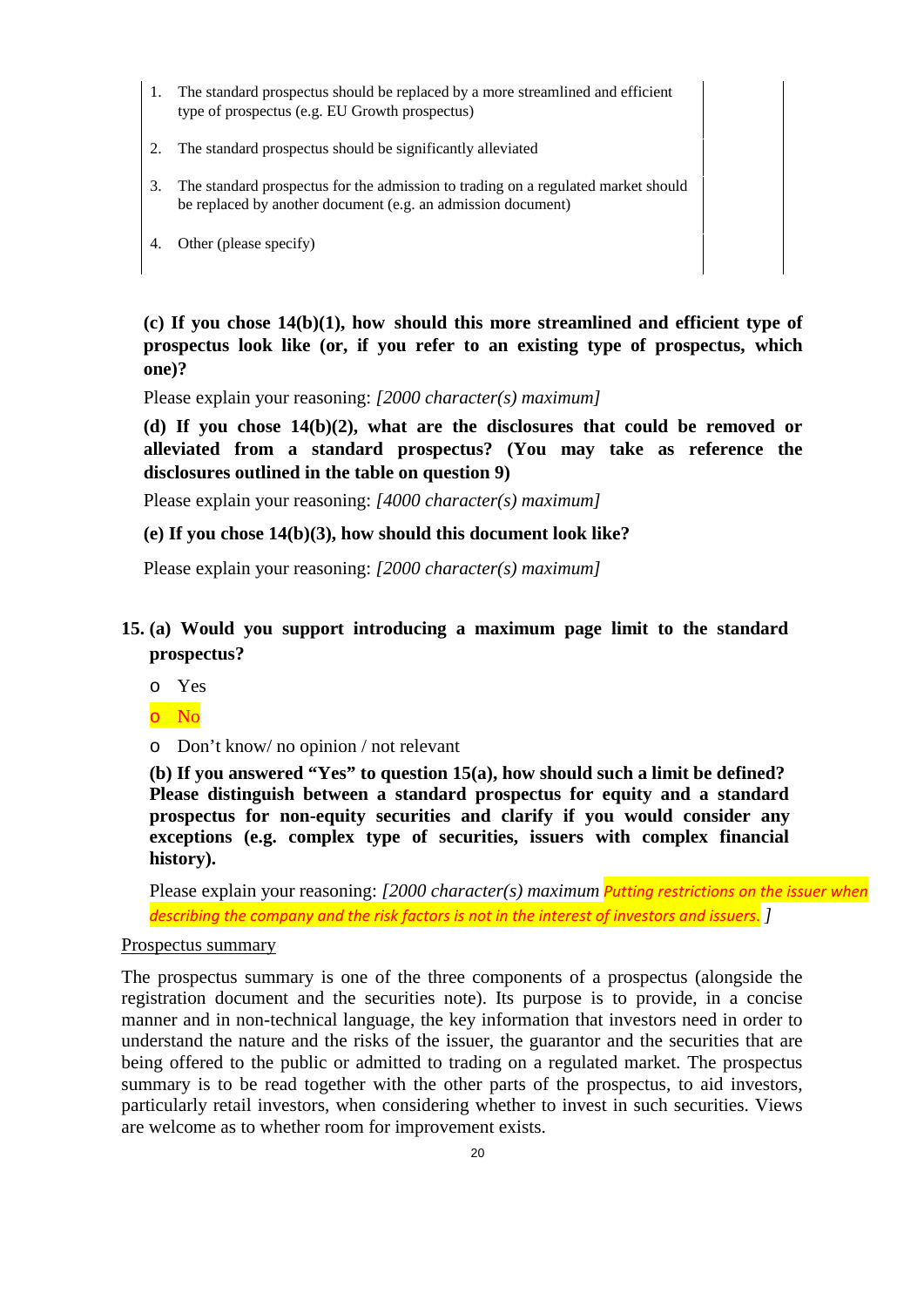| | | |
|---|---|---|
| 1. The standard prospectus should be replaced by a more streamlined and efficient type of prospectus (e.g. EU Growth prospectus) | | |
| 2. The standard prospectus should be significantly alleviated | | |
| 3. The standard prospectus for the admission to trading on a regulated market should be replaced by another document (e.g. an admission document) | | |
| 4. Other (please specify) | | |

**(c) If you chose 14(b)(1), how should this more streamlined and efficient type of prospectus look like (or, if you refer to an existing type of prospectus, which one)?**

Please explain your reasoning: *[2000 character(s) maximum]*

**(d) If you chose 14(b)(2), what are the disclosures that could be removed or alleviated from a standard prospectus? (You may take as reference the disclosures outlined in the table on question 9)**

Please explain your reasoning: *[4000 character(s) maximum]*

**(e) If you chose 14(b)(3), how should this document look like?**

Please explain your reasoning: *[2000 character(s) maximum]*

**15. (a) Would you support introducing a maximum page limit to the standard prospectus?**

- o Yes
- o No
- o Don't know/ no opinion / not relevant

**(b) If you answered "Yes" to question 15(a), how should such a limit be defined? Please distinguish between a standard prospectus for equity and a standard prospectus for non-equity securities and clarify if you would consider any exceptions (e.g. complex type of securities, issuers with complex financial history).**

Please explain your reasoning: *[2000 character(s) maximum* *Putting restrictions on the issuer when describing the company and the risk factors is not in the interest of investors and issuers.* *]*

Prospectus summary

The prospectus summary is one of the three components of a prospectus (alongside the registration document and the securities note). Its purpose is to provide, in a concise manner and in non-technical language, the key information that investors need in order to understand the nature and the risks of the issuer, the guarantor and the securities that are being offered to the public or admitted to trading on a regulated market. The prospectus summary is to be read together with the other parts of the prospectus, to aid investors, particularly retail investors, when considering whether to invest in such securities. Views are welcome as to whether room for improvement exists.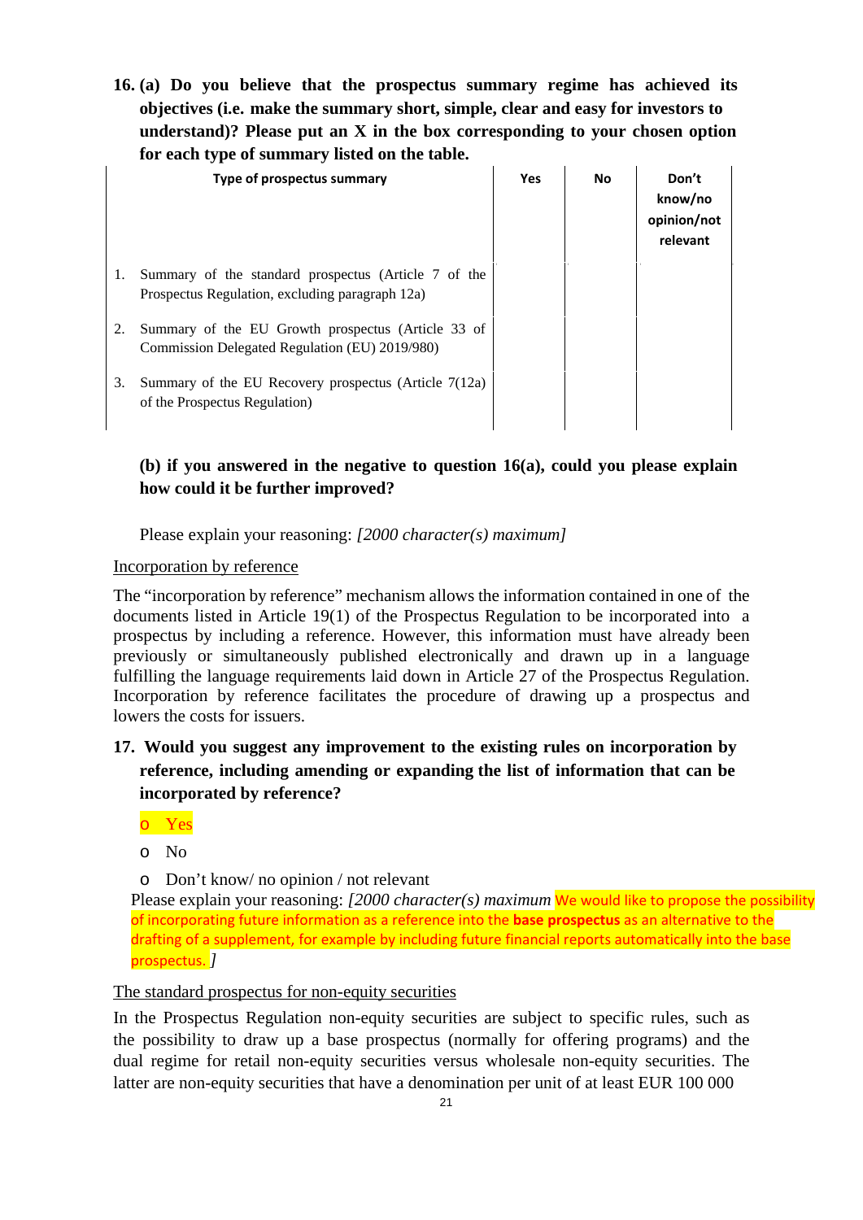**16. (a) Do you believe that the prospectus summary regime has achieved its objectives (i.e. make the summary short, simple, clear and easy for investors to understand)? Please put an X in the box corresponding to your chosen option for each type of summary listed on the table.**

| | Type of prospectus summary | Yes | No | Don't know/no opinion/not relevant |
|---|---|---|---|---|
| 1. | Summary of the standard prospectus (Article 7 of the Prospectus Regulation, excluding paragraph 12a) | | | |
| 2. | Summary of the EU Growth prospectus (Article 33 of Commission Delegated Regulation (EU) 2019/980) | | | |
| 3. | Summary of the EU Recovery prospectus (Article 7(12a) of the Prospectus Regulation) | | | |

**(b) if you answered in the negative to question 16(a), could you please explain how could it be further improved?**

Please explain your reasoning: *[2000 character(s) maximum]*

Incorporation by reference

The "incorporation by reference" mechanism allows the information contained in one of the documents listed in Article 19(1) of the Prospectus Regulation to be incorporated into a prospectus by including a reference. However, this information must have already been previously or simultaneously published electronically and drawn up in a language fulfilling the language requirements laid down in Article 27 of the Prospectus Regulation. Incorporation by reference facilitates the procedure of drawing up a prospectus and lowers the costs for issuers.

**17. Would you suggest any improvement to the existing rules on incorporation by reference, including amending or expanding the list of information that can be incorporated by reference?**

- o Yes
- o No
- o Don't know/ no opinion / not relevant

Please explain your reasoning: *[2000 character(s) maximum* We would like to propose the possibility of incorporating future information as a reference into the **base prospectus** as an alternative to the drafting of a supplement, for example by including future financial reports automatically into the base prospectus. *]*

The standard prospectus for non-equity securities

In the Prospectus Regulation non-equity securities are subject to specific rules, such as the possibility to draw up a base prospectus (normally for offering programs) and the dual regime for retail non-equity securities versus wholesale non-equity securities. The latter are non-equity securities that have a denomination per unit of at least EUR 100 000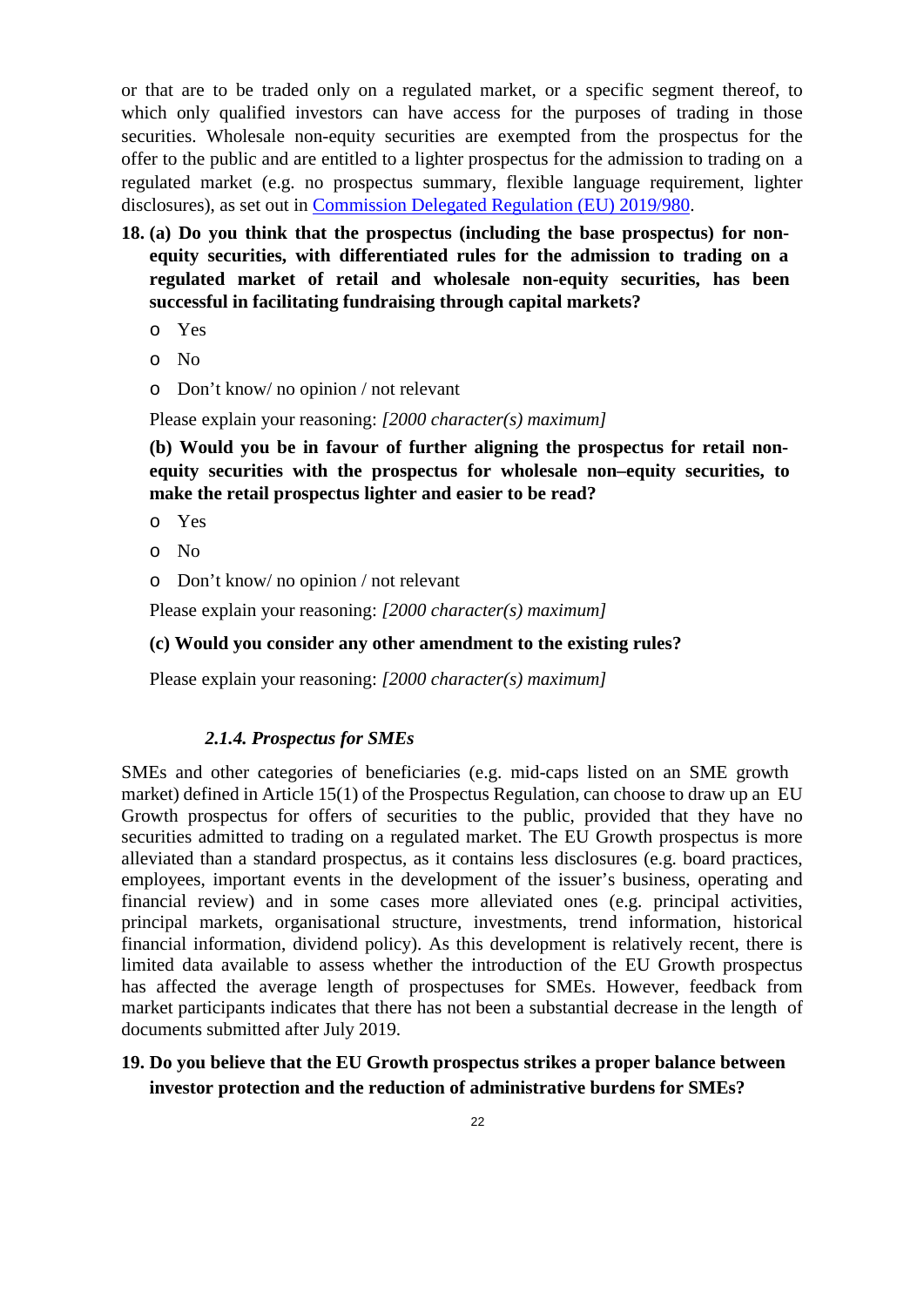or that are to be traded only on a regulated market, or a specific segment thereof, to which only qualified investors can have access for the purposes of trading in those securities. Wholesale non-equity securities are exempted from the prospectus for the offer to the public and are entitled to a lighter prospectus for the admission to trading on a regulated market (e.g. no prospectus summary, flexible language requirement, lighter disclosures), as set out in Commission Delegated Regulation (EU) 2019/980.

**18. (a) Do you think that the prospectus (including the base prospectus) for non-equity securities, with differentiated rules for the admission to trading on a regulated market of retail and wholesale non-equity securities, has been successful in facilitating fundraising through capital markets?**

- o Yes
- o No
- o Don't know/ no opinion / not relevant

Please explain your reasoning: *[2000 character(s) maximum]*

**(b) Would you be in favour of further aligning the prospectus for retail non-equity securities with the prospectus for wholesale non–equity securities, to make the retail prospectus lighter and easier to be read?**

- o Yes
- o No
- o Don't know/ no opinion / not relevant

Please explain your reasoning: *[2000 character(s) maximum]*

**(c) Would you consider any other amendment to the existing rules?**

Please explain your reasoning: *[2000 character(s) maximum]*

#### *2.1.4. Prospectus for SMEs*

SMEs and other categories of beneficiaries (e.g. mid-caps listed on an SME growth market) defined in Article 15(1) of the Prospectus Regulation, can choose to draw up an EU Growth prospectus for offers of securities to the public, provided that they have no securities admitted to trading on a regulated market. The EU Growth prospectus is more alleviated than a standard prospectus, as it contains less disclosures (e.g. board practices, employees, important events in the development of the issuer's business, operating and financial review) and in some cases more alleviated ones (e.g. principal activities, principal markets, organisational structure, investments, trend information, historical financial information, dividend policy). As this development is relatively recent, there is limited data available to assess whether the introduction of the EU Growth prospectus has affected the average length of prospectuses for SMEs. However, feedback from market participants indicates that there has not been a substantial decrease in the length of documents submitted after July 2019.

**19. Do you believe that the EU Growth prospectus strikes a proper balance between investor protection and the reduction of administrative burdens for SMEs?**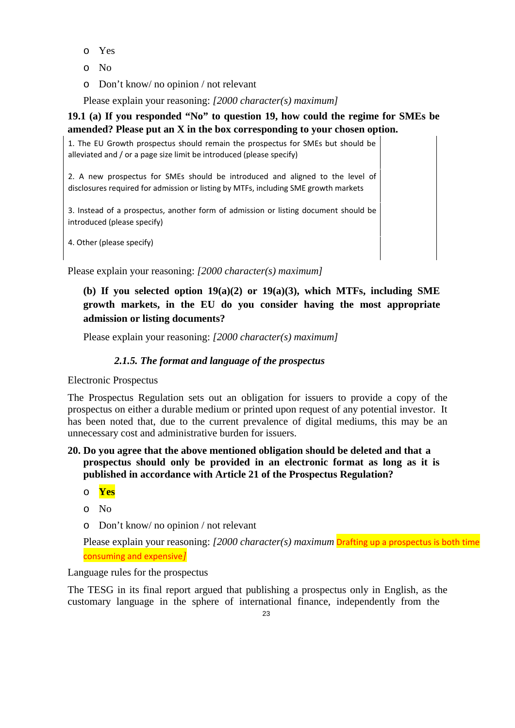- Yes
- No
- Don't know/ no opinion / not relevant

Please explain your reasoning: *[2000 character(s) maximum]*

**19.1 (a) If you responded "No" to question 19, how could the regime for SMEs be amended? Please put an X in the box corresponding to your chosen option.**

| | |
|---|---|
| 1. The EU Growth prospectus should remain the prospectus for SMEs but should be alleviated and / or a page size limit be introduced (please specify) | |
| 2. A new prospectus for SMEs should be introduced and aligned to the level of disclosures required for admission or listing by MTFs, including SME growth markets | |
| 3. Instead of a prospectus, another form of admission or listing document should be introduced (please specify) | |
| 4. Other (please specify) | |

Please explain your reasoning: *[2000 character(s) maximum]*

**(b) If you selected option 19(a)(2) or 19(a)(3), which MTFs, including SME growth markets, in the EU do you consider having the most appropriate admission or listing documents?**

Please explain your reasoning: *[2000 character(s) maximum]*

#### *2.1.5. The format and language of the prospectus*

Electronic Prospectus

The Prospectus Regulation sets out an obligation for issuers to provide a copy of the prospectus on either a durable medium or printed upon request of any potential investor. It has been noted that, due to the current prevalence of digital mediums, this may be an unnecessary cost and administrative burden for issuers.

**20. Do you agree that the above mentioned obligation should be deleted and that a prospectus should only be provided in an electronic format as long as it is published in accordance with Article 21 of the Prospectus Regulation?**

- **Yes**
- No
- Don't know/ no opinion / not relevant

Please explain your reasoning: *[2000 character(s) maximum* Drafting up a prospectus is both time consuming and expensive*]*

Language rules for the prospectus

The TESG in its final report argued that publishing a prospectus only in English, as the customary language in the sphere of international finance, independently from the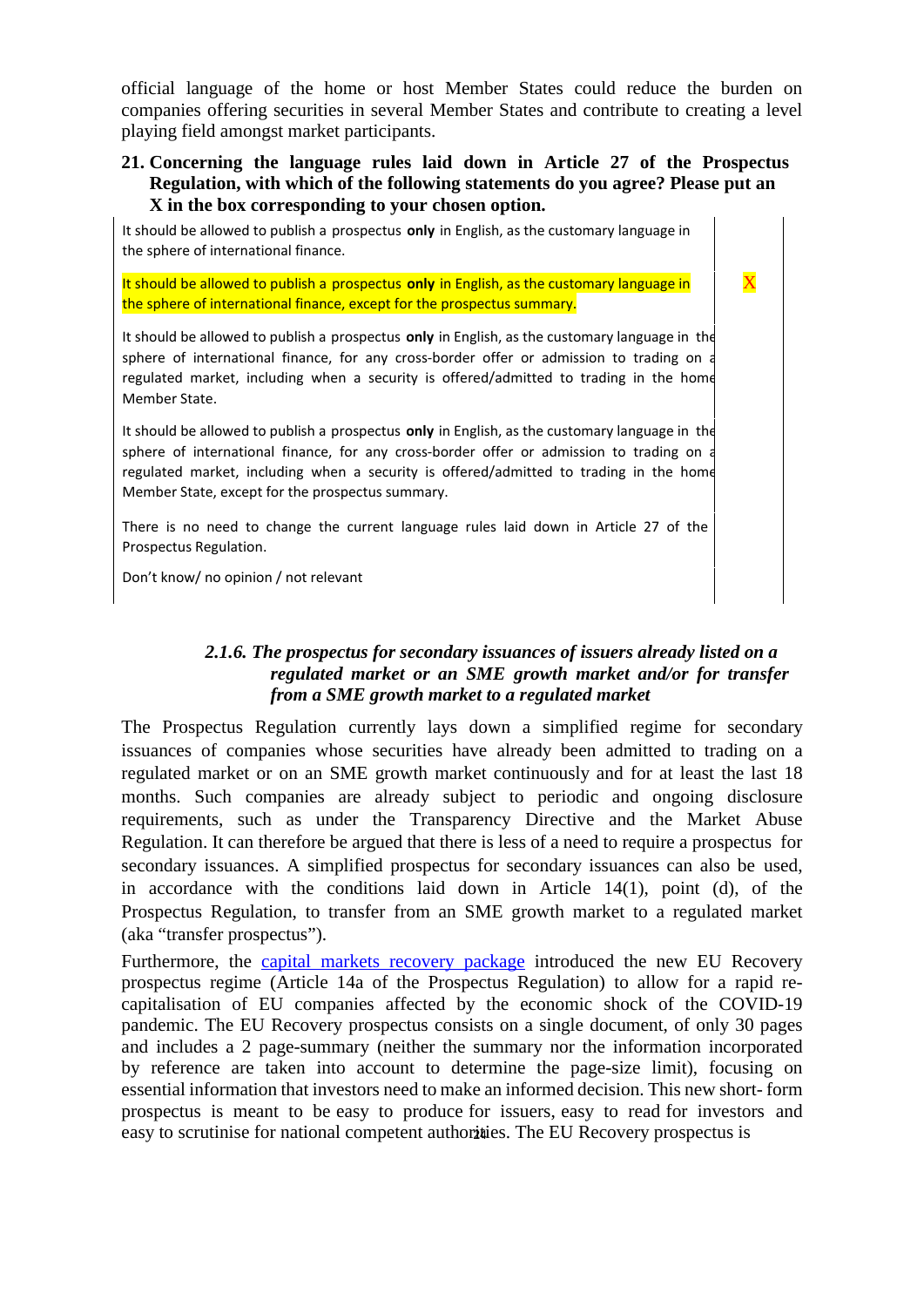official language of the home or host Member States could reduce the burden on companies offering securities in several Member States and contribute to creating a level playing field amongst market participants.

**21. Concerning the language rules laid down in Article 27 of the Prospectus Regulation, with which of the following statements do you agree? Please put an X in the box corresponding to your chosen option.**

| | |
|---|---|
| It should be allowed to publish a prospectus **only** in English, as the customary language in the sphere of international finance. | |
| It should be allowed to publish a prospectus **only** in English, as the customary language in the sphere of international finance, except for the prospectus summary. | X |
| It should be allowed to publish a prospectus **only** in English, as the customary language in the sphere of international finance, for any cross-border offer or admission to trading on a regulated market, including when a security is offered/admitted to trading in the home Member State. | |
| It should be allowed to publish a prospectus **only** in English, as the customary language in the sphere of international finance, for any cross-border offer or admission to trading on a regulated market, including when a security is offered/admitted to trading in the home Member State, except for the prospectus summary. | |
| There is no need to change the current language rules laid down in Article 27 of the Prospectus Regulation. | |
| Don't know/ no opinion / not relevant | |

### *2.1.6. The prospectus for secondary issuances of issuers already listed on a regulated market or an SME growth market and/or for transfer from a SME growth market to a regulated market*

The Prospectus Regulation currently lays down a simplified regime for secondary issuances of companies whose securities have already been admitted to trading on a regulated market or on an SME growth market continuously and for at least the last 18 months. Such companies are already subject to periodic and ongoing disclosure requirements, such as under the Transparency Directive and the Market Abuse Regulation. It can therefore be argued that there is less of a need to require a prospectus for secondary issuances. A simplified prospectus for secondary issuances can also be used, in accordance with the conditions laid down in Article 14(1), point (d), of the Prospectus Regulation, to transfer from an SME growth market to a regulated market (aka "transfer prospectus").

Furthermore, the capital markets recovery package introduced the new EU Recovery prospectus regime (Article 14a of the Prospectus Regulation) to allow for a rapid re-capitalisation of EU companies affected by the economic shock of the COVID-19 pandemic. The EU Recovery prospectus consists on a single document, of only 30 pages and includes a 2 page-summary (neither the summary nor the information incorporated by reference are taken into account to determine the page-size limit), focusing on essential information that investors need to make an informed decision. This new short- form prospectus is meant to be easy to produce for issuers, easy to read for investors and easy to scrutinise for national competent authorities. The EU Recovery prospectus is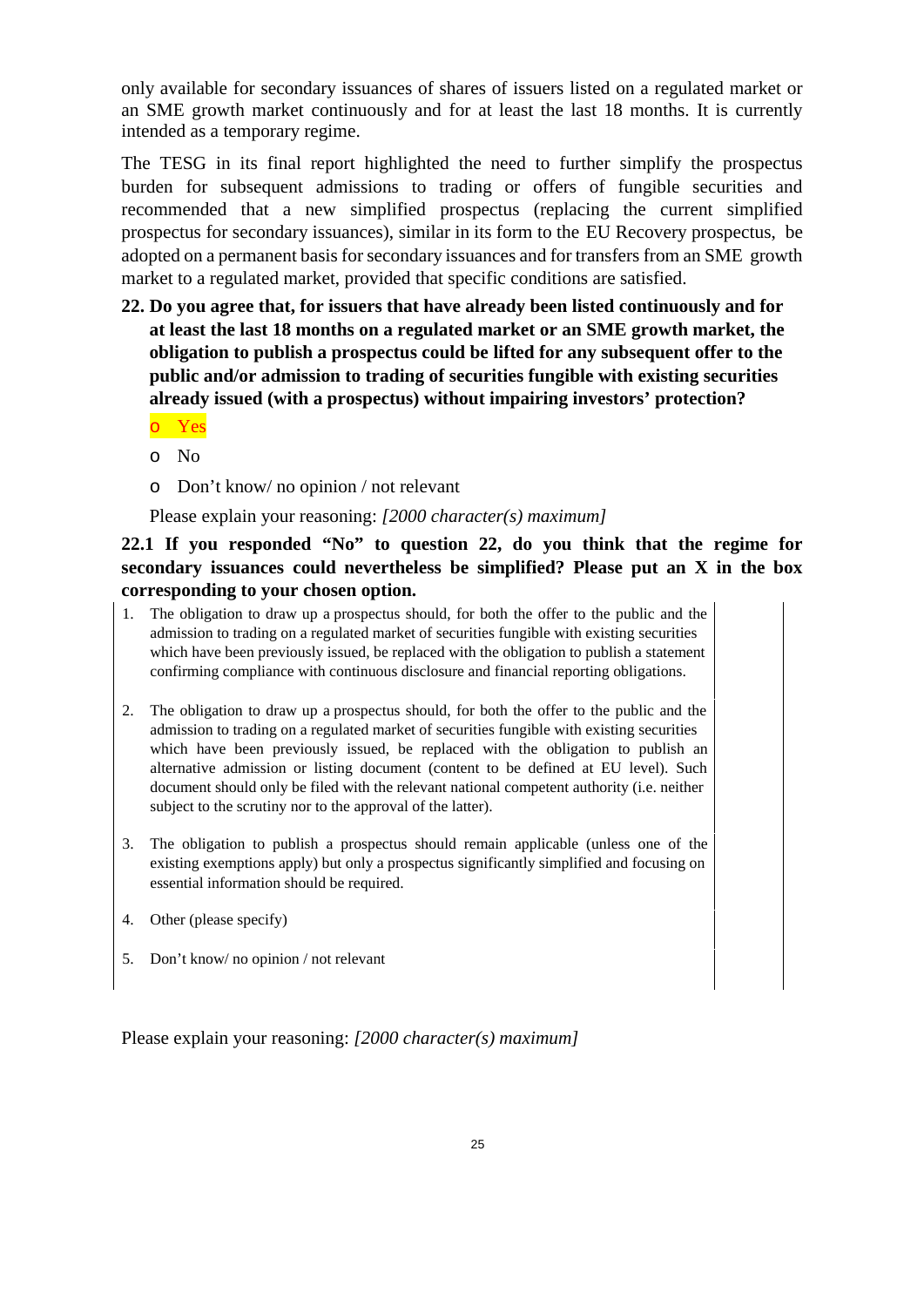only available for secondary issuances of shares of issuers listed on a regulated market or an SME growth market continuously and for at least the last 18 months. It is currently intended as a temporary regime.

The TESG in its final report highlighted the need to further simplify the prospectus burden for subsequent admissions to trading or offers of fungible securities and recommended that a new simplified prospectus (replacing the current simplified prospectus for secondary issuances), similar in its form to the EU Recovery prospectus, be adopted on a permanent basis for secondary issuances and for transfers from an SME growth market to a regulated market, provided that specific conditions are satisfied.

**22. Do you agree that, for issuers that have already been listed continuously and for at least the last 18 months on a regulated market or an SME growth market, the obligation to publish a prospectus could be lifted for any subsequent offer to the public and/or admission to trading of securities fungible with existing securities already issued (with a prospectus) without impairing investors' protection?**

- o Yes
- o No
- o Don't know/ no opinion / not relevant

Please explain your reasoning: *[2000 character(s) maximum]*

**22.1 If you responded "No" to question 22, do you think that the regime for secondary issuances could nevertheless be simplified? Please put an X in the box corresponding to your chosen option.**

| Option | |
|---|---|
| 1. The obligation to draw up a prospectus should, for both the offer to the public and the admission to trading on a regulated market of securities fungible with existing securities which have been previously issued, be replaced with the obligation to publish a statement confirming compliance with continuous disclosure and financial reporting obligations. | |
| 2. The obligation to draw up a prospectus should, for both the offer to the public and the admission to trading on a regulated market of securities fungible with existing securities which have been previously issued, be replaced with the obligation to publish an alternative admission or listing document (content to be defined at EU level). Such document should only be filed with the relevant national competent authority (i.e. neither subject to the scrutiny nor to the approval of the latter). | |
| 3. The obligation to publish a prospectus should remain applicable (unless one of the existing exemptions apply) but only a prospectus significantly simplified and focusing on essential information should be required. | |
| 4. Other (please specify) | |
| 5. Don't know/ no opinion / not relevant | |

Please explain your reasoning: *[2000 character(s) maximum]*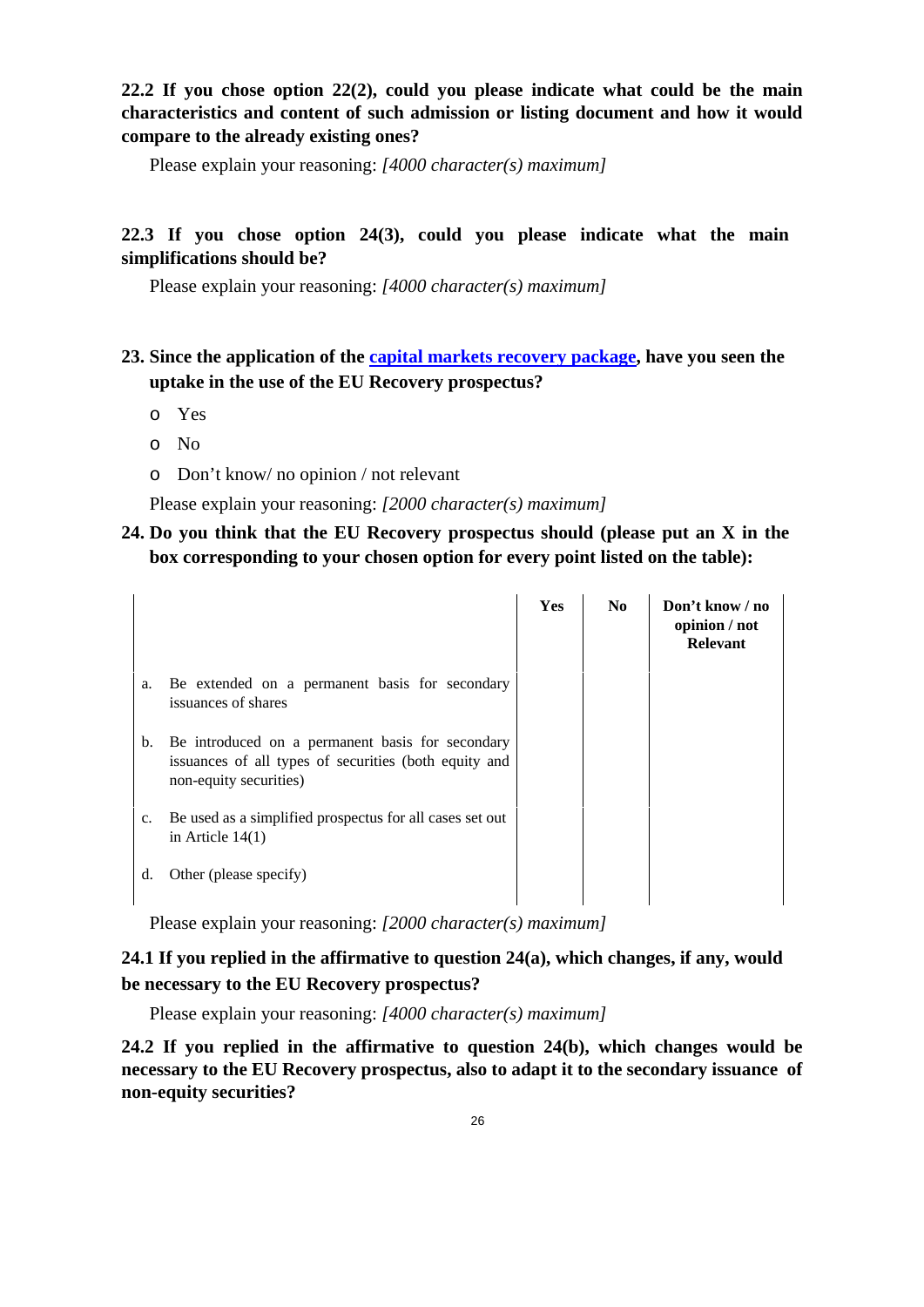**22.2 If you chose option 22(2), could you please indicate what could be the main characteristics and content of such admission or listing document and how it would compare to the already existing ones?**

Please explain your reasoning: *[4000 character(s) maximum]*

**22.3 If you chose option 24(3), could you please indicate what the main simplifications should be?**

Please explain your reasoning: *[4000 character(s) maximum]*

**23. Since the application of the [capital markets recovery package](), have you seen the uptake in the use of the EU Recovery prospectus?**

- o Yes
- o No
- o Don't know/ no opinion / not relevant

Please explain your reasoning: *[2000 character(s) maximum]*

**24. Do you think that the EU Recovery prospectus should (please put an X in the box corresponding to your chosen option for every point listed on the table):**

| | Yes | No | Don't know / no opinion / not Relevant |
|---|---|---|---|
| a. Be extended on a permanent basis for secondary issuances of shares | | | |
| b. Be introduced on a permanent basis for secondary issuances of all types of securities (both equity and non-equity securities) | | | |
| c. Be used as a simplified prospectus for all cases set out in Article 14(1) | | | |
| d. Other (please specify) | | | |

Please explain your reasoning: *[2000 character(s) maximum]*

**24.1 If you replied in the affirmative to question 24(a), which changes, if any, would be necessary to the EU Recovery prospectus?**

Please explain your reasoning: *[4000 character(s) maximum]*

**24.2 If you replied in the affirmative to question 24(b), which changes would be necessary to the EU Recovery prospectus, also to adapt it to the secondary issuance of non-equity securities?**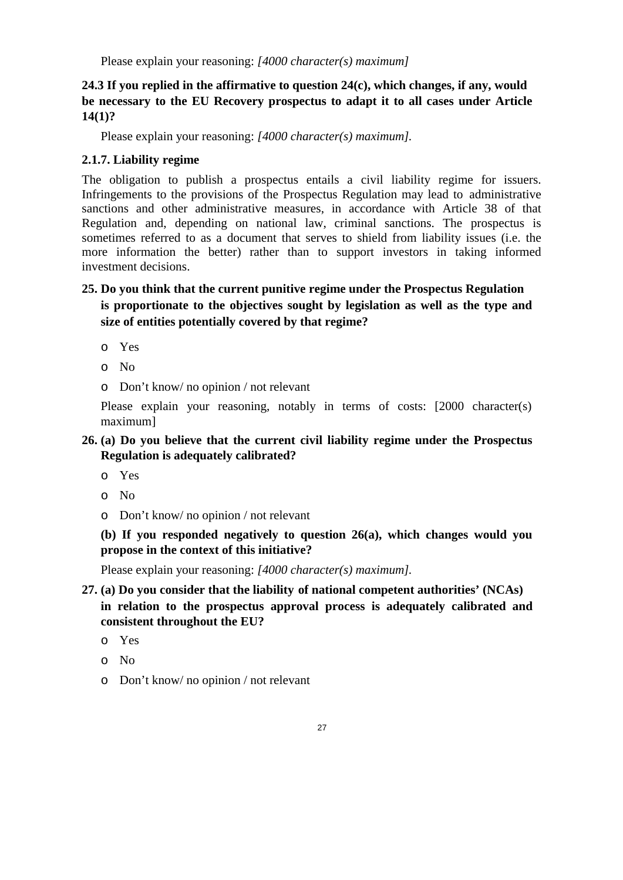Please explain your reasoning: *[4000 character(s) maximum]*

**24.3 If you replied in the affirmative to question 24(c), which changes, if any, would be necessary to the EU Recovery prospectus to adapt it to all cases under Article 14(1)?**

Please explain your reasoning: *[4000 character(s) maximum]*.

### 2.1.7. Liability regime

The obligation to publish a prospectus entails a civil liability regime for issuers. Infringements to the provisions of the Prospectus Regulation may lead to administrative sanctions and other administrative measures, in accordance with Article 38 of that Regulation and, depending on national law, criminal sanctions. The prospectus is sometimes referred to as a document that serves to shield from liability issues (i.e. the more information the better) rather than to support investors in taking informed investment decisions.

**25. Do you think that the current punitive regime under the Prospectus Regulation is proportionate to the objectives sought by legislation as well as the type and size of entities potentially covered by that regime?**

- o Yes
- o No
- o Don't know/ no opinion / not relevant

Please explain your reasoning, notably in terms of costs: [2000 character(s) maximum]

**26. (a) Do you believe that the current civil liability regime under the Prospectus Regulation is adequately calibrated?**

- o Yes
- o No
- o Don't know/ no opinion / not relevant

**(b) If you responded negatively to question 26(a), which changes would you propose in the context of this initiative?**

Please explain your reasoning: *[4000 character(s) maximum]*.

**27. (a) Do you consider that the liability of national competent authorities' (NCAs) in relation to the prospectus approval process is adequately calibrated and consistent throughout the EU?**

- o Yes
- o No
- o Don't know/ no opinion / not relevant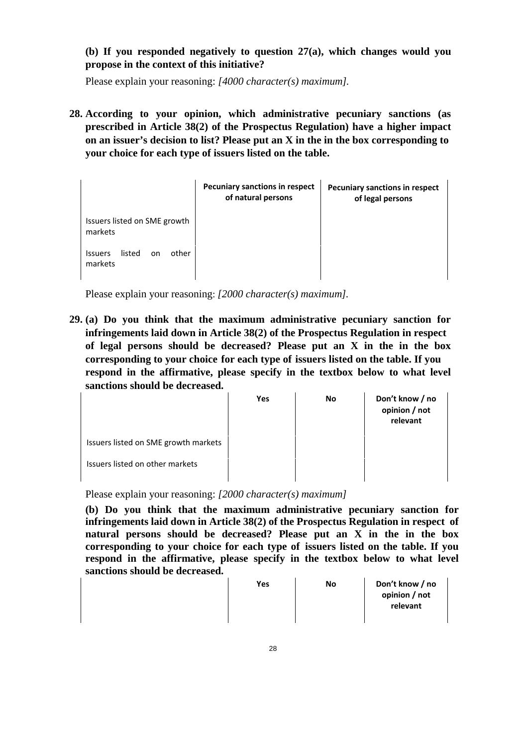**(b) If you responded negatively to question 27(a), which changes would you propose in the context of this initiative?**

Please explain your reasoning: *[4000 character(s) maximum]*.

**28. According to your opinion, which administrative pecuniary sanctions (as prescribed in Article 38(2) of the Prospectus Regulation) have a higher impact on an issuer's decision to list? Please put an X in the in the box corresponding to your choice for each type of issuers listed on the table.**

| | **Pecuniary sanctions in respect of natural persons** | **Pecuniary sanctions in respect of legal persons** |
|---|---|---|
| Issuers listed on SME growth markets | | |
| Issuers listed on other markets | | |

Please explain your reasoning: *[2000 character(s) maximum]*.

**29. (a) Do you think that the maximum administrative pecuniary sanction for infringements laid down in Article 38(2) of the Prospectus Regulation in respect of legal persons should be decreased? Please put an X in the in the box corresponding to your choice for each type of issuers listed on the table. If you respond in the affirmative, please specify in the textbox below to what level sanctions should be decreased.**

| | **Yes** | **No** | **Don't know / no opinion / not relevant** |
|---|---|---|---|
| Issuers listed on SME growth markets | | | |
| Issuers listed on other markets | | | |

Please explain your reasoning: *[2000 character(s) maximum]*

**(b) Do you think that the maximum administrative pecuniary sanction for infringements laid down in Article 38(2) of the Prospectus Regulation in respect of natural persons should be decreased? Please put an X in the in the box corresponding to your choice for each type of issuers listed on the table. If you respond in the affirmative, please specify in the textbox below to what level sanctions should be decreased.**

| | **Yes** | **No** | **Don't know / no opinion / not relevant** |
|---|---|---|---|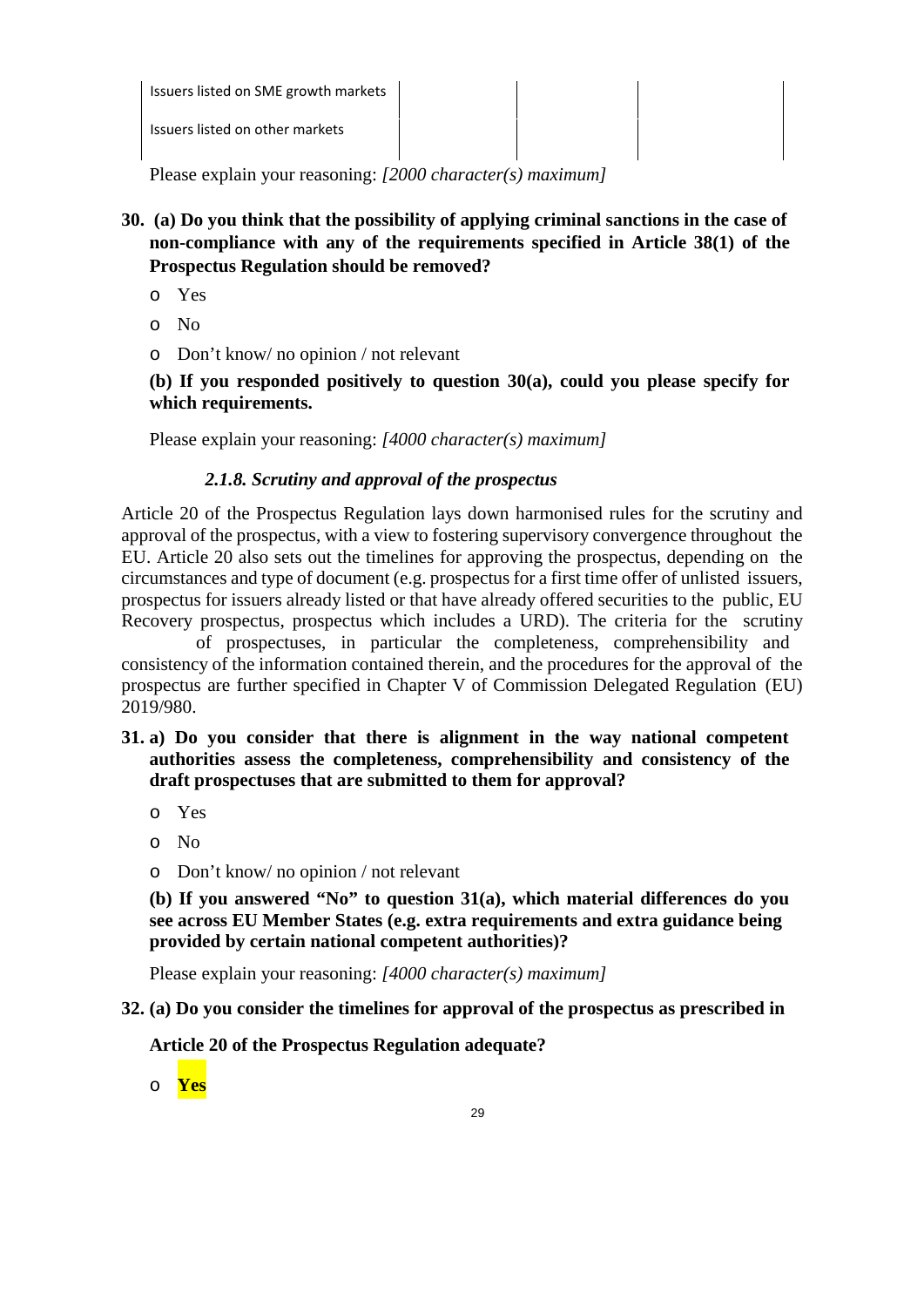| Issuers listed on SME growth markets | | | | |
| --- | --- | --- | --- | --- |
| Issuers listed on other markets | | | | |

Please explain your reasoning: *[2000 character(s) maximum]*

**30. (a) Do you think that the possibility of applying criminal sanctions in the case of non-compliance with any of the requirements specified in Article 38(1) of the Prospectus Regulation should be removed?**

- o Yes
- o No
- o Don't know/ no opinion / not relevant

**(b) If you responded positively to question 30(a), could you please specify for which requirements.**

Please explain your reasoning: *[4000 character(s) maximum]*

### *2.1.8. Scrutiny and approval of the prospectus*

Article 20 of the Prospectus Regulation lays down harmonised rules for the scrutiny and approval of the prospectus, with a view to fostering supervisory convergence throughout the EU. Article 20 also sets out the timelines for approving the prospectus, depending on the circumstances and type of document (e.g. prospectus for a first time offer of unlisted issuers, prospectus for issuers already listed or that have already offered securities to the public, EU Recovery prospectus, prospectus which includes a URD). The criteria for the scrutiny of prospectuses, in particular the completeness, comprehensibility and consistency of the information contained therein, and the procedures for the approval of the prospectus are further specified in Chapter V of Commission Delegated Regulation (EU) 2019/980.

**31. a) Do you consider that there is alignment in the way national competent authorities assess the completeness, comprehensibility and consistency of the draft prospectuses that are submitted to them for approval?**

- o Yes
- o No
- o Don't know/ no opinion / not relevant

**(b) If you answered "No" to question 31(a), which material differences do you see across EU Member States (e.g. extra requirements and extra guidance being provided by certain national competent authorities)?**

Please explain your reasoning: *[4000 character(s) maximum]*

**32. (a) Do you consider the timelines for approval of the prospectus as prescribed in Article 20 of the Prospectus Regulation adequate?**

- o **Yes**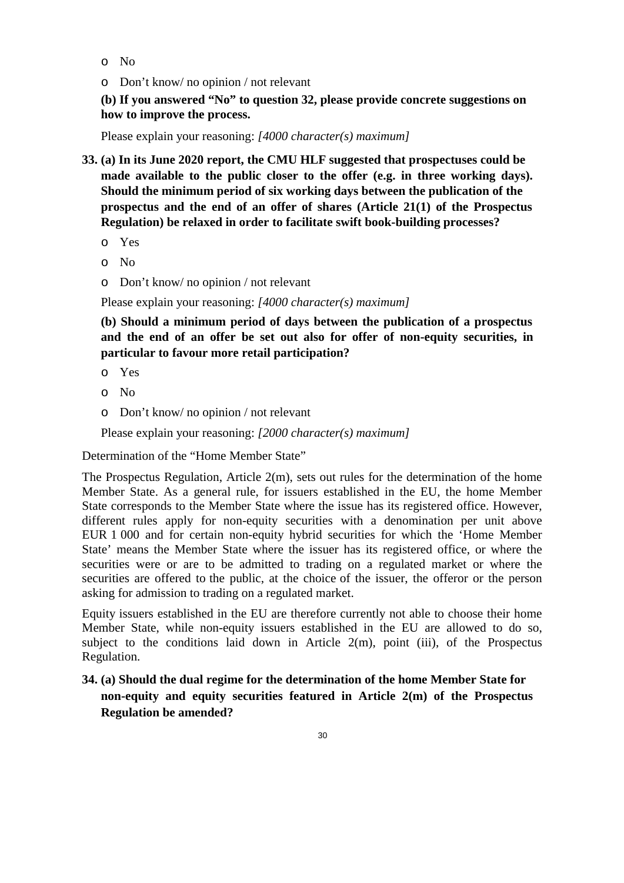- o No
- o Don't know/ no opinion / not relevant

**(b) If you answered "No" to question 32, please provide concrete suggestions on how to improve the process.**

Please explain your reasoning: *[4000 character(s) maximum]*

**33. (a) In its June 2020 report, the CMU HLF suggested that prospectuses could be made available to the public closer to the offer (e.g. in three working days). Should the minimum period of six working days between the publication of the prospectus and the end of an offer of shares (Article 21(1) of the Prospectus Regulation) be relaxed in order to facilitate swift book-building processes?**

- o Yes
- o No
- o Don't know/ no opinion / not relevant

Please explain your reasoning: *[4000 character(s) maximum]*

**(b) Should a minimum period of days between the publication of a prospectus and the end of an offer be set out also for offer of non-equity securities, in particular to favour more retail participation?**

- o Yes
- o No
- o Don't know/ no opinion / not relevant

Please explain your reasoning: *[2000 character(s) maximum]*

Determination of the "Home Member State"

The Prospectus Regulation, Article 2(m), sets out rules for the determination of the home Member State. As a general rule, for issuers established in the EU, the home Member State corresponds to the Member State where the issue has its registered office. However, different rules apply for non-equity securities with a denomination per unit above EUR 1 000 and for certain non-equity hybrid securities for which the 'Home Member State' means the Member State where the issuer has its registered office, or where the securities were or are to be admitted to trading on a regulated market or where the securities are offered to the public, at the choice of the issuer, the offeror or the person asking for admission to trading on a regulated market.

Equity issuers established in the EU are therefore currently not able to choose their home Member State, while non-equity issuers established in the EU are allowed to do so, subject to the conditions laid down in Article 2(m), point (iii), of the Prospectus Regulation.

**34. (a) Should the dual regime for the determination of the home Member State for non-equity and equity securities featured in Article 2(m) of the Prospectus Regulation be amended?**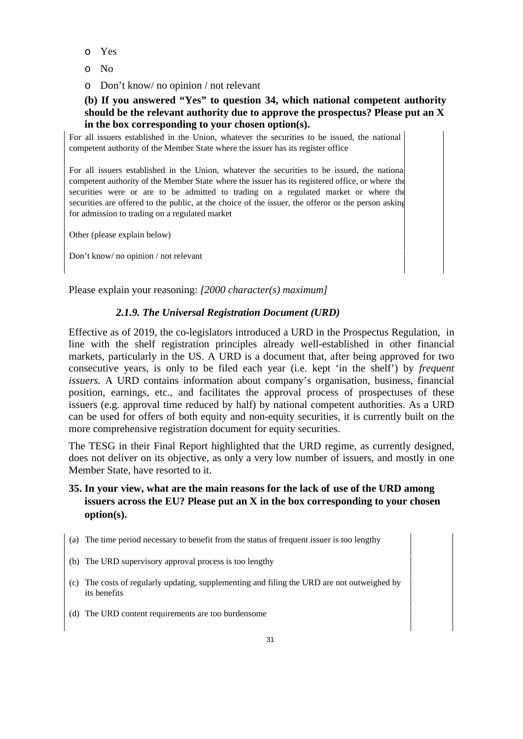- Yes
- No
- Don't know/ no opinion / not relevant

**(b) If you answered "Yes" to question 34, which national competent authority should be the relevant authority due to approve the prospectus? Please put an X in the box corresponding to your chosen option(s).**

| | |
|---|---|
| For all issuers established in the Union, whatever the securities to be issued, the national competent authority of the Member State where the issuer has its register office | |
| For all issuers established in the Union, whatever the securities to be issued, the national competent authority of the Member State where the issuer has its registered office, or where the securities were or are to be admitted to trading on a regulated market or where the securities are offered to the public, at the choice of the issuer, the offeror or the person asking for admission to trading on a regulated market | |
| Other (please explain below) | |
| Don't know/ no opinion / not relevant | |

Please explain your reasoning: *[2000 character(s) maximum]*

### *2.1.9. The Universal Registration Document (URD)*

Effective as of 2019, the co-legislators introduced a URD in the Prospectus Regulation, in line with the shelf registration principles already well-established in other financial markets, particularly in the US. A URD is a document that, after being approved for two consecutive years, is only to be filed each year (i.e. kept 'in the shelf') by *frequent issuers.* A URD contains information about company's organisation, business, financial position, earnings, etc., and facilitates the approval process of prospectuses of these issuers (e.g. approval time reduced by half) by national competent authorities. As a URD can be used for offers of both equity and non-equity securities, it is currently built on the more comprehensive registration document for equity securities.

The TESG in their Final Report highlighted that the URD regime, as currently designed, does not deliver on its objective, as only a very low number of issuers, and mostly in one Member State, have resorted to it.

**35. In your view, what are the main reasons for the lack of use of the URD among issuers across the EU? Please put an X in the box corresponding to your chosen option(s).**

| | |
|---|---|
| (a) The time period necessary to benefit from the status of frequent issuer is too lengthy | |
| (b) The URD supervisory approval process is too lengthy | |
| (c) The costs of regularly updating, supplementing and filing the URD are not outweighed by its benefits | |
| (d) The URD content requirements are too burdensome | |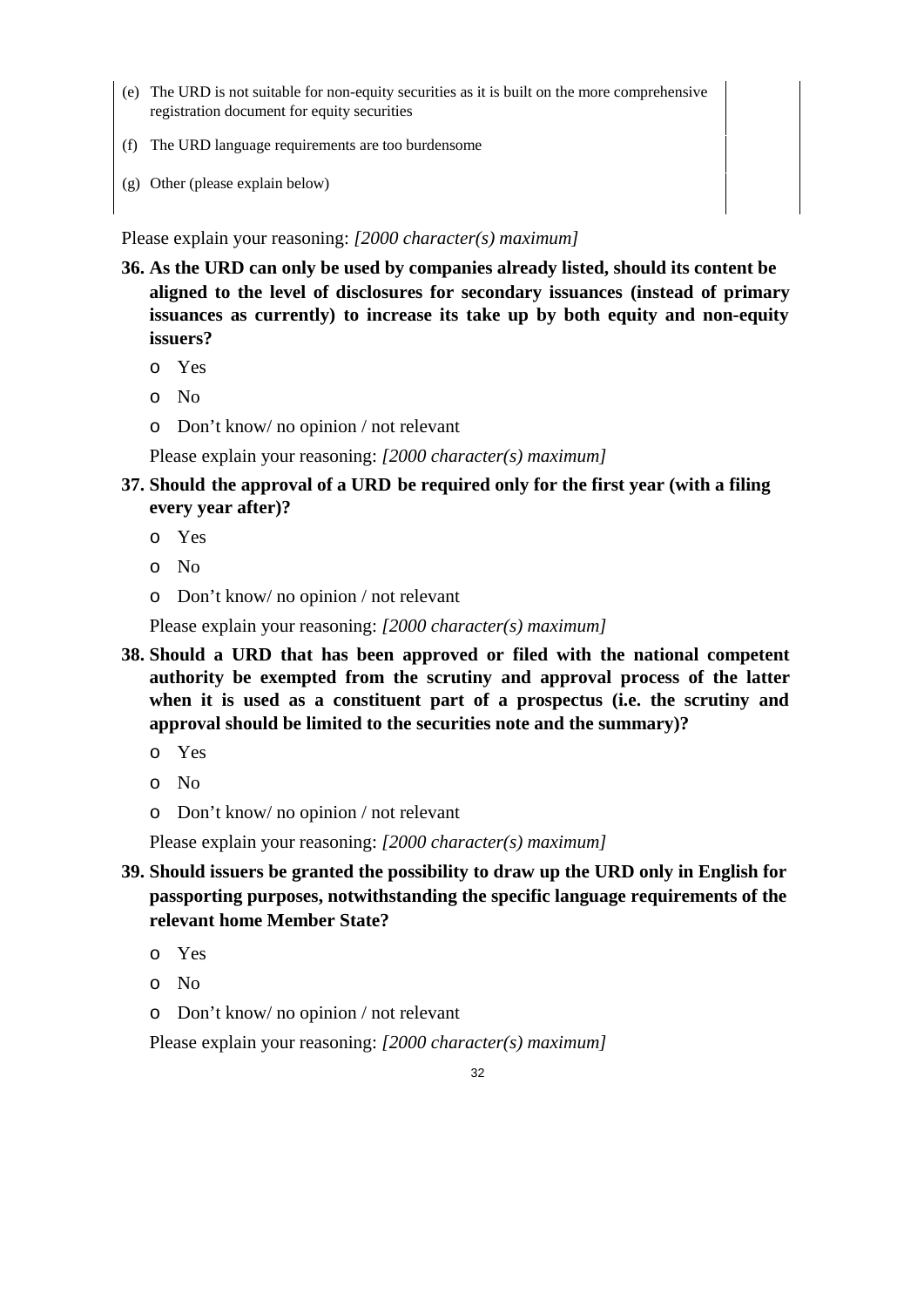| | |
|---|---|
| (e) The URD is not suitable for non-equity securities as it is built on the more comprehensive registration document for equity securities | |
| (f) The URD language requirements are too burdensome | |
| (g) Other (please explain below) | |

Please explain your reasoning: *[2000 character(s) maximum]*

**36. As the URD can only be used by companies already listed, should its content be aligned to the level of disclosures for secondary issuances (instead of primary issuances as currently) to increase its take up by both equity and non-equity issuers?**

- o Yes
- o No
- o Don't know/ no opinion / not relevant

Please explain your reasoning: *[2000 character(s) maximum]*

**37. Should the approval of a URD be required only for the first year (with a filing every year after)?**

- o Yes
- o No
- o Don't know/ no opinion / not relevant

Please explain your reasoning: *[2000 character(s) maximum]*

**38. Should a URD that has been approved or filed with the national competent authority be exempted from the scrutiny and approval process of the latter when it is used as a constituent part of a prospectus (i.e. the scrutiny and approval should be limited to the securities note and the summary)?**

- o Yes
- o No
- o Don't know/ no opinion / not relevant

Please explain your reasoning: *[2000 character(s) maximum]*

**39. Should issuers be granted the possibility to draw up the URD only in English for passporting purposes, notwithstanding the specific language requirements of the relevant home Member State?**

- o Yes
- o No
- o Don't know/ no opinion / not relevant

Please explain your reasoning: *[2000 character(s) maximum]*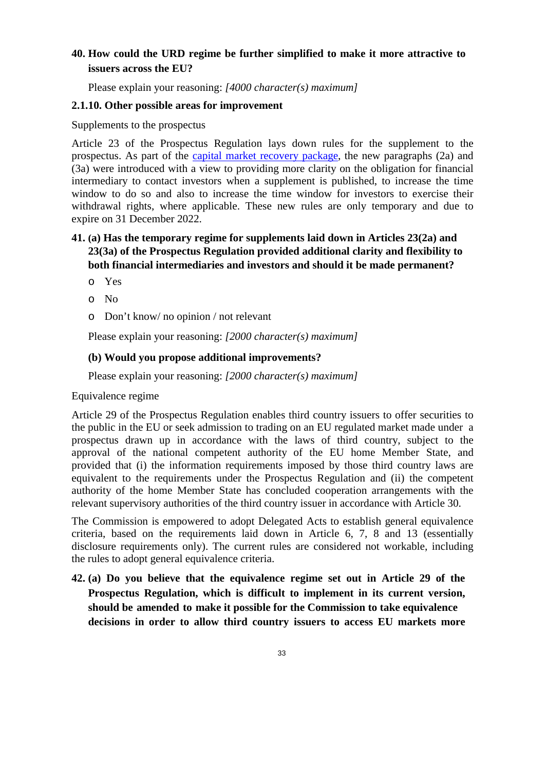**40. How could the URD regime be further simplified to make it more attractive to issuers across the EU?**

Please explain your reasoning: *[4000 character(s) maximum]*

**2.1.10. Other possible areas for improvement**

Supplements to the prospectus

Article 23 of the Prospectus Regulation lays down rules for the supplement to the prospectus. As part of the capital market recovery package, the new paragraphs (2a) and (3a) were introduced with a view to providing more clarity on the obligation for financial intermediary to contact investors when a supplement is published, to increase the time window to do so and also to increase the time window for investors to exercise their withdrawal rights, where applicable. These new rules are only temporary and due to expire on 31 December 2022.

**41. (a) Has the temporary regime for supplements laid down in Articles 23(2a) and 23(3a) of the Prospectus Regulation provided additional clarity and flexibility to both financial intermediaries and investors and should it be made permanent?**

- o Yes
- o No
- o Don't know/ no opinion / not relevant

Please explain your reasoning: *[2000 character(s) maximum]*

**(b) Would you propose additional improvements?**

Please explain your reasoning: *[2000 character(s) maximum]*

Equivalence regime

Article 29 of the Prospectus Regulation enables third country issuers to offer securities to the public in the EU or seek admission to trading on an EU regulated market made under a prospectus drawn up in accordance with the laws of third country, subject to the approval of the national competent authority of the EU home Member State, and provided that (i) the information requirements imposed by those third country laws are equivalent to the requirements under the Prospectus Regulation and (ii) the competent authority of the home Member State has concluded cooperation arrangements with the relevant supervisory authorities of the third country issuer in accordance with Article 30.

The Commission is empowered to adopt Delegated Acts to establish general equivalence criteria, based on the requirements laid down in Article 6, 7, 8 and 13 (essentially disclosure requirements only). The current rules are considered not workable, including the rules to adopt general equivalence criteria.

**42. (a) Do you believe that the equivalence regime set out in Article 29 of the Prospectus Regulation, which is difficult to implement in its current version, should be amended to make it possible for the Commission to take equivalence decisions in order to allow third country issuers to access EU markets more**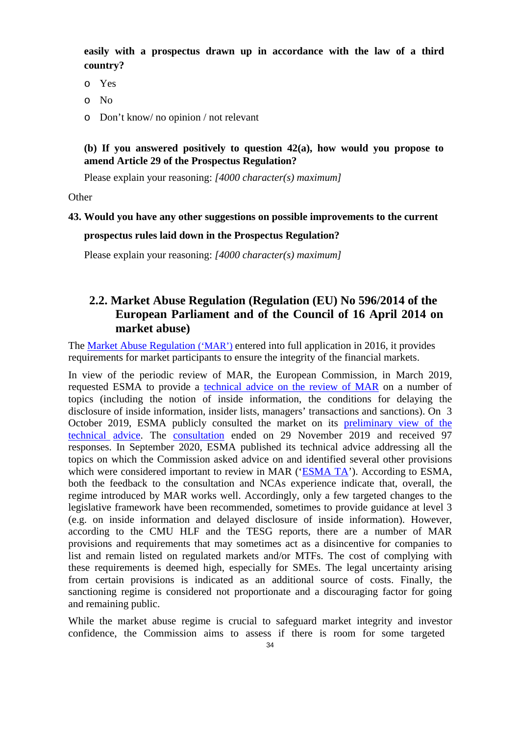**easily with a prospectus drawn up in accordance with the law of a third country?**

- o Yes
- o No
- o Don't know/ no opinion / not relevant

**(b) If you answered positively to question 42(a), how would you propose to amend Article 29 of the Prospectus Regulation?**

Please explain your reasoning: *[4000 character(s) maximum]*

Other

**43. Would you have any other suggestions on possible improvements to the current prospectus rules laid down in the Prospectus Regulation?**

Please explain your reasoning: *[4000 character(s) maximum]*

## 2.2. Market Abuse Regulation (Regulation (EU) No 596/2014 of the European Parliament and of the Council of 16 April 2014 on market abuse)

The Market Abuse Regulation ('MAR') entered into full application in 2016, it provides requirements for market participants to ensure the integrity of the financial markets.

In view of the periodic review of MAR, the European Commission, in March 2019, requested ESMA to provide a technical advice on the review of MAR on a number of topics (including the notion of inside information, the conditions for delaying the disclosure of inside information, insider lists, managers' transactions and sanctions). On 3 October 2019, ESMA publicly consulted the market on its preliminary view of the technical advice. The consultation ended on 29 November 2019 and received 97 responses. In September 2020, ESMA published its technical advice addressing all the topics on which the Commission asked advice on and identified several other provisions which were considered important to review in MAR ('ESMA TA'). According to ESMA, both the feedback to the consultation and NCAs experience indicate that, overall, the regime introduced by MAR works well. Accordingly, only a few targeted changes to the legislative framework have been recommended, sometimes to provide guidance at level 3 (e.g. on inside information and delayed disclosure of inside information). However, according to the CMU HLF and the TESG reports, there are a number of MAR provisions and requirements that may sometimes act as a disincentive for companies to list and remain listed on regulated markets and/or MTFs. The cost of complying with these requirements is deemed high, especially for SMEs. The legal uncertainty arising from certain provisions is indicated as an additional source of costs. Finally, the sanctioning regime is considered not proportionate and a discouraging factor for going and remaining public.

While the market abuse regime is crucial to safeguard market integrity and investor confidence, the Commission aims to assess if there is room for some targeted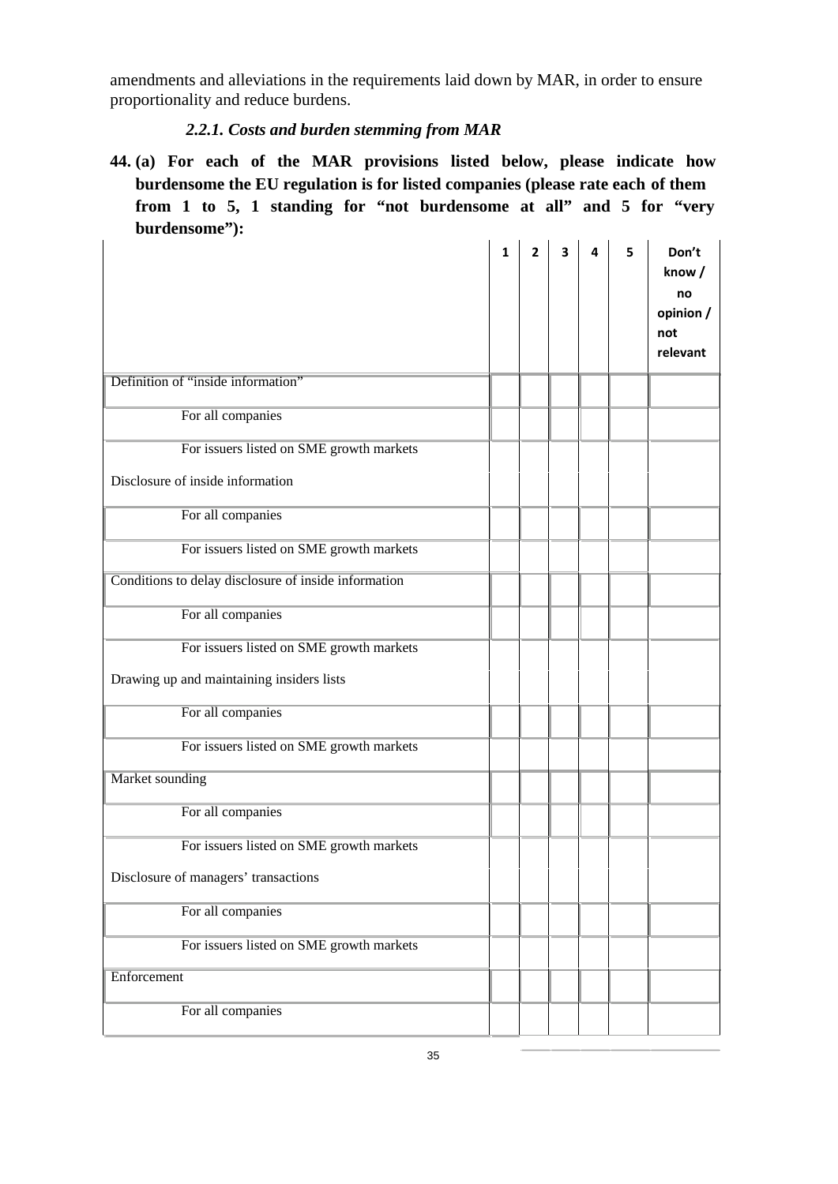amendments and alleviations in the requirements laid down by MAR, in order to ensure proportionality and reduce burdens.

### *2.2.1. Costs and burden stemming from MAR*

**44. (a) For each of the MAR provisions listed below, please indicate how burdensome the EU regulation is for listed companies (please rate each of them from 1 to 5, 1 standing for "not burdensome at all" and 5 for "very burdensome"):**

| | 1 | 2 | 3 | 4 | 5 | Don't know / no opinion / not relevant |
|---|---|---|---|---|---|---|
| Definition of "inside information" | | | | | | |
| For all companies | | | | | | |
| For issuers listed on SME growth markets | | | | | | |
| Disclosure of inside information | | | | | | |
| For all companies | | | | | | |
| For issuers listed on SME growth markets | | | | | | |
| Conditions to delay disclosure of inside information | | | | | | |
| For all companies | | | | | | |
| For issuers listed on SME growth markets | | | | | | |
| Drawing up and maintaining insiders lists | | | | | | |
| For all companies | | | | | | |
| For issuers listed on SME growth markets | | | | | | |
| Market sounding | | | | | | |
| For all companies | | | | | | |
| For issuers listed on SME growth markets | | | | | | |
| Disclosure of managers' transactions | | | | | | |
| For all companies | | | | | | |
| For issuers listed on SME growth markets | | | | | | |
| Enforcement | | | | | | |
| For all companies | | | | | | |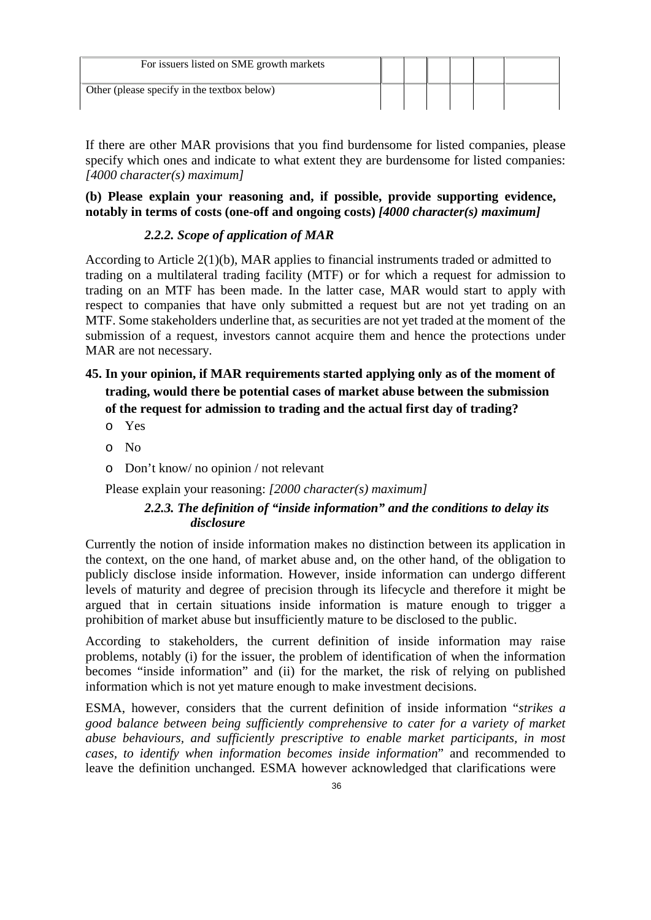| For issuers listed on SME growth markets | | | | | | |
|---|---|---|---|---|---|---|
| Other (please specify in the textbox below) | | | | | | |

If there are other MAR provisions that you find burdensome for listed companies, please specify which ones and indicate to what extent they are burdensome for listed companies: *[4000 character(s) maximum]*

**(b) Please explain your reasoning and, if possible, provide supporting evidence, notably in terms of costs (one-off and ongoing costs)** ***[4000 character(s) maximum]***

### *2.2.2. Scope of application of MAR*

According to Article 2(1)(b), MAR applies to financial instruments traded or admitted to trading on a multilateral trading facility (MTF) or for which a request for admission to trading on an MTF has been made. In the latter case, MAR would start to apply with respect to companies that have only submitted a request but are not yet trading on an MTF. Some stakeholders underline that, as securities are not yet traded at the moment of the submission of a request, investors cannot acquire them and hence the protections under MAR are not necessary.

**45. In your opinion, if MAR requirements started applying only as of the moment of trading, would there be potential cases of market abuse between the submission of the request for admission to trading and the actual first day of trading?**

- Yes
- No
- Don't know/ no opinion / not relevant

Please explain your reasoning: *[2000 character(s) maximum]*

### *2.2.3. The definition of "inside information" and the conditions to delay its disclosure*

Currently the notion of inside information makes no distinction between its application in the context, on the one hand, of market abuse and, on the other hand, of the obligation to publicly disclose inside information. However, inside information can undergo different levels of maturity and degree of precision through its lifecycle and therefore it might be argued that in certain situations inside information is mature enough to trigger a prohibition of market abuse but insufficiently mature to be disclosed to the public.

According to stakeholders, the current definition of inside information may raise problems, notably (i) for the issuer, the problem of identification of when the information becomes "inside information" and (ii) for the market, the risk of relying on published information which is not yet mature enough to make investment decisions.

ESMA, however, considers that the current definition of inside information "*strikes a good balance between being sufficiently comprehensive to cater for a variety of market abuse behaviours, and sufficiently prescriptive to enable market participants, in most cases, to identify when information becomes inside information*" and recommended to leave the definition unchanged. ESMA however acknowledged that clarifications were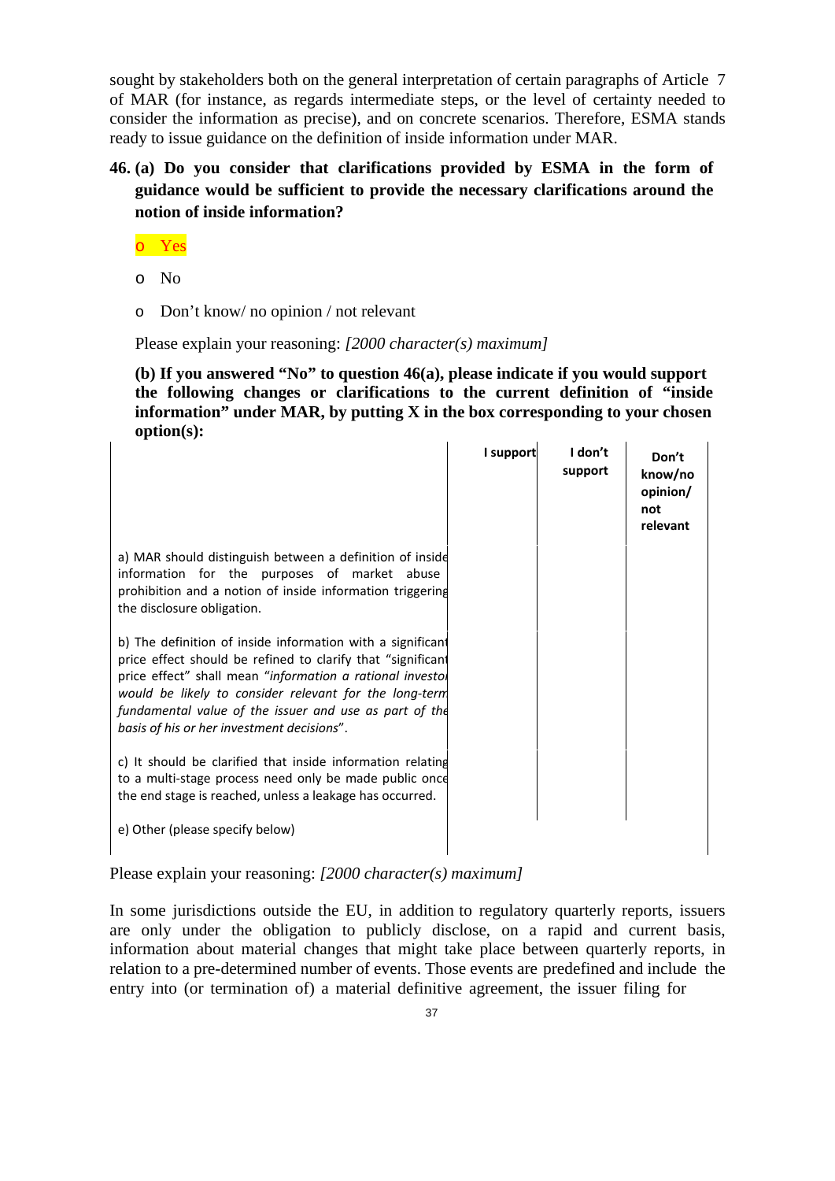sought by stakeholders both on the general interpretation of certain paragraphs of Article 7 of MAR (for instance, as regards intermediate steps, or the level of certainty needed to consider the information as precise), and on concrete scenarios. Therefore, ESMA stands ready to issue guidance on the definition of inside information under MAR.

**46. (a) Do you consider that clarifications provided by ESMA in the form of guidance would be sufficient to provide the necessary clarifications around the notion of inside information?**

- o Yes
- o No
- o Don't know/ no opinion / not relevant

Please explain your reasoning: *[2000 character(s) maximum]*

**(b) If you answered "No" to question 46(a), please indicate if you would support the following changes or clarifications to the current definition of "inside information" under MAR, by putting X in the box corresponding to your chosen option(s):**

| | I support | I don't support | Don't know/no opinion/ not relevant |
|---|---|---|---|
| a) MAR should distinguish between a definition of inside information for the purposes of market abuse prohibition and a notion of inside information triggering the disclosure obligation. | | | |
| b) The definition of inside information with a significant price effect should be refined to clarify that "significant price effect" shall mean "*information a rational investor would be likely to consider relevant for the long-term fundamental value of the issuer and use as part of the basis of his or her investment decisions*". | | | |
| c) It should be clarified that inside information relating to a multi-stage process need only be made public once the end stage is reached, unless a leakage has occurred. | | | |
| e) Other (please specify below) | | | |

Please explain your reasoning: *[2000 character(s) maximum]*

In some jurisdictions outside the EU, in addition to regulatory quarterly reports, issuers are only under the obligation to publicly disclose, on a rapid and current basis, information about material changes that might take place between quarterly reports, in relation to a pre-determined number of events. Those events are predefined and include the entry into (or termination of) a material definitive agreement, the issuer filing for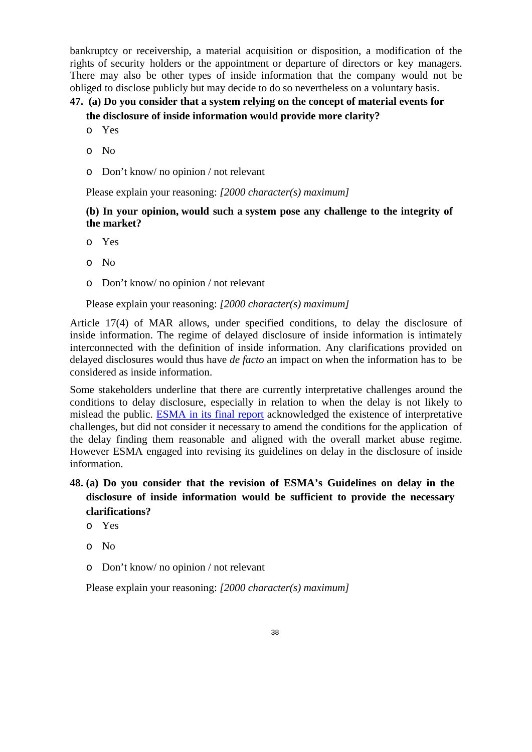bankruptcy or receivership, a material acquisition or disposition, a modification of the rights of security holders or the appointment or departure of directors or key managers. There may also be other types of inside information that the company would not be obliged to disclose publicly but may decide to do so nevertheless on a voluntary basis.

**47. (a) Do you consider that a system relying on the concept of material events for the disclosure of inside information would provide more clarity?**

- o Yes
- o No
- o Don't know/ no opinion / not relevant

Please explain your reasoning: *[2000 character(s) maximum]*

**(b) In your opinion, would such a system pose any challenge to the integrity of the market?**

- o Yes
- o No
- o Don't know/ no opinion / not relevant

Please explain your reasoning: *[2000 character(s) maximum]*

Article 17(4) of MAR allows, under specified conditions, to delay the disclosure of inside information. The regime of delayed disclosure of inside information is intimately interconnected with the definition of inside information. Any clarifications provided on delayed disclosures would thus have *de facto* an impact on when the information has to be considered as inside information.

Some stakeholders underline that there are currently interpretative challenges around the conditions to delay disclosure, especially in relation to when the delay is not likely to mislead the public. ESMA in its final report acknowledged the existence of interpretative challenges, but did not consider it necessary to amend the conditions for the application of the delay finding them reasonable and aligned with the overall market abuse regime. However ESMA engaged into revising its guidelines on delay in the disclosure of inside information.

**48. (a) Do you consider that the revision of ESMA's Guidelines on delay in the disclosure of inside information would be sufficient to provide the necessary clarifications?**

- o Yes
- o No
- o Don't know/ no opinion / not relevant

Please explain your reasoning: *[2000 character(s) maximum]*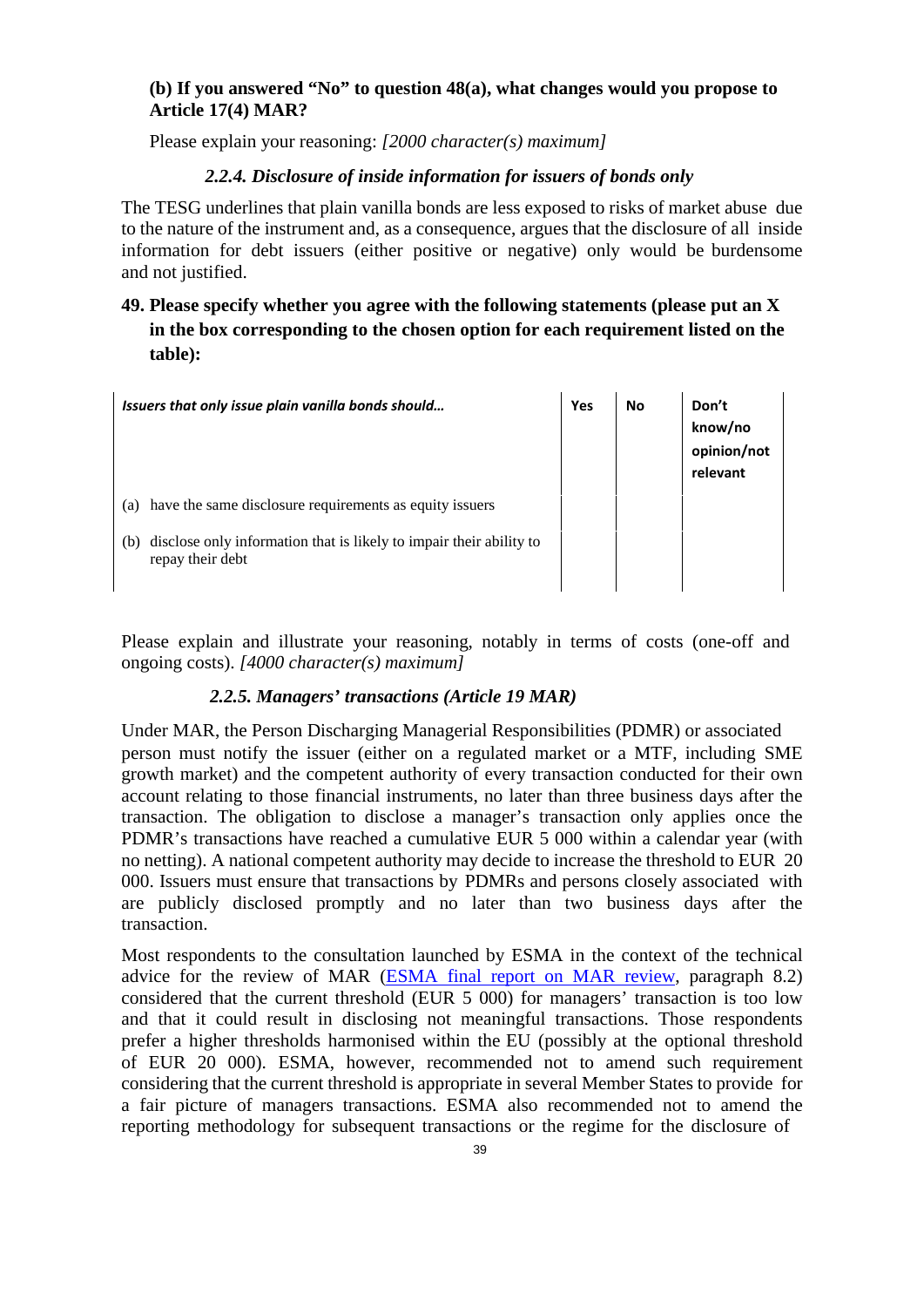**(b) If you answered "No" to question 48(a), what changes would you propose to Article 17(4) MAR?**

Please explain your reasoning: *[2000 character(s) maximum]*

### *2.2.4. Disclosure of inside information for issuers of bonds only*

The TESG underlines that plain vanilla bonds are less exposed to risks of market abuse due to the nature of the instrument and, as a consequence, argues that the disclosure of all inside information for debt issuers (either positive or negative) only would be burdensome and not justified.

**49. Please specify whether you agree with the following statements (please put an X in the box corresponding to the chosen option for each requirement listed on the table):**

| *Issuers that only issue plain vanilla bonds should…* | Yes | No | Don't know/no opinion/not relevant |
|---|---|---|---|
| (a) have the same disclosure requirements as equity issuers | | | |
| (b) disclose only information that is likely to impair their ability to repay their debt | | | |

Please explain and illustrate your reasoning, notably in terms of costs (one-off and ongoing costs). *[4000 character(s) maximum]*

### *2.2.5. Managers' transactions (Article 19 MAR)*

Under MAR, the Person Discharging Managerial Responsibilities (PDMR) or associated person must notify the issuer (either on a regulated market or a MTF, including SME growth market) and the competent authority of every transaction conducted for their own account relating to those financial instruments, no later than three business days after the transaction. The obligation to disclose a manager's transaction only applies once the PDMR's transactions have reached a cumulative EUR 5 000 within a calendar year (with no netting). A national competent authority may decide to increase the threshold to EUR 20 000. Issuers must ensure that transactions by PDMRs and persons closely associated with are publicly disclosed promptly and no later than two business days after the transaction.

Most respondents to the consultation launched by ESMA in the context of the technical advice for the review of MAR (ESMA final report on MAR review, paragraph 8.2) considered that the current threshold (EUR 5 000) for managers' transaction is too low and that it could result in disclosing not meaningful transactions. Those respondents prefer a higher thresholds harmonised within the EU (possibly at the optional threshold of EUR 20 000). ESMA, however, recommended not to amend such requirement considering that the current threshold is appropriate in several Member States to provide for a fair picture of managers transactions. ESMA also recommended not to amend the reporting methodology for subsequent transactions or the regime for the disclosure of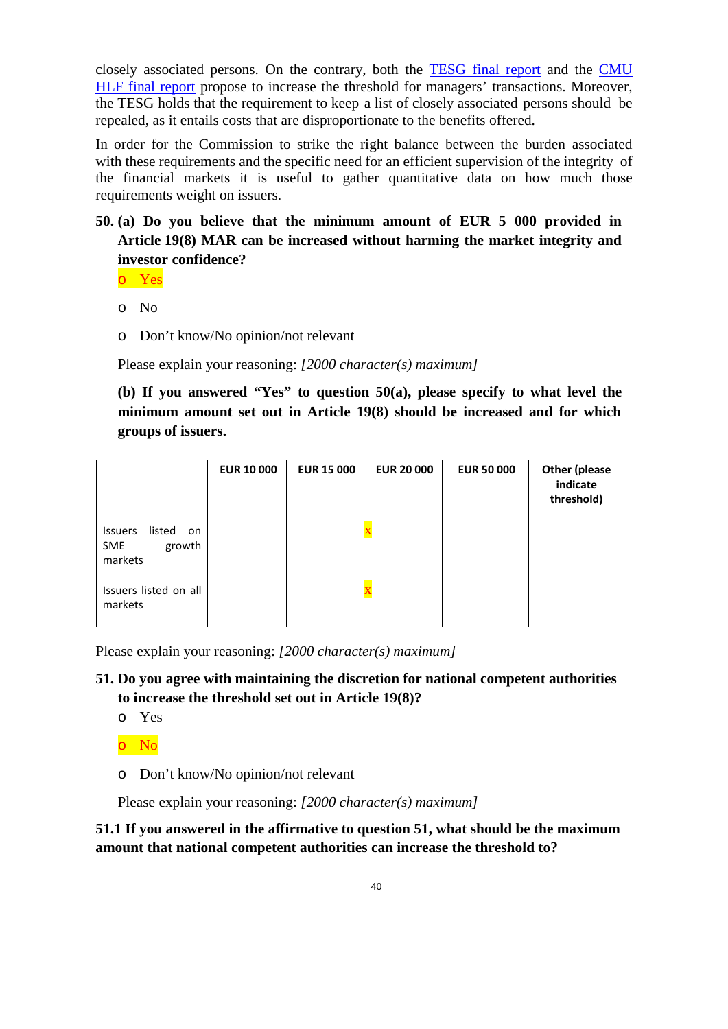closely associated persons. On the contrary, both the [TESG final report](#) and the [CMU HLF final report](#) propose to increase the threshold for managers' transactions. Moreover, the TESG holds that the requirement to keep a list of closely associated persons should be repealed, as it entails costs that are disproportionate to the benefits offered.

In order for the Commission to strike the right balance between the burden associated with these requirements and the specific need for an efficient supervision of the integrity of the financial markets it is useful to gather quantitative data on how much those requirements weight on issuers.

**50. (a) Do you believe that the minimum amount of EUR 5 000 provided in Article 19(8) MAR can be increased without harming the market integrity and investor confidence?**

- o Yes
- o No
- o Don't know/No opinion/not relevant

Please explain your reasoning: *[2000 character(s) maximum]*

**(b) If you answered "Yes" to question 50(a), please specify to what level the minimum amount set out in Article 19(8) should be increased and for which groups of issuers.**

| | EUR 10 000 | EUR 15 000 | EUR 20 000 | EUR 50 000 | Other (please indicate threshold) |
|---|---|---|---|---|---|
| Issuers listed on SME growth markets | | | x | | |
| Issuers listed on all markets | | | x | | |

Please explain your reasoning: *[2000 character(s) maximum]*

**51. Do you agree with maintaining the discretion for national competent authorities to increase the threshold set out in Article 19(8)?**

- o Yes
- o No
- o Don't know/No opinion/not relevant

Please explain your reasoning: *[2000 character(s) maximum]*

**51.1 If you answered in the affirmative to question 51, what should be the maximum amount that national competent authorities can increase the threshold to?**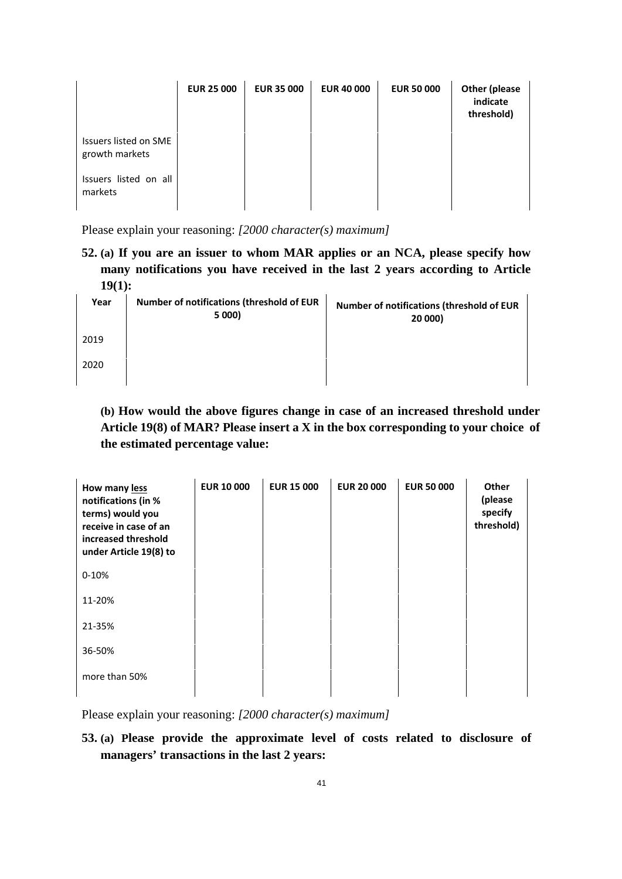| | EUR 25 000 | EUR 35 000 | EUR 40 000 | EUR 50 000 | Other (please indicate threshold) |
|---|---|---|---|---|---|
| Issuers listed on SME growth markets | | | | | |
| Issuers listed on all markets | | | | | |

Please explain your reasoning: *[2000 character(s) maximum]*

**52. (a) If you are an issuer to whom MAR applies or an NCA, please specify how many notifications you have received in the last 2 years according to Article 19(1):**

| Year | Number of notifications (threshold of EUR 5 000) | Number of notifications (threshold of EUR 20 000) |
|---|---|---|
| 2019 | | |
| 2020 | | |

**(b) How would the above figures change in case of an increased threshold under Article 19(8) of MAR? Please insert a X in the box corresponding to your choice of the estimated percentage value:**

| How many less notifications (in % terms) would you receive in case of an increased threshold under Article 19(8) to | EUR 10 000 | EUR 15 000 | EUR 20 000 | EUR 50 000 | Other (please specify threshold) |
|---|---|---|---|---|---|
| 0-10% | | | | | |
| 11-20% | | | | | |
| 21-35% | | | | | |
| 36-50% | | | | | |
| more than 50% | | | | | |

Please explain your reasoning: *[2000 character(s) maximum]*

**53. (a) Please provide the approximate level of costs related to disclosure of managers' transactions in the last 2 years:**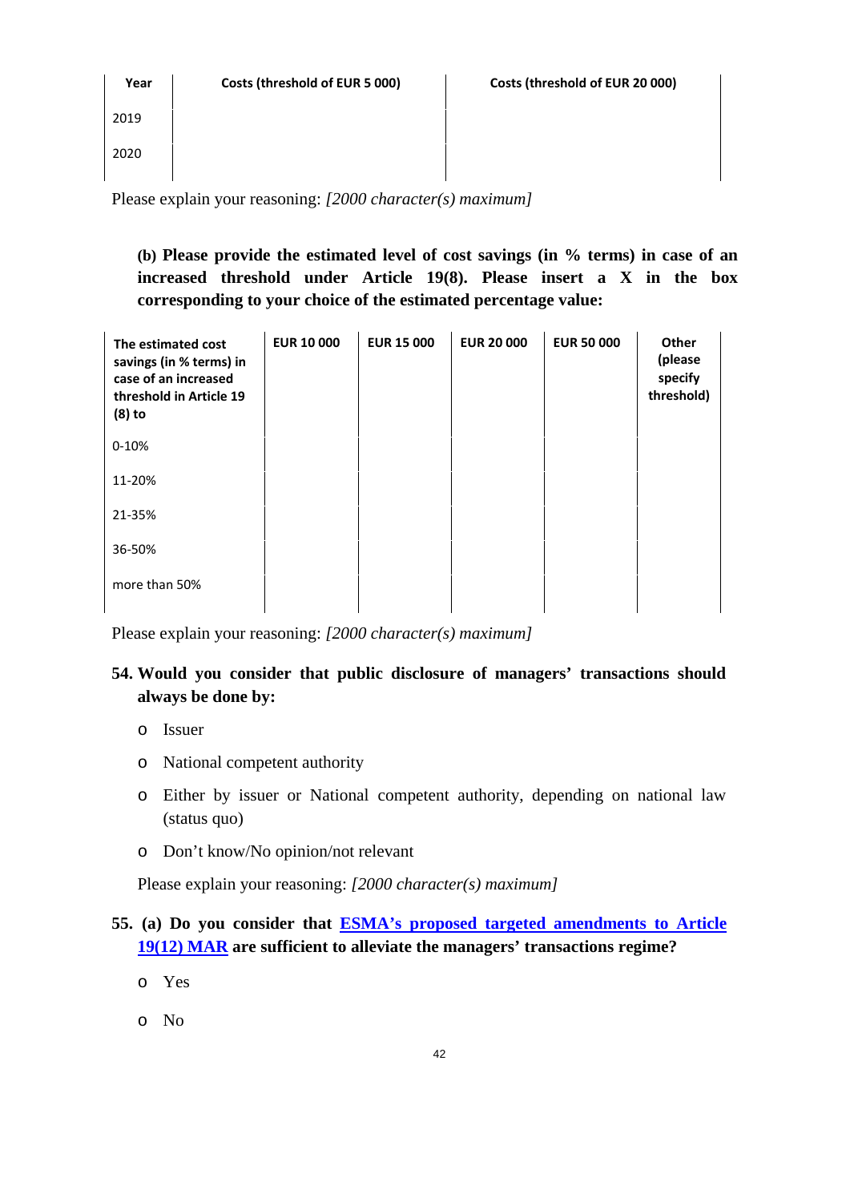| Year | Costs (threshold of EUR 5 000) | Costs (threshold of EUR 20 000) |
|---|---|---|
| 2019 | | |
| 2020 | | |

Please explain your reasoning: *[2000 character(s) maximum]*

**(b) Please provide the estimated level of cost savings (in % terms) in case of an increased threshold under Article 19(8). Please insert a X in the box corresponding to your choice of the estimated percentage value:**

| The estimated cost savings (in % terms) in case of an increased threshold in Article 19 (8) to | EUR 10 000 | EUR 15 000 | EUR 20 000 | EUR 50 000 | Other (please specify threshold) |
|---|---|---|---|---|---|
| 0-10% | | | | | |
| 11-20% | | | | | |
| 21-35% | | | | | |
| 36-50% | | | | | |
| more than 50% | | | | | |

Please explain your reasoning: *[2000 character(s) maximum]*

**54. Would you consider that public disclosure of managers' transactions should always be done by:**

- o Issuer
- o National competent authority
- o Either by issuer or National competent authority, depending on national law (status quo)
- o Don't know/No opinion/not relevant

Please explain your reasoning: *[2000 character(s) maximum]*

**55. (a) Do you consider that ESMA's proposed targeted amendments to Article 19(12) MAR are sufficient to alleviate the managers' transactions regime?**

- o Yes
- o No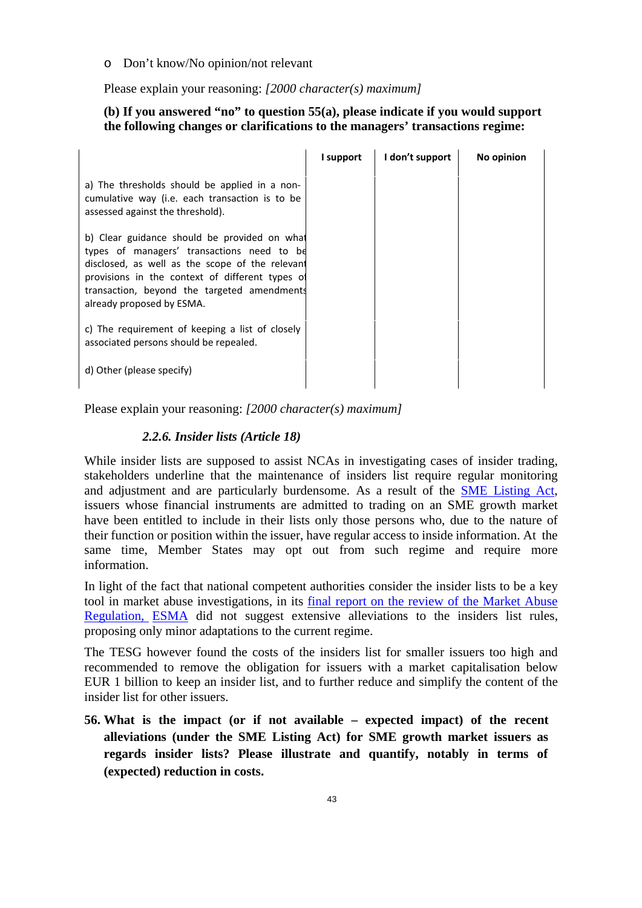- Don’t know/No opinion/not relevant

Please explain your reasoning: *[2000 character(s) maximum]*

**(b) If you answered “no” to question 55(a), please indicate if you would support the following changes or clarifications to the managers’ transactions regime:**

| | I support | I don’t support | No opinion |
|---|---|---|---|
| a) The thresholds should be applied in a non-cumulative way (i.e. each transaction is to be assessed against the threshold). | | | |
| b) Clear guidance should be provided on what types of managers’ transactions need to be disclosed, as well as the scope of the relevant provisions in the context of different types of transaction, beyond the targeted amendments already proposed by ESMA. | | | |
| c) The requirement of keeping a list of closely associated persons should be repealed. | | | |
| d) Other (please specify) | | | |

Please explain your reasoning: *[2000 character(s) maximum]*

### *2.2.6. Insider lists (Article 18)*

While insider lists are supposed to assist NCAs in investigating cases of insider trading, stakeholders underline that the maintenance of insiders list require regular monitoring and adjustment and are particularly burdensome. As a result of the SME Listing Act, issuers whose financial instruments are admitted to trading on an SME growth market have been entitled to include in their lists only those persons who, due to the nature of their function or position within the issuer, have regular access to inside information. At the same time, Member States may opt out from such regime and require more information.

In light of the fact that national competent authorities consider the insider lists to be a key tool in market abuse investigations, in its final report on the review of the Market Abuse Regulation, ESMA did not suggest extensive alleviations to the insiders list rules, proposing only minor adaptations to the current regime.

The TESG however found the costs of the insiders list for smaller issuers too high and recommended to remove the obligation for issuers with a market capitalisation below EUR 1 billion to keep an insider list, and to further reduce and simplify the content of the insider list for other issuers.

**56. What is the impact (or if not available – expected impact) of the recent alleviations (under the SME Listing Act) for SME growth market issuers as regards insider lists? Please illustrate and quantify, notably in terms of (expected) reduction in costs.**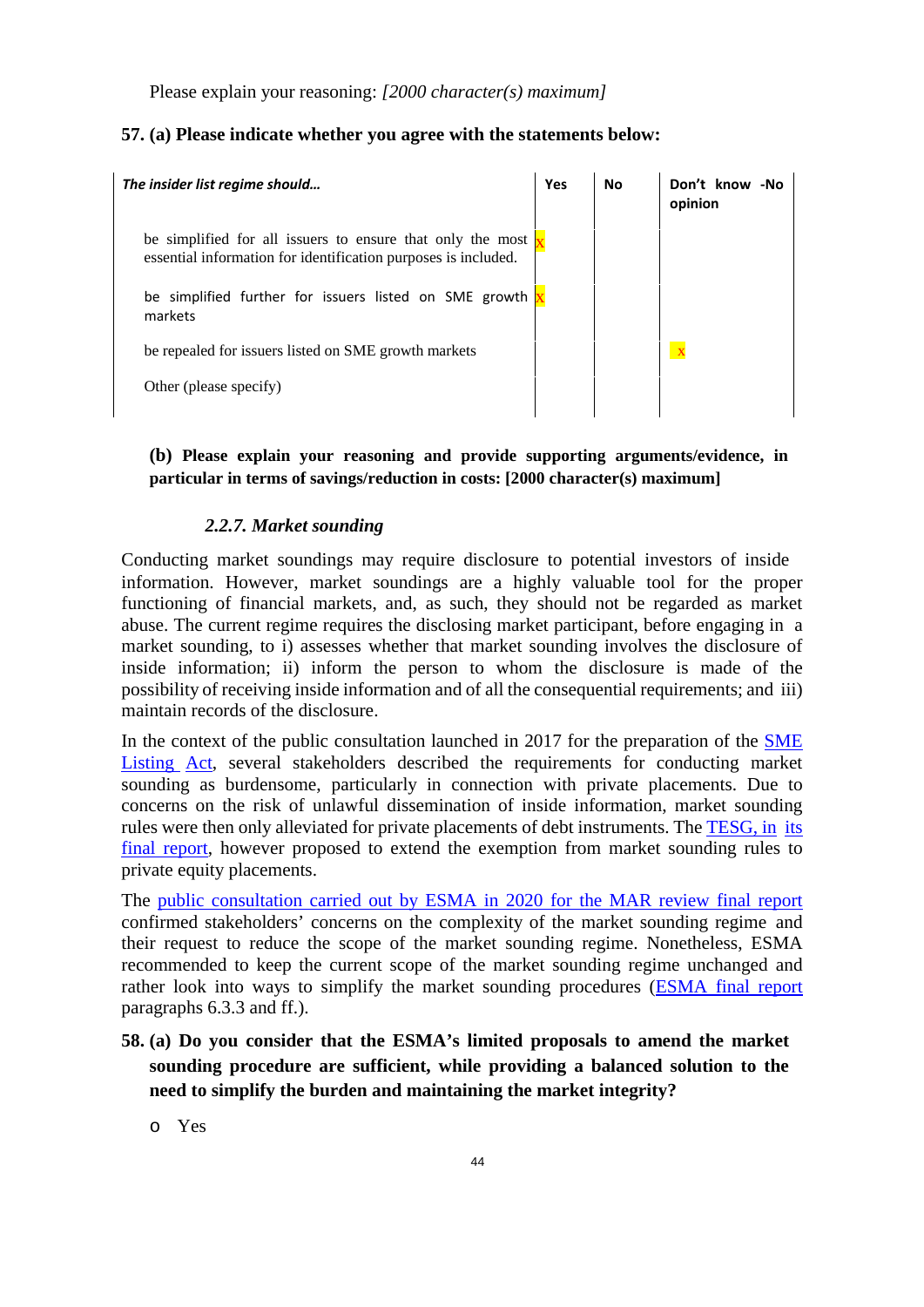Please explain your reasoning: *[2000 character(s) maximum]*

**57. (a) Please indicate whether you agree with the statements below:**

| *The insider list regime should…* | Yes | No | Don't know -No opinion |
|---|---|---|---|
| be simplified for all issuers to ensure that only the most essential information for identification purposes is included. | x | | |
| be simplified further for issuers listed on SME growth markets | x | | |
| be repealed for issuers listed on SME growth markets | | | x |
| Other (please specify) | | | |

**(b) Please explain your reasoning and provide supporting arguments/evidence, in particular in terms of savings/reduction in costs: [2000 character(s) maximum]**

### *2.2.7. Market sounding*

Conducting market soundings may require disclosure to potential investors of inside information. However, market soundings are a highly valuable tool for the proper functioning of financial markets, and, as such, they should not be regarded as market abuse. The current regime requires the disclosing market participant, before engaging in a market sounding, to i) assesses whether that market sounding involves the disclosure of inside information; ii) inform the person to whom the disclosure is made of the possibility of receiving inside information and of all the consequential requirements; and iii) maintain records of the disclosure.

In the context of the public consultation launched in 2017 for the preparation of the SME Listing Act, several stakeholders described the requirements for conducting market sounding as burdensome, particularly in connection with private placements. Due to concerns on the risk of unlawful dissemination of inside information, market sounding rules were then only alleviated for private placements of debt instruments. The TESG, in its final report, however proposed to extend the exemption from market sounding rules to private equity placements.

The public consultation carried out by ESMA in 2020 for the MAR review final report confirmed stakeholders' concerns on the complexity of the market sounding regime and their request to reduce the scope of the market sounding regime. Nonetheless, ESMA recommended to keep the current scope of the market sounding regime unchanged and rather look into ways to simplify the market sounding procedures (ESMA final report paragraphs 6.3.3 and ff.).

**58. (a) Do you consider that the ESMA's limited proposals to amend the market sounding procedure are sufficient, while providing a balanced solution to the need to simplify the burden and maintaining the market integrity?**

- o Yes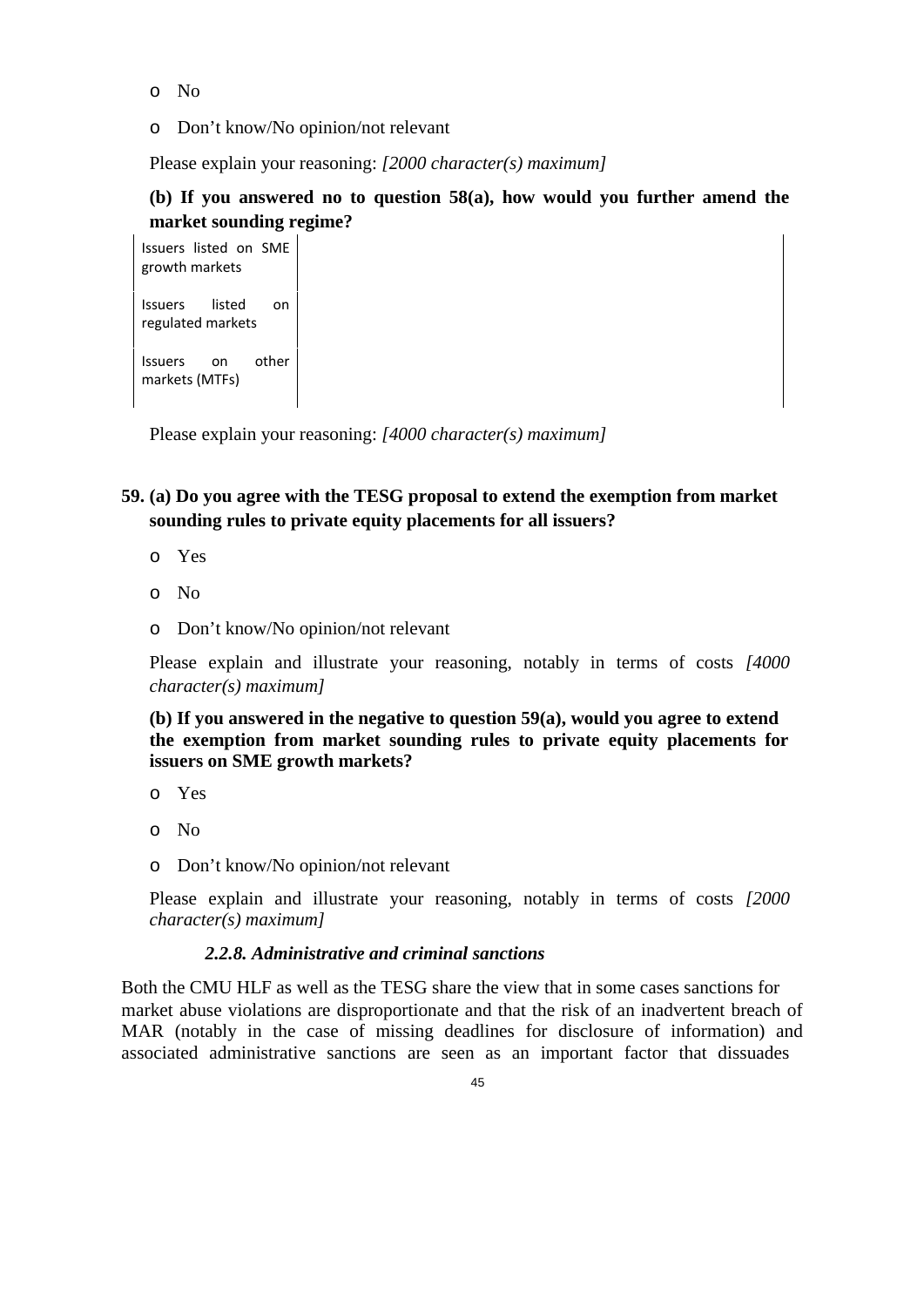- No
- Don't know/No opinion/not relevant

Please explain your reasoning: *[2000 character(s) maximum]*

**(b) If you answered no to question 58(a), how would you further amend the market sounding regime?**

| | |
|---|---|
| Issuers listed on SME growth markets | |
| Issuers listed on regulated markets | |
| Issuers on other markets (MTFs) | |

Please explain your reasoning: *[4000 character(s) maximum]*

**59. (a) Do you agree with the TESG proposal to extend the exemption from market sounding rules to private equity placements for all issuers?**

- Yes
- No
- Don't know/No opinion/not relevant

Please explain and illustrate your reasoning, notably in terms of costs *[4000 character(s) maximum]*

**(b) If you answered in the negative to question 59(a), would you agree to extend the exemption from market sounding rules to private equity placements for issuers on SME growth markets?**

- Yes
- No
- Don't know/No opinion/not relevant

Please explain and illustrate your reasoning, notably in terms of costs *[2000 character(s) maximum]*

#### *2.2.8. Administrative and criminal sanctions*

Both the CMU HLF as well as the TESG share the view that in some cases sanctions for market abuse violations are disproportionate and that the risk of an inadvertent breach of MAR (notably in the case of missing deadlines for disclosure of information) and associated administrative sanctions are seen as an important factor that dissuades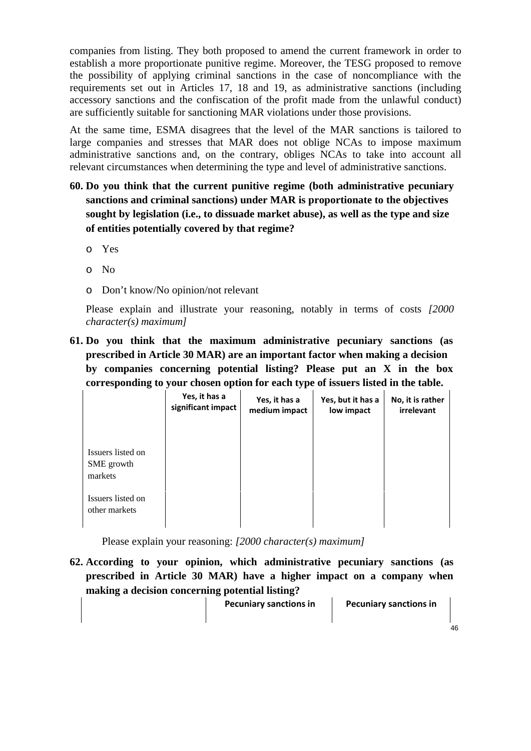companies from listing. They both proposed to amend the current framework in order to establish a more proportionate punitive regime. Moreover, the TESG proposed to remove the possibility of applying criminal sanctions in the case of noncompliance with the requirements set out in Articles 17, 18 and 19, as administrative sanctions (including accessory sanctions and the confiscation of the profit made from the unlawful conduct) are sufficiently suitable for sanctioning MAR violations under those provisions.

At the same time, ESMA disagrees that the level of the MAR sanctions is tailored to large companies and stresses that MAR does not oblige NCAs to impose maximum administrative sanctions and, on the contrary, obliges NCAs to take into account all relevant circumstances when determining the type and level of administrative sanctions.

**60. Do you think that the current punitive regime (both administrative pecuniary sanctions and criminal sanctions) under MAR is proportionate to the objectives sought by legislation (i.e., to dissuade market abuse), as well as the type and size of entities potentially covered by that regime?**

- o Yes
- o No
- o Don't know/No opinion/not relevant

Please explain and illustrate your reasoning, notably in terms of costs *[2000 character(s) maximum]*

**61. Do you think that the maximum administrative pecuniary sanctions (as prescribed in Article 30 MAR) are an important factor when making a decision by companies concerning potential listing? Please put an X in the box corresponding to your chosen option for each type of issuers listed in the table.**

| | Yes, it has a significant impact | Yes, it has a medium impact | Yes, but it has a low impact | No, it is rather irrelevant |
|---|---|---|---|---|
| Issuers listed on SME growth markets | | | | |
| Issuers listed on other markets | | | | |

Please explain your reasoning: *[2000 character(s) maximum]*

**62. According to your opinion, which administrative pecuniary sanctions (as prescribed in Article 30 MAR) have a higher impact on a company when making a decision concerning potential listing?**

| | Pecuniary sanctions in | Pecuniary sanctions in |
|---|---|---|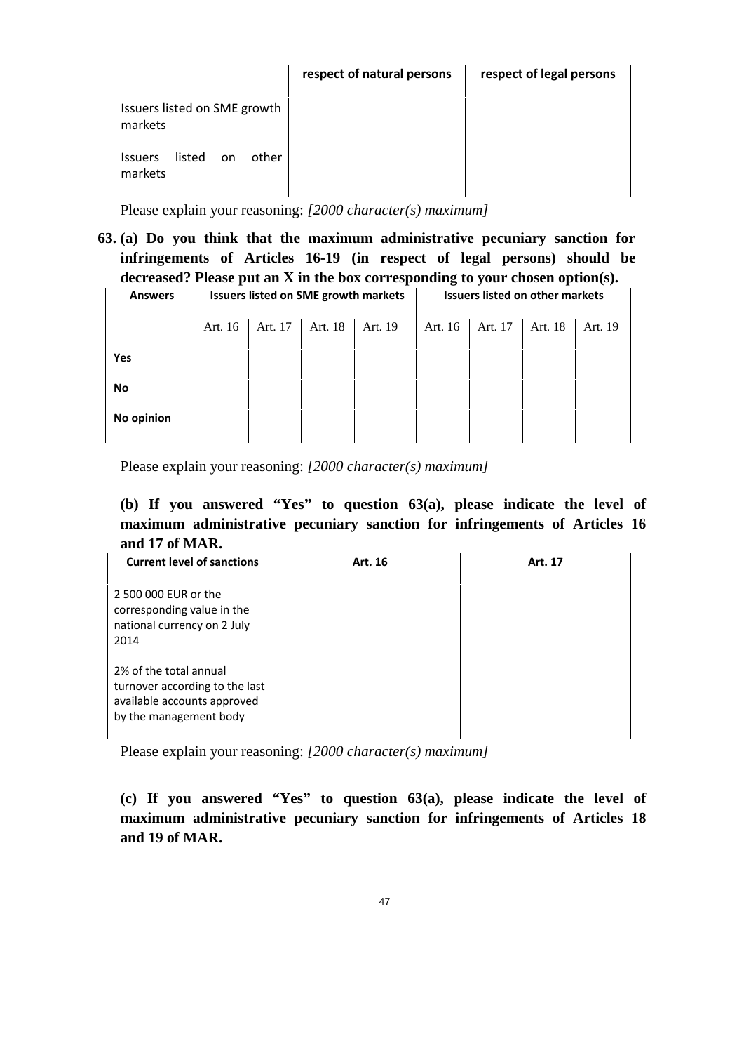| | respect of natural persons | respect of legal persons |
|---|---|---|
| Issuers listed on SME growth markets | | |
| Issuers listed on other markets | | |

Please explain your reasoning: *[2000 character(s) maximum]*

**63. (a) Do you think that the maximum administrative pecuniary sanction for infringements of Articles 16-19 (in respect of legal persons) should be decreased? Please put an X in the box corresponding to your chosen option(s).**

| Answers | Issuers listed on SME growth markets | | | | Issuers listed on other markets | | | |
|---|---|---|---|---|---|---|---|---|
| | Art. 16 | Art. 17 | Art. 18 | Art. 19 | Art. 16 | Art. 17 | Art. 18 | Art. 19 |
| Yes | | | | | | | | |
| No | | | | | | | | |
| No opinion | | | | | | | | |

Please explain your reasoning: *[2000 character(s) maximum]*

**(b) If you answered "Yes" to question 63(a), please indicate the level of maximum administrative pecuniary sanction for infringements of Articles 16 and 17 of MAR.**

| Current level of sanctions | Art. 16 | Art. 17 |
|---|---|---|
| 2 500 000 EUR or the corresponding value in the national currency on 2 July 2014 | | |
| 2% of the total annual turnover according to the last available accounts approved by the management body | | |

Please explain your reasoning: *[2000 character(s) maximum]*

**(c) If you answered "Yes" to question 63(a), please indicate the level of maximum administrative pecuniary sanction for infringements of Articles 18 and 19 of MAR.**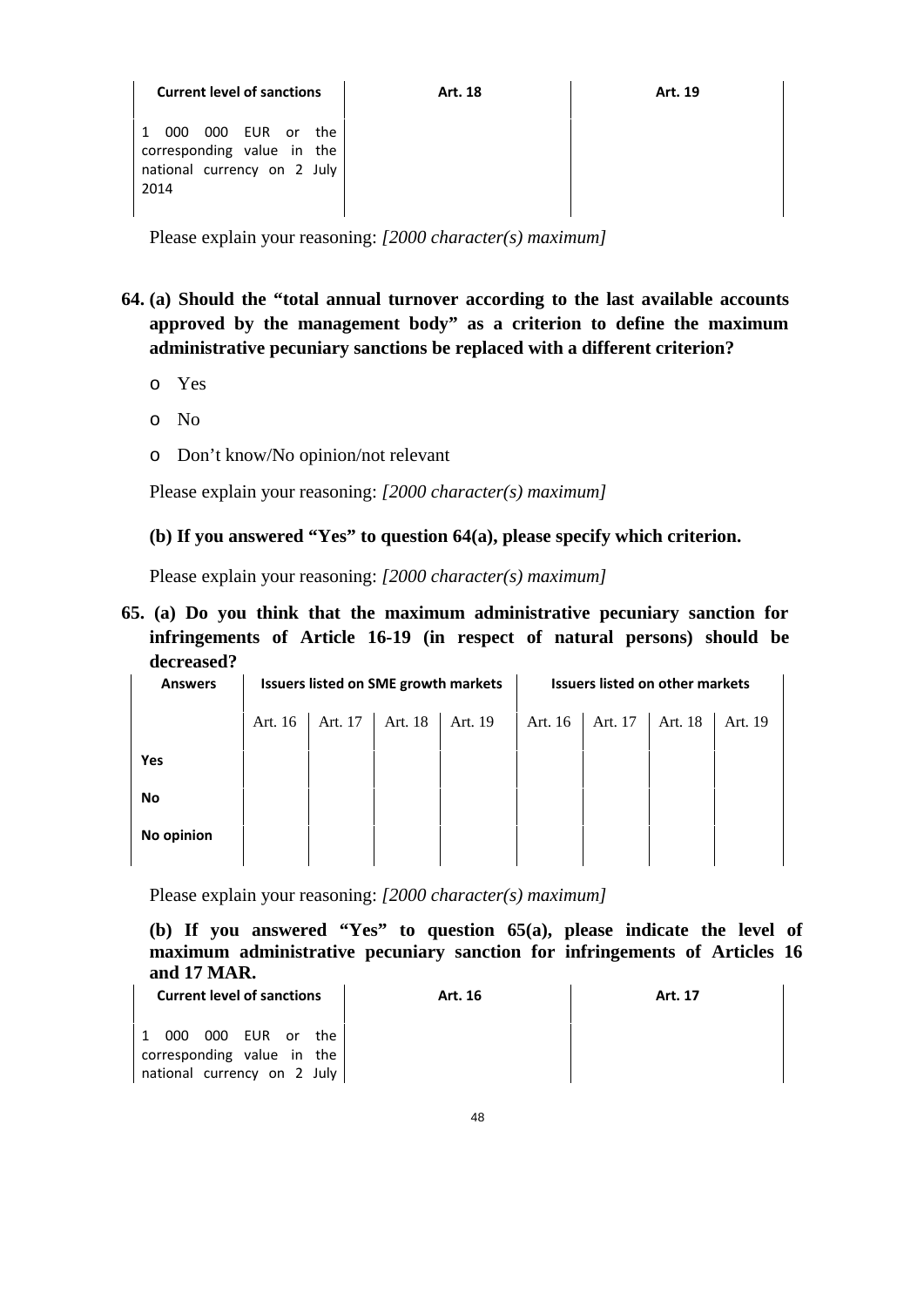| Current level of sanctions | Art. 18 | Art. 19 |
|---|---|---|
| 1 000 000 EUR or the corresponding value in the national currency on 2 July 2014 | | |

Please explain your reasoning: *[2000 character(s) maximum]*

**64. (a) Should the "total annual turnover according to the last available accounts approved by the management body" as a criterion to define the maximum administrative pecuniary sanctions be replaced with a different criterion?**

- Yes
- No
- Don't know/No opinion/not relevant

Please explain your reasoning: *[2000 character(s) maximum]*

**(b) If you answered "Yes" to question 64(a), please specify which criterion.**

Please explain your reasoning: *[2000 character(s) maximum]*

**65. (a) Do you think that the maximum administrative pecuniary sanction for infringements of Article 16-19 (in respect of natural persons) should be decreased?**

| Answers | Issuers listed on SME growth markets | | | | Issuers listed on other markets | | | |
|---|---|---|---|---|---|---|---|---|
| | Art. 16 | Art. 17 | Art. 18 | Art. 19 | Art. 16 | Art. 17 | Art. 18 | Art. 19 |
| **Yes** | | | | | | | | |
| **No** | | | | | | | | |
| **No opinion** | | | | | | | | |

Please explain your reasoning: *[2000 character(s) maximum]*

**(b) If you answered "Yes" to question 65(a), please indicate the level of maximum administrative pecuniary sanction for infringements of Articles 16 and 17 MAR.**

| Current level of sanctions | Art. 16 | Art. 17 |
|---|---|---|
| 1 000 000 EUR or the corresponding value in the national currency on 2 July | | |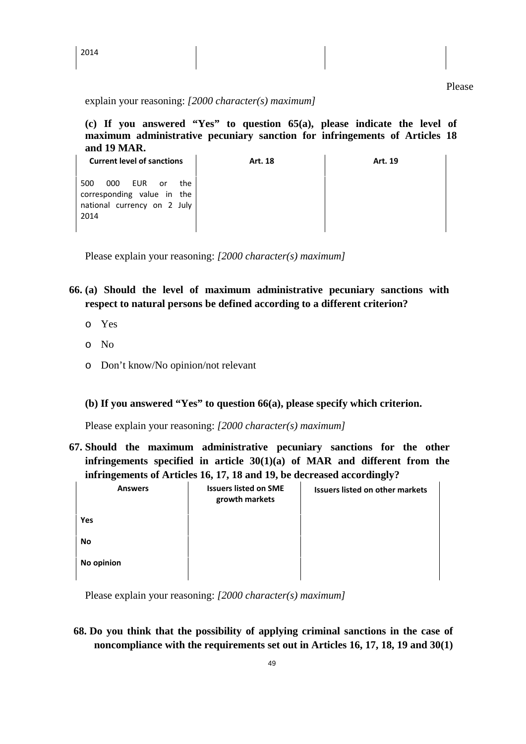| 2014 | | | |
|---|---|---|---|

Please explain your reasoning: *[2000 character(s) maximum]*

**(c) If you answered "Yes" to question 65(a), please indicate the level of maximum administrative pecuniary sanction for infringements of Articles 18 and 19 MAR.**

| Current level of sanctions | Art. 18 | Art. 19 |
|---|---|---|
| 500 000 EUR or the corresponding value in the national currency on 2 July 2014 | | |

Please explain your reasoning: *[2000 character(s) maximum]*

**66. (a) Should the level of maximum administrative pecuniary sanctions with respect to natural persons be defined according to a different criterion?**

- Yes
- No
- Don't know/No opinion/not relevant

**(b) If you answered "Yes" to question 66(a), please specify which criterion.**

Please explain your reasoning: *[2000 character(s) maximum]*

**67. Should the maximum administrative pecuniary sanctions for the other infringements specified in article 30(1)(a) of MAR and different from the infringements of Articles 16, 17, 18 and 19, be decreased accordingly?**

| Answers | Issuers listed on SME growth markets | Issuers listed on other markets |
|---|---|---|
| Yes | | |
| No | | |
| No opinion | | |

Please explain your reasoning: *[2000 character(s) maximum]*

**68. Do you think that the possibility of applying criminal sanctions in the case of noncompliance with the requirements set out in Articles 16, 17, 18, 19 and 30(1)**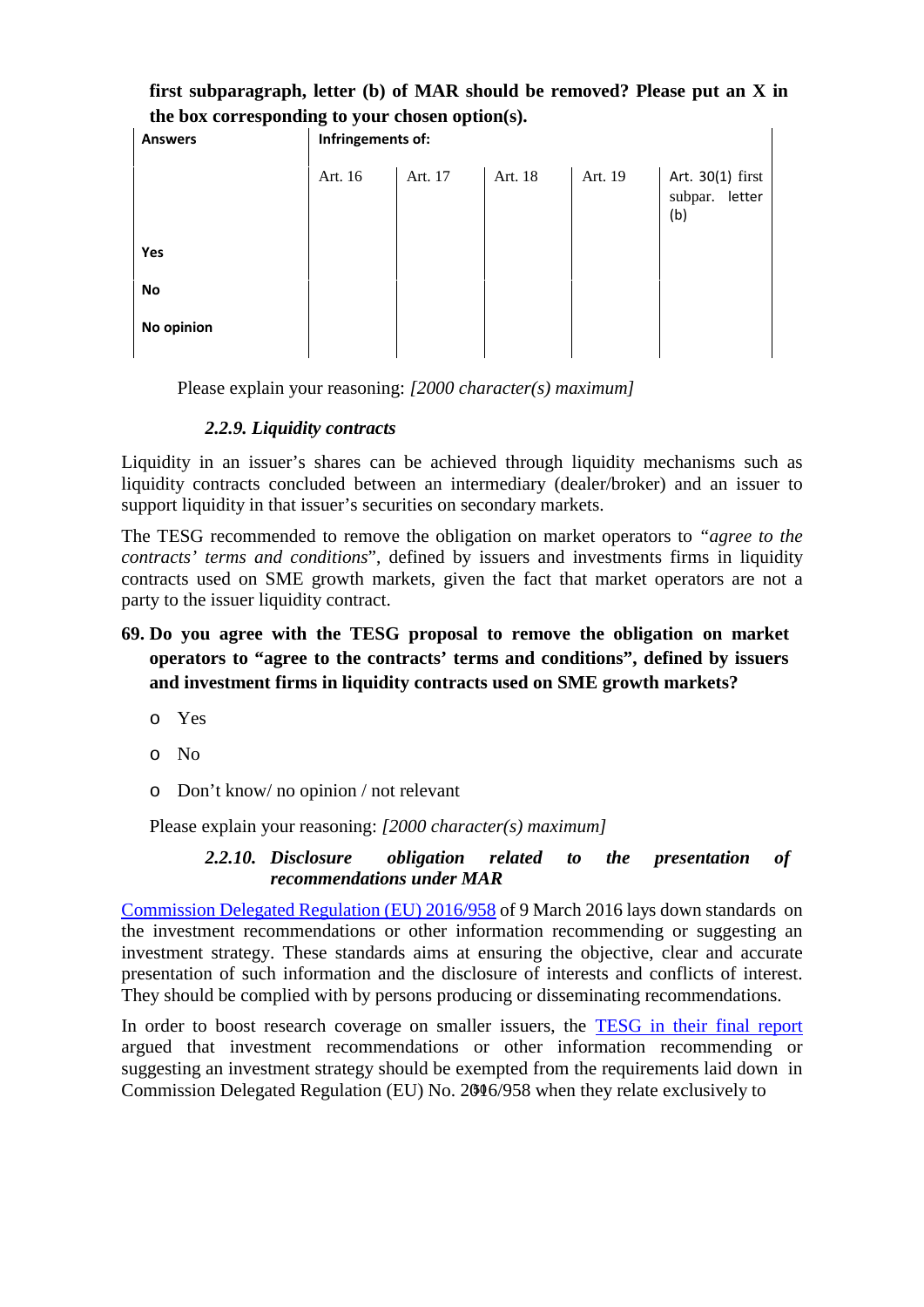**first subparagraph, letter (b) of MAR should be removed? Please put an X in the box corresponding to your chosen option(s).**

| Answers | Infringements of: | | | | |
|---|---|---|---|---|---|
| | Art. 16 | Art. 17 | Art. 18 | Art. 19 | Art. 30(1) first subpar. letter (b) |
| Yes | | | | | |
| No | | | | | |
| No opinion | | | | | |

Please explain your reasoning: *[2000 character(s) maximum]*

#### *2.2.9. Liquidity contracts*

Liquidity in an issuer's shares can be achieved through liquidity mechanisms such as liquidity contracts concluded between an intermediary (dealer/broker) and an issuer to support liquidity in that issuer's securities on secondary markets.

The TESG recommended to remove the obligation on market operators to *"agree to the contracts' terms and conditions*", defined by issuers and investments firms in liquidity contracts used on SME growth markets, given the fact that market operators are not a party to the issuer liquidity contract.

**69. Do you agree with the TESG proposal to remove the obligation on market operators to "agree to the contracts' terms and conditions", defined by issuers and investment firms in liquidity contracts used on SME growth markets?**

- Yes
- No
- Don't know/ no opinion / not relevant

Please explain your reasoning: *[2000 character(s) maximum]*

#### *2.2.10. Disclosure obligation related to the presentation of recommendations under MAR*

Commission Delegated Regulation (EU) 2016/958 of 9 March 2016 lays down standards on the investment recommendations or other information recommending or suggesting an investment strategy. These standards aims at ensuring the objective, clear and accurate presentation of such information and the disclosure of interests and conflicts of interest. They should be complied with by persons producing or disseminating recommendations.

In order to boost research coverage on smaller issuers, the TESG in their final report argued that investment recommendations or other information recommending or suggesting an investment strategy should be exempted from the requirements laid down in Commission Delegated Regulation (EU) No. 2016/958 when they relate exclusively to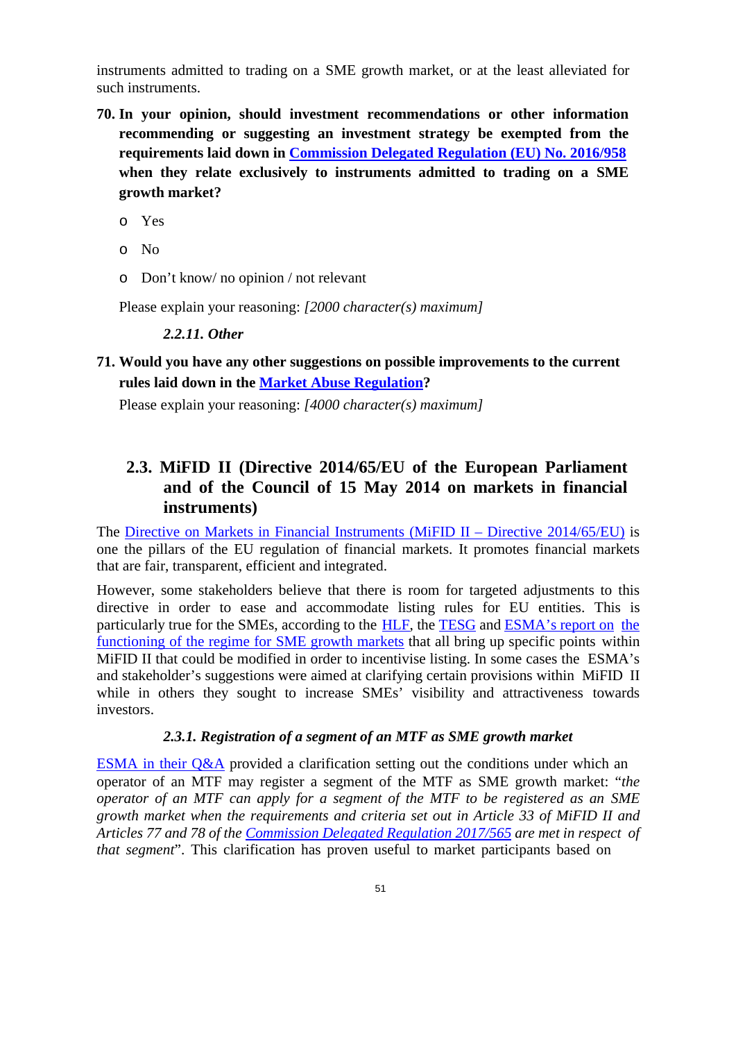instruments admitted to trading on a SME growth market, or at the least alleviated for such instruments.

**70. In your opinion, should investment recommendations or other information recommending or suggesting an investment strategy be exempted from the requirements laid down in Commission Delegated Regulation (EU) No. 2016/958 when they relate exclusively to instruments admitted to trading on a SME growth market?**

- Yes
- No
- Don't know/ no opinion / not relevant

Please explain your reasoning: *[2000 character(s) maximum]*

#### *2.2.11. Other*

**71. Would you have any other suggestions on possible improvements to the current rules laid down in the Market Abuse Regulation?**

Please explain your reasoning: *[4000 character(s) maximum]*

## 2.3. MiFID II (Directive 2014/65/EU of the European Parliament and of the Council of 15 May 2014 on markets in financial instruments)

The Directive on Markets in Financial Instruments (MiFID II – Directive 2014/65/EU) is one the pillars of the EU regulation of financial markets. It promotes financial markets that are fair, transparent, efficient and integrated.

However, some stakeholders believe that there is room for targeted adjustments to this directive in order to ease and accommodate listing rules for EU entities. This is particularly true for the SMEs, according to the HLF, the TESG and ESMA's report on the functioning of the regime for SME growth markets that all bring up specific points within MiFID II that could be modified in order to incentivise listing. In some cases the ESMA's and stakeholder's suggestions were aimed at clarifying certain provisions within MiFID II while in others they sought to increase SMEs' visibility and attractiveness towards investors.

#### *2.3.1. Registration of a segment of an MTF as SME growth market*

ESMA in their Q&A provided a clarification setting out the conditions under which an operator of an MTF may register a segment of the MTF as SME growth market: "*the operator of an MTF can apply for a segment of the MTF to be registered as an SME growth market when the requirements and criteria set out in Article 33 of MiFID II and Articles 77 and 78 of the Commission Delegated Regulation 2017/565 are met in respect of that segment*". This clarification has proven useful to market participants based on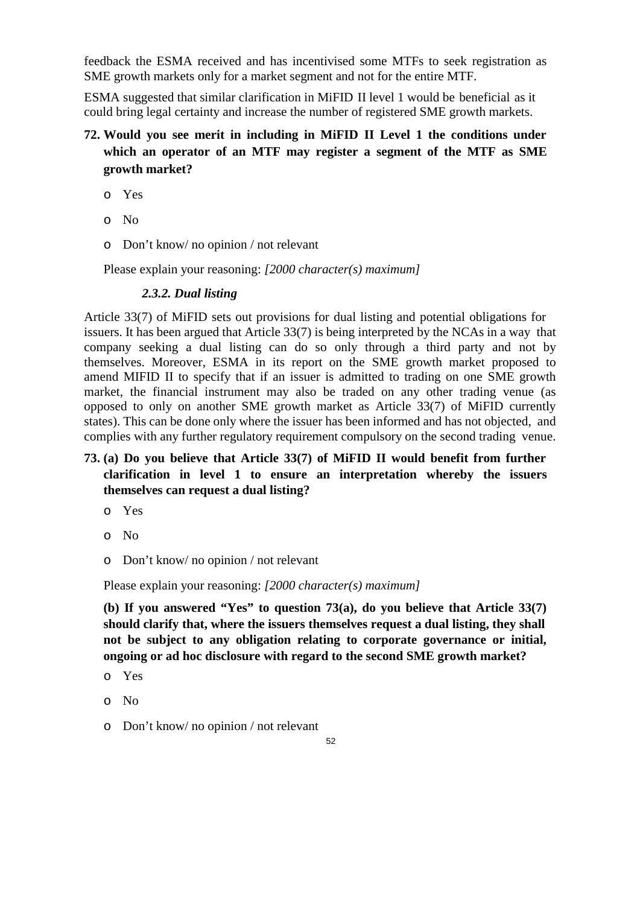feedback the ESMA received and has incentivised some MTFs to seek registration as SME growth markets only for a market segment and not for the entire MTF.

ESMA suggested that similar clarification in MiFID II level 1 would be beneficial as it could bring legal certainty and increase the number of registered SME growth markets.

**72. Would you see merit in including in MiFID II Level 1 the conditions under which an operator of an MTF may register a segment of the MTF as SME growth market?**

- o Yes
- o No
- o Don't know/ no opinion / not relevant

Please explain your reasoning: *[2000 character(s) maximum]*

### *2.3.2. Dual listing*

Article 33(7) of MiFID sets out provisions for dual listing and potential obligations for issuers. It has been argued that Article 33(7) is being interpreted by the NCAs in a way that company seeking a dual listing can do so only through a third party and not by themselves. Moreover, ESMA in its report on the SME growth market proposed to amend MIFID II to specify that if an issuer is admitted to trading on one SME growth market, the financial instrument may also be traded on any other trading venue (as opposed to only on another SME growth market as Article 33(7) of MiFID currently states). This can be done only where the issuer has been informed and has not objected, and complies with any further regulatory requirement compulsory on the second trading venue.

**73. (a) Do you believe that Article 33(7) of MiFID II would benefit from further clarification in level 1 to ensure an interpretation whereby the issuers themselves can request a dual listing?**

- o Yes
- o No
- o Don't know/ no opinion / not relevant

Please explain your reasoning: *[2000 character(s) maximum]*

**(b) If you answered "Yes" to question 73(a), do you believe that Article 33(7) should clarify that, where the issuers themselves request a dual listing, they shall not be subject to any obligation relating to corporate governance or initial, ongoing or ad hoc disclosure with regard to the second SME growth market?**

- o Yes
- o No
- o Don't know/ no opinion / not relevant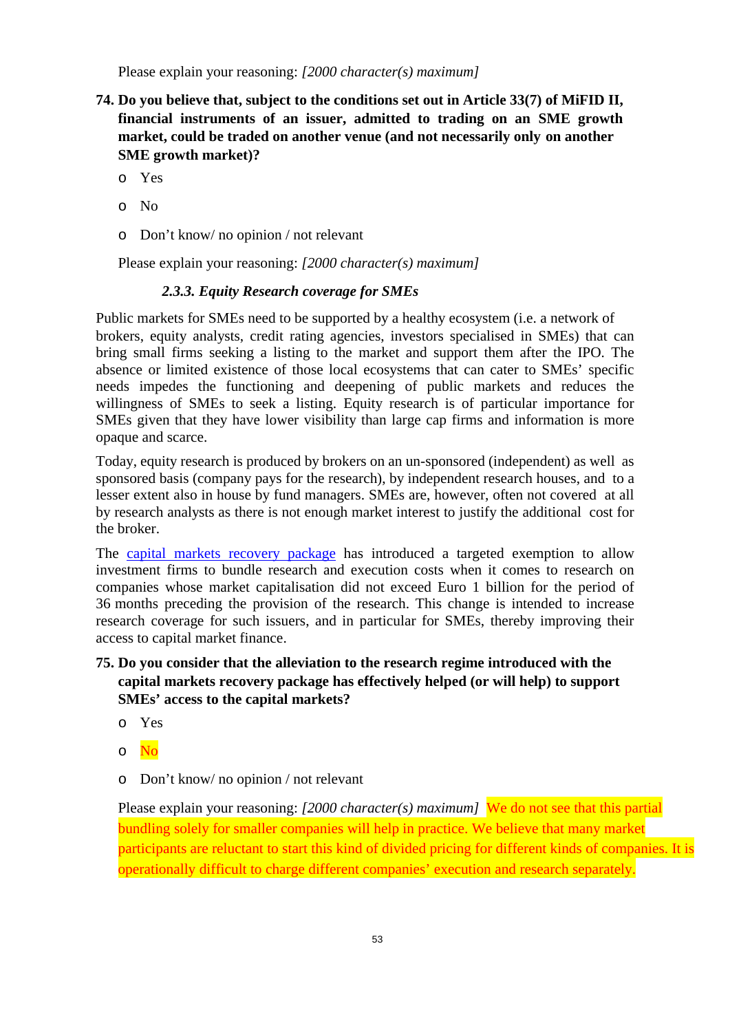Please explain your reasoning: *[2000 character(s) maximum]*

**74. Do you believe that, subject to the conditions set out in Article 33(7) of MiFID II, financial instruments of an issuer, admitted to trading on an SME growth market, could be traded on another venue (and not necessarily only on another SME growth market)?**

- Yes
- No
- Don't know/ no opinion / not relevant

Please explain your reasoning: *[2000 character(s) maximum]*

### *2.3.3. Equity Research coverage for SMEs*

Public markets for SMEs need to be supported by a healthy ecosystem (i.e. a network of brokers, equity analysts, credit rating agencies, investors specialised in SMEs) that can bring small firms seeking a listing to the market and support them after the IPO. The absence or limited existence of those local ecosystems that can cater to SMEs' specific needs impedes the functioning and deepening of public markets and reduces the willingness of SMEs to seek a listing. Equity research is of particular importance for SMEs given that they have lower visibility than large cap firms and information is more opaque and scarce.

Today, equity research is produced by brokers on an un-sponsored (independent) as well as sponsored basis (company pays for the research), by independent research houses, and to a lesser extent also in house by fund managers. SMEs are, however, often not covered at all by research analysts as there is not enough market interest to justify the additional cost for the broker.

The capital markets recovery package has introduced a targeted exemption to allow investment firms to bundle research and execution costs when it comes to research on companies whose market capitalisation did not exceed Euro 1 billion for the period of 36 months preceding the provision of the research. This change is intended to increase research coverage for such issuers, and in particular for SMEs, thereby improving their access to capital market finance.

**75. Do you consider that the alleviation to the research regime introduced with the capital markets recovery package has effectively helped (or will help) to support SMEs' access to the capital markets?**

- Yes
- No
- Don't know/ no opinion / not relevant

Please explain your reasoning: *[2000 character(s) maximum]* We do not see that this partial bundling solely for smaller companies will help in practice. We believe that many market participants are reluctant to start this kind of divided pricing for different kinds of companies. It is operationally difficult to charge different companies' execution and research separately.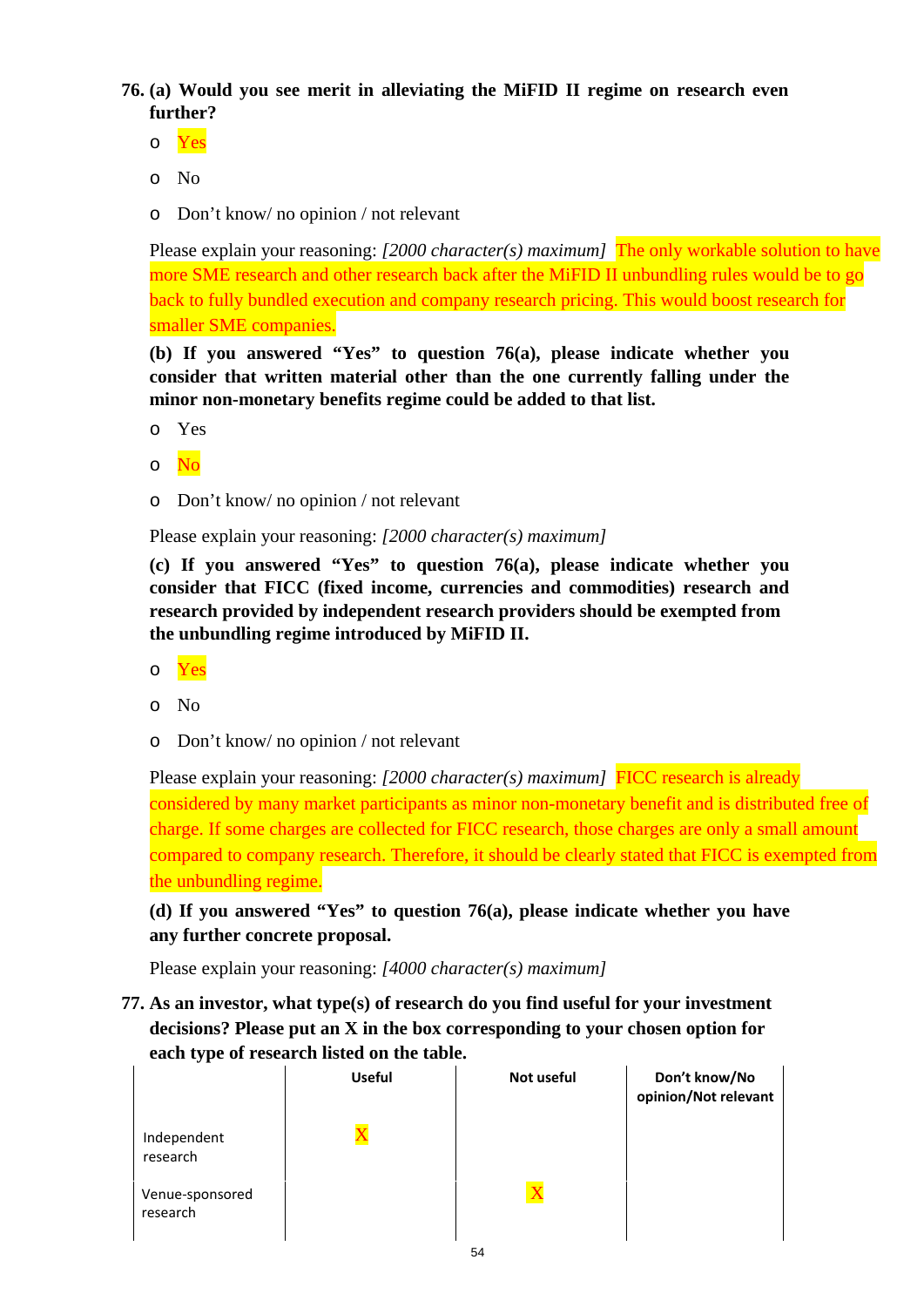**76. (a) Would you see merit in alleviating the MiFID II regime on research even further?**

- Yes
- No
- Don't know/ no opinion / not relevant

Please explain your reasoning: *[2000 character(s) maximum]* The only workable solution to have more SME research and other research back after the MiFID II unbundling rules would be to go back to fully bundled execution and company research pricing. This would boost research for smaller SME companies.

**(b) If you answered "Yes" to question 76(a), please indicate whether you consider that written material other than the one currently falling under the minor non-monetary benefits regime could be added to that list.**

- Yes
- No
- Don't know/ no opinion / not relevant

Please explain your reasoning: *[2000 character(s) maximum]*

**(c) If you answered "Yes" to question 76(a), please indicate whether you consider that FICC (fixed income, currencies and commodities) research and research provided by independent research providers should be exempted from the unbundling regime introduced by MiFID II.**

- Yes
- No
- Don't know/ no opinion / not relevant

Please explain your reasoning: *[2000 character(s) maximum]* FICC research is already considered by many market participants as minor non-monetary benefit and is distributed free of charge. If some charges are collected for FICC research, those charges are only a small amount compared to company research. Therefore, it should be clearly stated that FICC is exempted from the unbundling regime.

**(d) If you answered "Yes" to question 76(a), please indicate whether you have any further concrete proposal.**

Please explain your reasoning: *[4000 character(s) maximum]*

**77. As an investor, what type(s) of research do you find useful for your investment decisions? Please put an X in the box corresponding to your chosen option for each type of research listed on the table.**

| | Useful | Not useful | Don't know/No opinion/Not relevant |
|---|---|---|---|
| Independent research | X | | |
| Venue-sponsored research | | X | |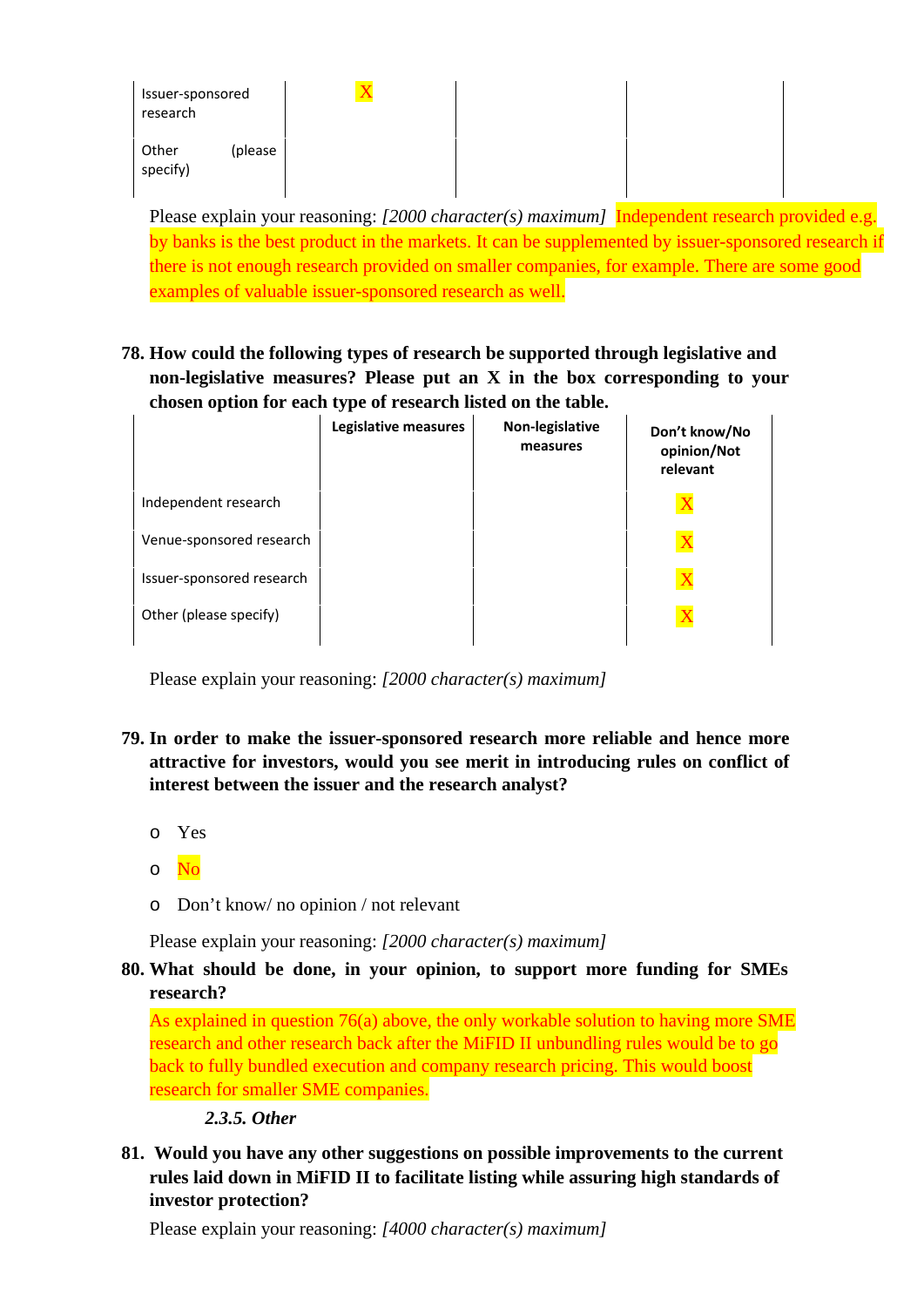| | | | | |
|---|---|---|---|---|
| Issuer-sponsored research | X | | | |
| Other (please specify) | | | | |

Please explain your reasoning: *[2000 character(s) maximum]* Independent research provided e.g. by banks is the best product in the markets. It can be supplemented by issuer-sponsored research if there is not enough research provided on smaller companies, for example. There are some good examples of valuable issuer-sponsored research as well.

**78. How could the following types of research be supported through legislative and non-legislative measures? Please put an X in the box corresponding to your chosen option for each type of research listed on the table.**

| | Legislative measures | Non-legislative measures | Don't know/No opinion/Not relevant |
|---|---|---|---|
| Independent research | | | X |
| Venue-sponsored research | | | X |
| Issuer-sponsored research | | | X |
| Other (please specify) | | | X |

Please explain your reasoning: *[2000 character(s) maximum]*

**79. In order to make the issuer-sponsored research more reliable and hence more attractive for investors, would you see merit in introducing rules on conflict of interest between the issuer and the research analyst?**

- o Yes
- o No
- o Don't know/ no opinion / not relevant

Please explain your reasoning: *[2000 character(s) maximum]*

**80. What should be done, in your opinion, to support more funding for SMEs research?**

As explained in question 76(a) above, the only workable solution to having more SME research and other research back after the MiFID II unbundling rules would be to go back to fully bundled execution and company research pricing. This would boost research for smaller SME companies.

***2.3.5. Other***

**81. Would you have any other suggestions on possible improvements to the current rules laid down in MiFID II to facilitate listing while assuring high standards of investor protection?**

Please explain your reasoning: *[4000 character(s) maximum]*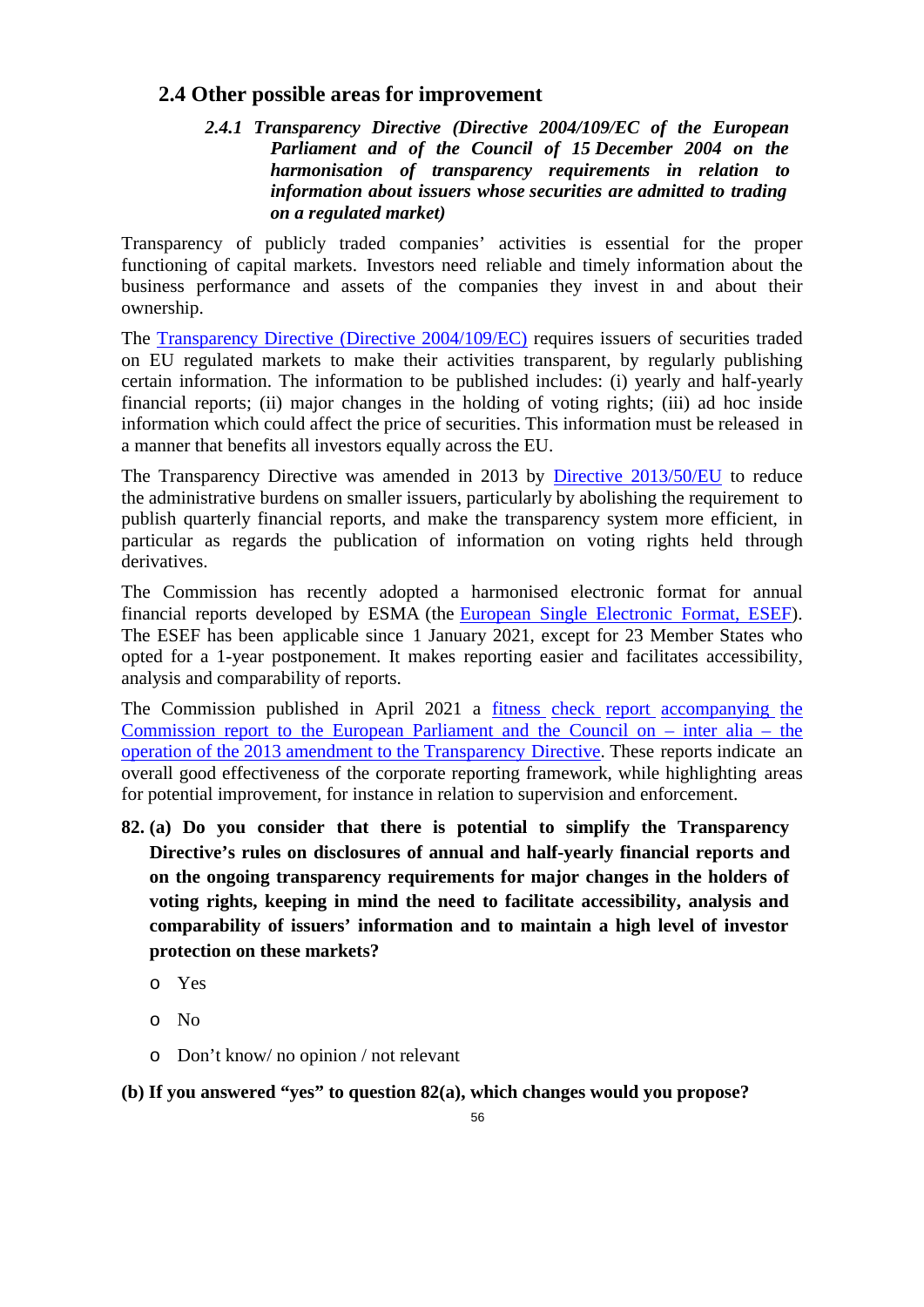## 2.4 Other possible areas for improvement

### *2.4.1 Transparency Directive (Directive 2004/109/EC of the European Parliament and of the Council of 15 December 2004 on the harmonisation of transparency requirements in relation to information about issuers whose securities are admitted to trading on a regulated market)*

Transparency of publicly traded companies' activities is essential for the proper functioning of capital markets. Investors need reliable and timely information about the business performance and assets of the companies they invest in and about their ownership.

The Transparency Directive (Directive 2004/109/EC) requires issuers of securities traded on EU regulated markets to make their activities transparent, by regularly publishing certain information. The information to be published includes: (i) yearly and half-yearly financial reports; (ii) major changes in the holding of voting rights; (iii) ad hoc inside information which could affect the price of securities. This information must be released in a manner that benefits all investors equally across the EU.

The Transparency Directive was amended in 2013 by Directive 2013/50/EU to reduce the administrative burdens on smaller issuers, particularly by abolishing the requirement to publish quarterly financial reports, and make the transparency system more efficient, in particular as regards the publication of information on voting rights held through derivatives.

The Commission has recently adopted a harmonised electronic format for annual financial reports developed by ESMA (the European Single Electronic Format, ESEF). The ESEF has been applicable since 1 January 2021, except for 23 Member States who opted for a 1-year postponement. It makes reporting easier and facilitates accessibility, analysis and comparability of reports.

The Commission published in April 2021 a fitness check report accompanying the Commission report to the European Parliament and the Council on – inter alia – the operation of the 2013 amendment to the Transparency Directive. These reports indicate an overall good effectiveness of the corporate reporting framework, while highlighting areas for potential improvement, for instance in relation to supervision and enforcement.

**82. (a) Do you consider that there is potential to simplify the Transparency Directive's rules on disclosures of annual and half-yearly financial reports and on the ongoing transparency requirements for major changes in the holders of voting rights, keeping in mind the need to facilitate accessibility, analysis and comparability of issuers' information and to maintain a high level of investor protection on these markets?**

- Yes
- No
- Don't know/ no opinion / not relevant

**(b) If you answered "yes" to question 82(a), which changes would you propose?**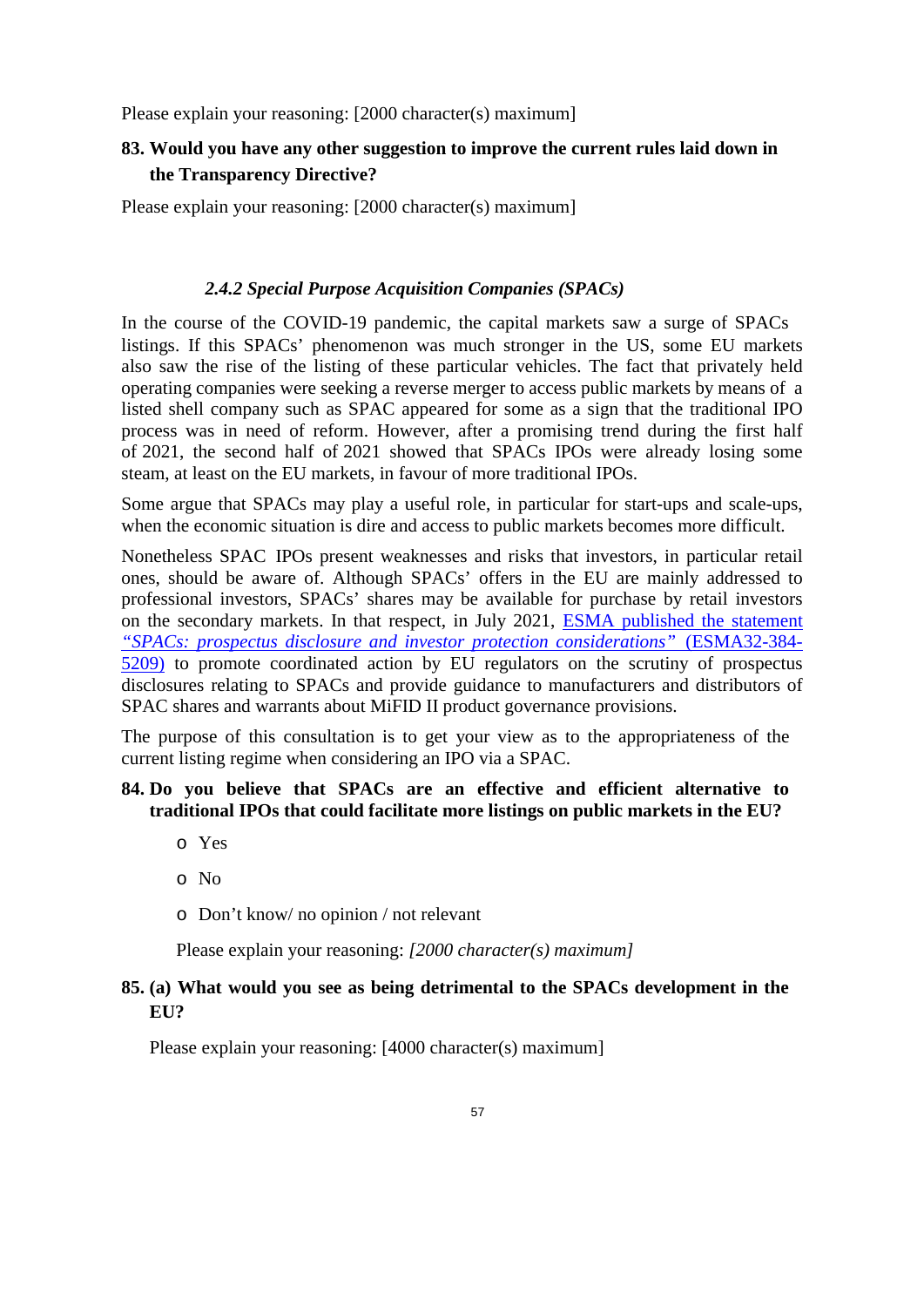Please explain your reasoning: [2000 character(s) maximum]

**83. Would you have any other suggestion to improve the current rules laid down in the Transparency Directive?**

Please explain your reasoning: [2000 character(s) maximum]

#### *2.4.2 Special Purpose Acquisition Companies (SPACs)*

In the course of the COVID-19 pandemic, the capital markets saw a surge of SPACs listings. If this SPACs' phenomenon was much stronger in the US, some EU markets also saw the rise of the listing of these particular vehicles. The fact that privately held operating companies were seeking a reverse merger to access public markets by means of a listed shell company such as SPAC appeared for some as a sign that the traditional IPO process was in need of reform. However, after a promising trend during the first half of 2021, the second half of 2021 showed that SPACs IPOs were already losing some steam, at least on the EU markets, in favour of more traditional IPOs.

Some argue that SPACs may play a useful role, in particular for start-ups and scale-ups, when the economic situation is dire and access to public markets becomes more difficult.

Nonetheless SPAC IPOs present weaknesses and risks that investors, in particular retail ones, should be aware of. Although SPACs' offers in the EU are mainly addressed to professional investors, SPACs' shares may be available for purchase by retail investors on the secondary markets. In that respect, in July 2021, ESMA published the statement *"SPACs: prospectus disclosure and investor protection considerations"* (ESMA32-384-5209) to promote coordinated action by EU regulators on the scrutiny of prospectus disclosures relating to SPACs and provide guidance to manufacturers and distributors of SPAC shares and warrants about MiFID II product governance provisions.

The purpose of this consultation is to get your view as to the appropriateness of the current listing regime when considering an IPO via a SPAC.

**84. Do you believe that SPACs are an effective and efficient alternative to traditional IPOs that could facilitate more listings on public markets in the EU?**

- o Yes
- o No
- o Don't know/ no opinion / not relevant

Please explain your reasoning: *[2000 character(s) maximum]*

**85. (a) What would you see as being detrimental to the SPACs development in the EU?**

Please explain your reasoning: [4000 character(s) maximum]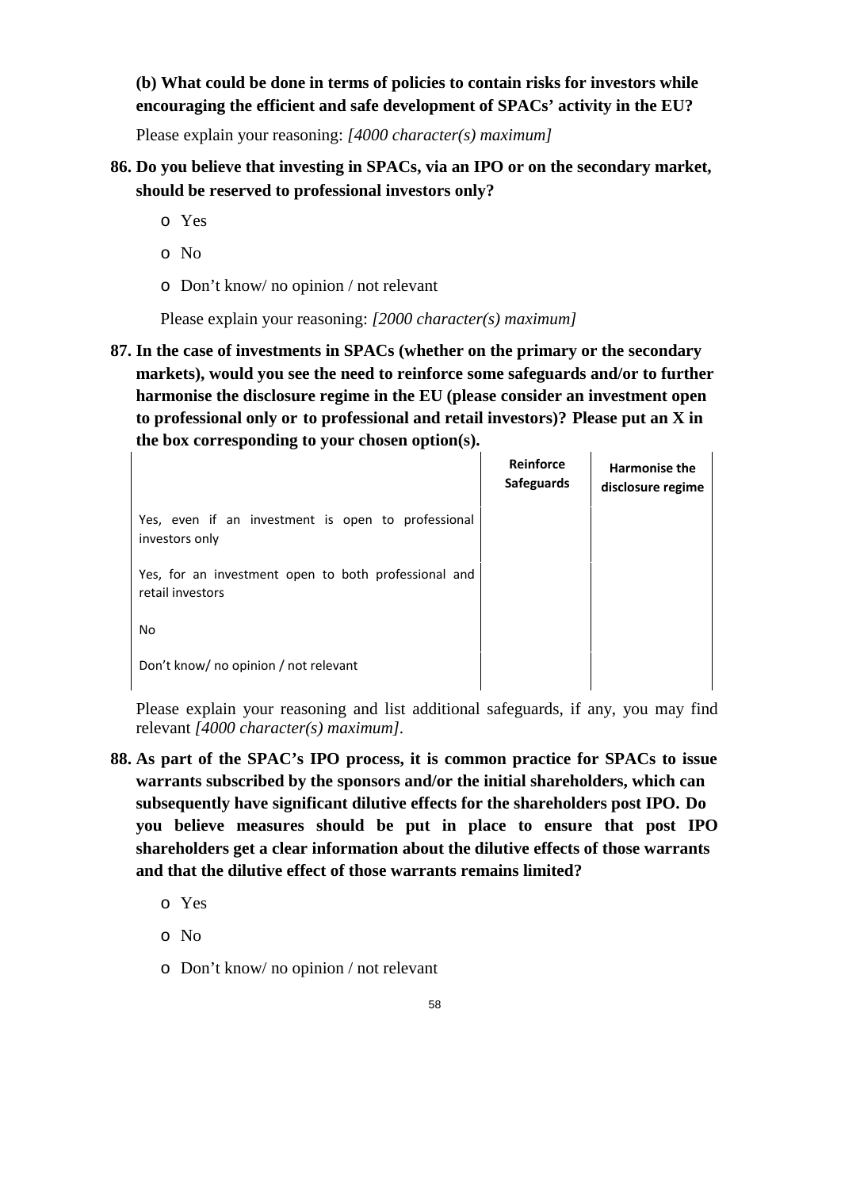**(b) What could be done in terms of policies to contain risks for investors while encouraging the efficient and safe development of SPACs' activity in the EU?**

Please explain your reasoning: *[4000 character(s) maximum]*

**86. Do you believe that investing in SPACs, via an IPO or on the secondary market, should be reserved to professional investors only?**

- o Yes
- o No
- o Don't know/ no opinion / not relevant

Please explain your reasoning: *[2000 character(s) maximum]*

**87. In the case of investments in SPACs (whether on the primary or the secondary markets), would you see the need to reinforce some safeguards and/or to further harmonise the disclosure regime in the EU (please consider an investment open to professional only or to professional and retail investors)? Please put an X in the box corresponding to your chosen option(s).**

| | Reinforce Safeguards | Harmonise the disclosure regime |
|---|---|---|
| Yes, even if an investment is open to professional investors only | | |
| Yes, for an investment open to both professional and retail investors | | |
| No | | |
| Don't know/ no opinion / not relevant | | |

Please explain your reasoning and list additional safeguards, if any, you may find relevant *[4000 character(s) maximum]*.

**88. As part of the SPAC's IPO process, it is common practice for SPACs to issue warrants subscribed by the sponsors and/or the initial shareholders, which can subsequently have significant dilutive effects for the shareholders post IPO. Do you believe measures should be put in place to ensure that post IPO shareholders get a clear information about the dilutive effects of those warrants and that the dilutive effect of those warrants remains limited?**

- o Yes
- o No
- o Don't know/ no opinion / not relevant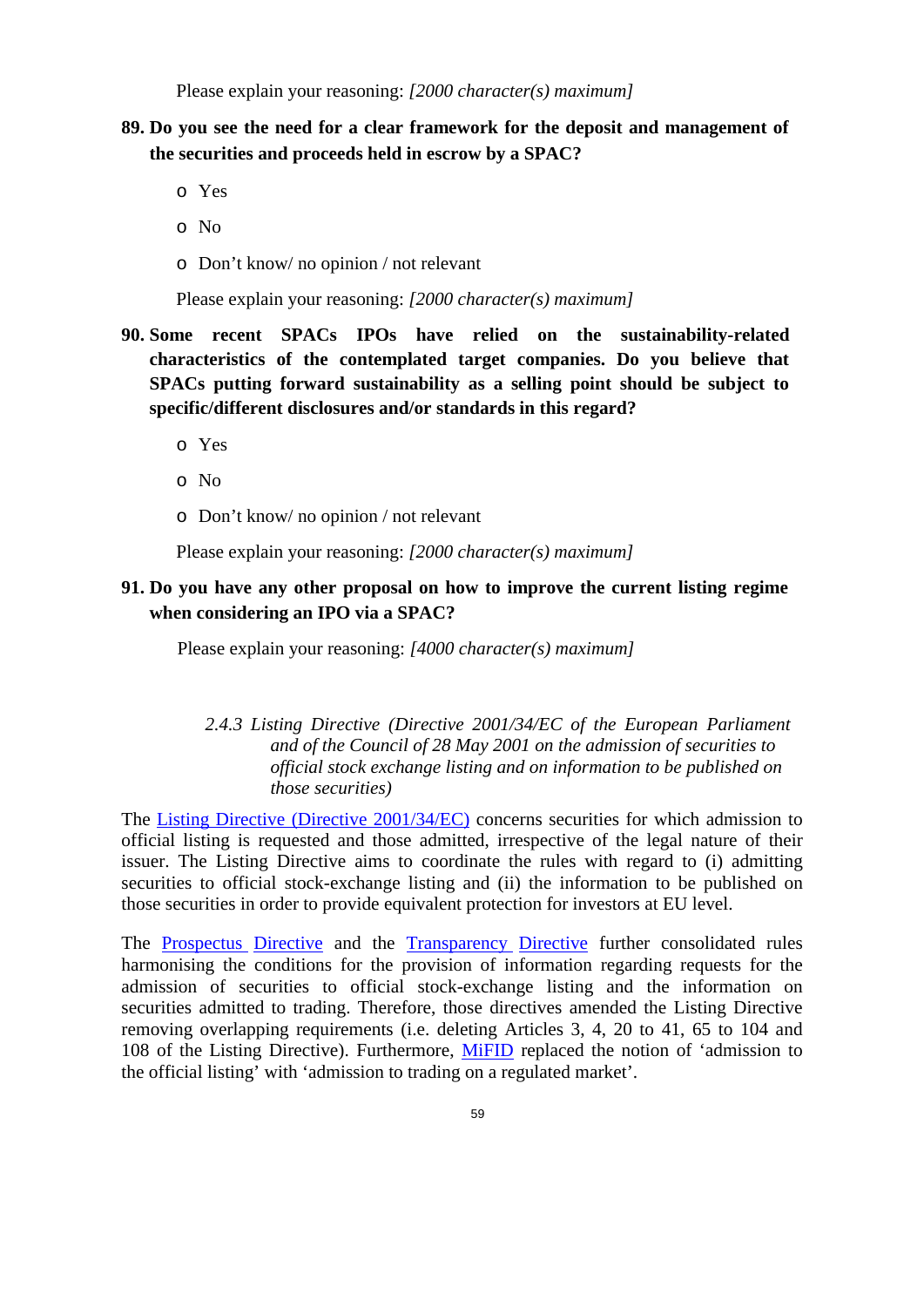Please explain your reasoning: *[2000 character(s) maximum]*

**89. Do you see the need for a clear framework for the deposit and management of the securities and proceeds held in escrow by a SPAC?**

- Yes
- No
- Don't know/ no opinion / not relevant

Please explain your reasoning: *[2000 character(s) maximum]*

**90. Some recent SPACs IPOs have relied on the sustainability-related characteristics of the contemplated target companies. Do you believe that SPACs putting forward sustainability as a selling point should be subject to specific/different disclosures and/or standards in this regard?**

- Yes
- No
- Don't know/ no opinion / not relevant

Please explain your reasoning: *[2000 character(s) maximum]*

**91. Do you have any other proposal on how to improve the current listing regime when considering an IPO via a SPAC?**

Please explain your reasoning: *[4000 character(s) maximum]*

### *2.4.3 Listing Directive (Directive 2001/34/EC of the European Parliament and of the Council of 28 May 2001 on the admission of securities to official stock exchange listing and on information to be published on those securities)*

The Listing Directive (Directive 2001/34/EC) concerns securities for which admission to official listing is requested and those admitted, irrespective of the legal nature of their issuer. The Listing Directive aims to coordinate the rules with regard to (i) admitting securities to official stock-exchange listing and (ii) the information to be published on those securities in order to provide equivalent protection for investors at EU level.

The Prospectus Directive and the Transparency Directive further consolidated rules harmonising the conditions for the provision of information regarding requests for the admission of securities to official stock-exchange listing and the information on securities admitted to trading. Therefore, those directives amended the Listing Directive removing overlapping requirements (i.e. deleting Articles 3, 4, 20 to 41, 65 to 104 and 108 of the Listing Directive). Furthermore, MiFID replaced the notion of 'admission to the official listing' with 'admission to trading on a regulated market'.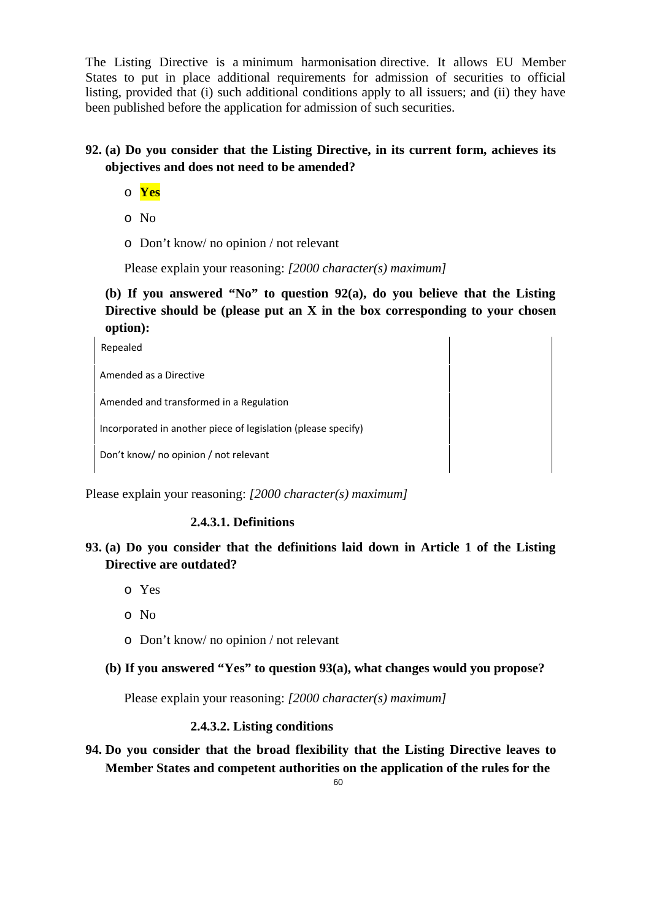The Listing Directive is a minimum harmonisation directive. It allows EU Member States to put in place additional requirements for admission of securities to official listing, provided that (i) such additional conditions apply to all issuers; and (ii) they have been published before the application for admission of such securities.

**92. (a) Do you consider that the Listing Directive, in its current form, achieves its objectives and does not need to be amended?**

- o **Yes**
- o No
- o Don't know/ no opinion / not relevant

Please explain your reasoning: *[2000 character(s) maximum]*

**(b) If you answered "No" to question 92(a), do you believe that the Listing Directive should be (please put an X in the box corresponding to your chosen option):**

| | |
|---|---|
| Repealed | |
| Amended as a Directive | |
| Amended and transformed in a Regulation | |
| Incorporated in another piece of legislation (please specify) | |
| Don't know/ no opinion / not relevant | |

Please explain your reasoning: *[2000 character(s) maximum]*

#### 2.4.3.1. Definitions

**93. (a) Do you consider that the definitions laid down in Article 1 of the Listing Directive are outdated?**

- o Yes
- o No
- o Don't know/ no opinion / not relevant

**(b) If you answered "Yes" to question 93(a), what changes would you propose?**

Please explain your reasoning: *[2000 character(s) maximum]*

#### 2.4.3.2. Listing conditions

**94. Do you consider that the broad flexibility that the Listing Directive leaves to Member States and competent authorities on the application of the rules for the**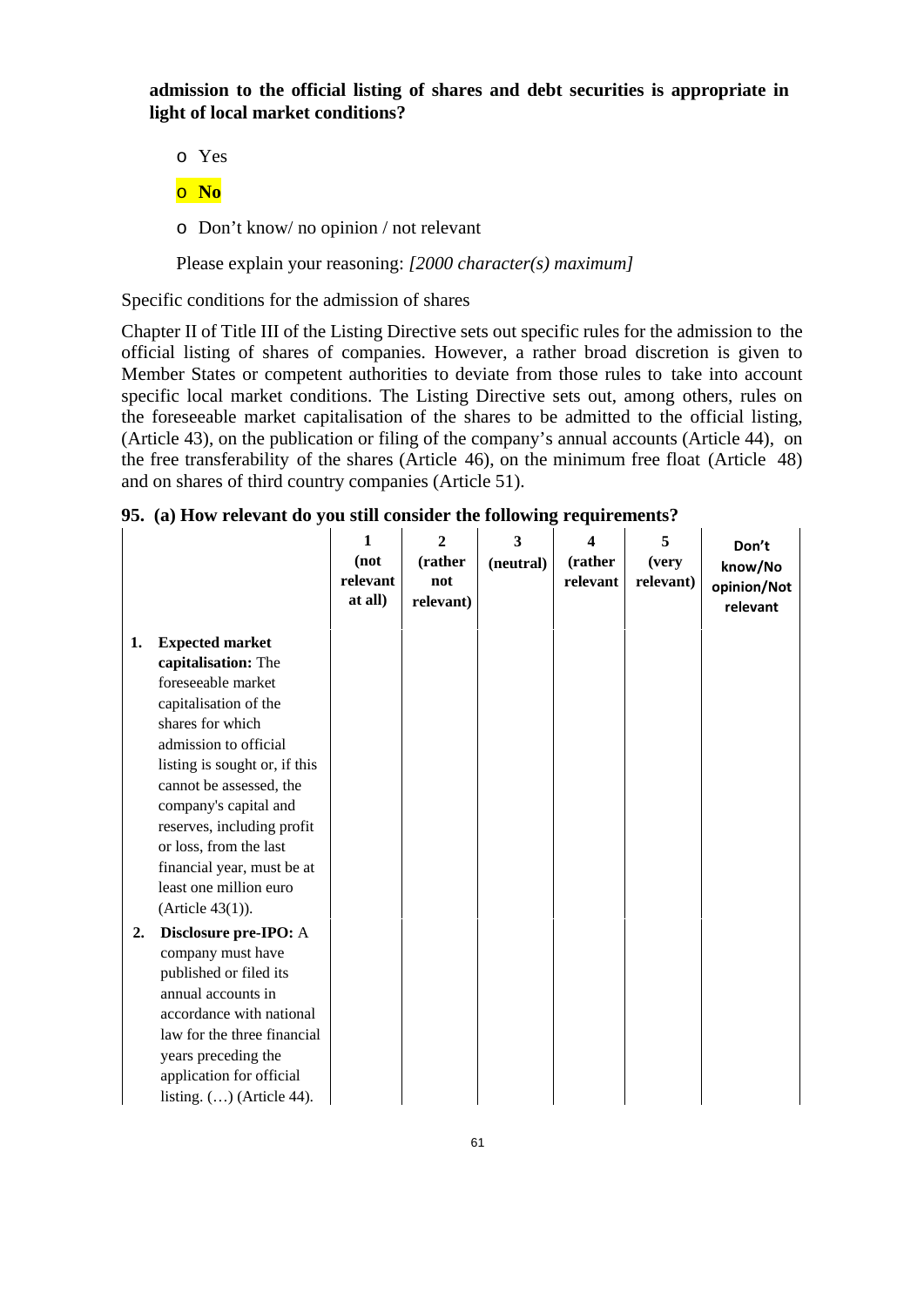**admission to the official listing of shares and debt securities is appropriate in light of local market conditions?**

- o Yes
- o **No**
- o Don't know/ no opinion / not relevant

Please explain your reasoning: *[2000 character(s) maximum]*

Specific conditions for the admission of shares

Chapter II of Title III of the Listing Directive sets out specific rules for the admission to the official listing of shares of companies. However, a rather broad discretion is given to Member States or competent authorities to deviate from those rules to take into account specific local market conditions. The Listing Directive sets out, among others, rules on the foreseeable market capitalisation of the shares to be admitted to the official listing, (Article 43), on the publication or filing of the company's annual accounts (Article 44), on the free transferability of the shares (Article 46), on the minimum free float (Article 48) and on shares of third country companies (Article 51).

**95. (a) How relevant do you still consider the following requirements?**

| | 1 (not relevant at all) | 2 (rather not relevant) | 3 (neutral) | 4 (rather relevant | 5 (very relevant) | Don't know/No opinion/Not relevant |
|---|---|---|---|---|---|---|
| 1. **Expected market capitalisation:** The foreseeable market capitalisation of the shares for which admission to official listing is sought or, if this cannot be assessed, the company's capital and reserves, including profit or loss, from the last financial year, must be at least one million euro (Article 43(1)). | | | | | | |
| 2. **Disclosure pre-IPO:** A company must have published or filed its annual accounts in accordance with national law for the three financial years preceding the application for official listing. (…) (Article 44). | | | | | | |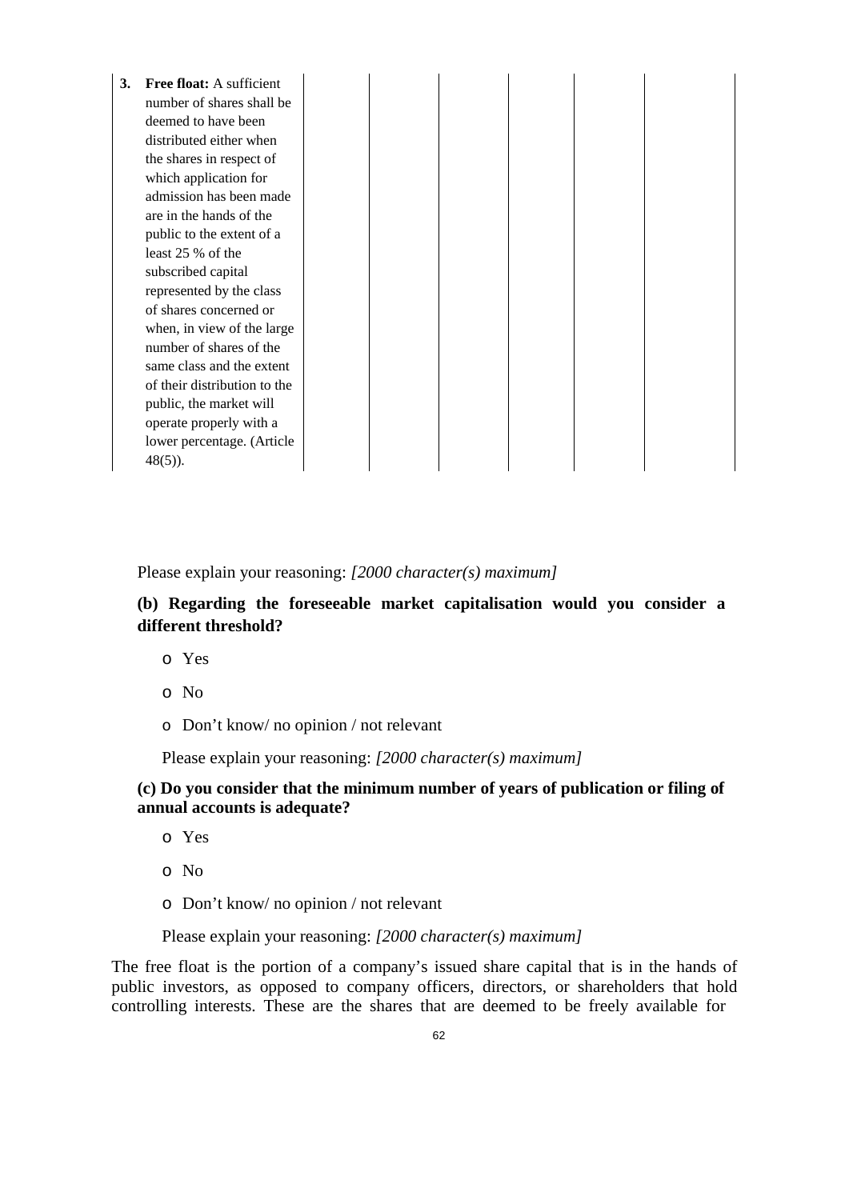| 3. | **Free float:** A sufficient number of shares shall be deemed to have been distributed either when the shares in respect of which application for admission has been made are in the hands of the public to the extent of a least 25 % of the subscribed capital represented by the class of shares concerned or when, in view of the large number of shares of the same class and the extent of their distribution to the public, the market will operate properly with a lower percentage. (Article 48(5)). | | | | | | |
|---|---|---|---|---|---|---|---|

Please explain your reasoning: *[2000 character(s) maximum]*

**(b) Regarding the foreseeable market capitalisation would you consider a different threshold?**

- Yes
- No
- Don't know/ no opinion / not relevant

Please explain your reasoning: *[2000 character(s) maximum]*

**(c) Do you consider that the minimum number of years of publication or filing of annual accounts is adequate?**

- Yes
- No
- Don't know/ no opinion / not relevant

Please explain your reasoning: *[2000 character(s) maximum]*

The free float is the portion of a company's issued share capital that is in the hands of public investors, as opposed to company officers, directors, or shareholders that hold controlling interests. These are the shares that are deemed to be freely available for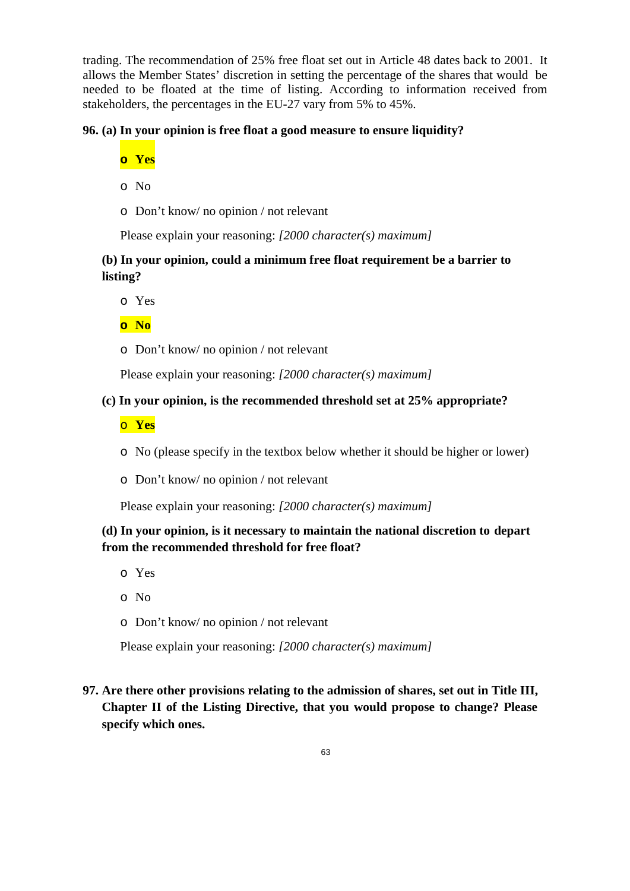trading. The recommendation of 25% free float set out in Article 48 dates back to 2001. It allows the Member States' discretion in setting the percentage of the shares that would be needed to be floated at the time of listing. According to information received from stakeholders, the percentages in the EU-27 vary from 5% to 45%.

**96. (a) In your opinion is free float a good measure to ensure liquidity?**

- **Yes**
- No
- Don't know/ no opinion / not relevant

Please explain your reasoning: *[2000 character(s) maximum]*

**(b) In your opinion, could a minimum free float requirement be a barrier to listing?**

- Yes
- **No**
- Don't know/ no opinion / not relevant

Please explain your reasoning: *[2000 character(s) maximum]*

**(c) In your opinion, is the recommended threshold set at 25% appropriate?**

- **Yes**
- No (please specify in the textbox below whether it should be higher or lower)
- Don't know/ no opinion / not relevant

Please explain your reasoning: *[2000 character(s) maximum]*

**(d) In your opinion, is it necessary to maintain the national discretion to depart from the recommended threshold for free float?**

- Yes
- No
- Don't know/ no opinion / not relevant

Please explain your reasoning: *[2000 character(s) maximum]*

**97. Are there other provisions relating to the admission of shares, set out in Title III, Chapter II of the Listing Directive, that you would propose to change? Please specify which ones.**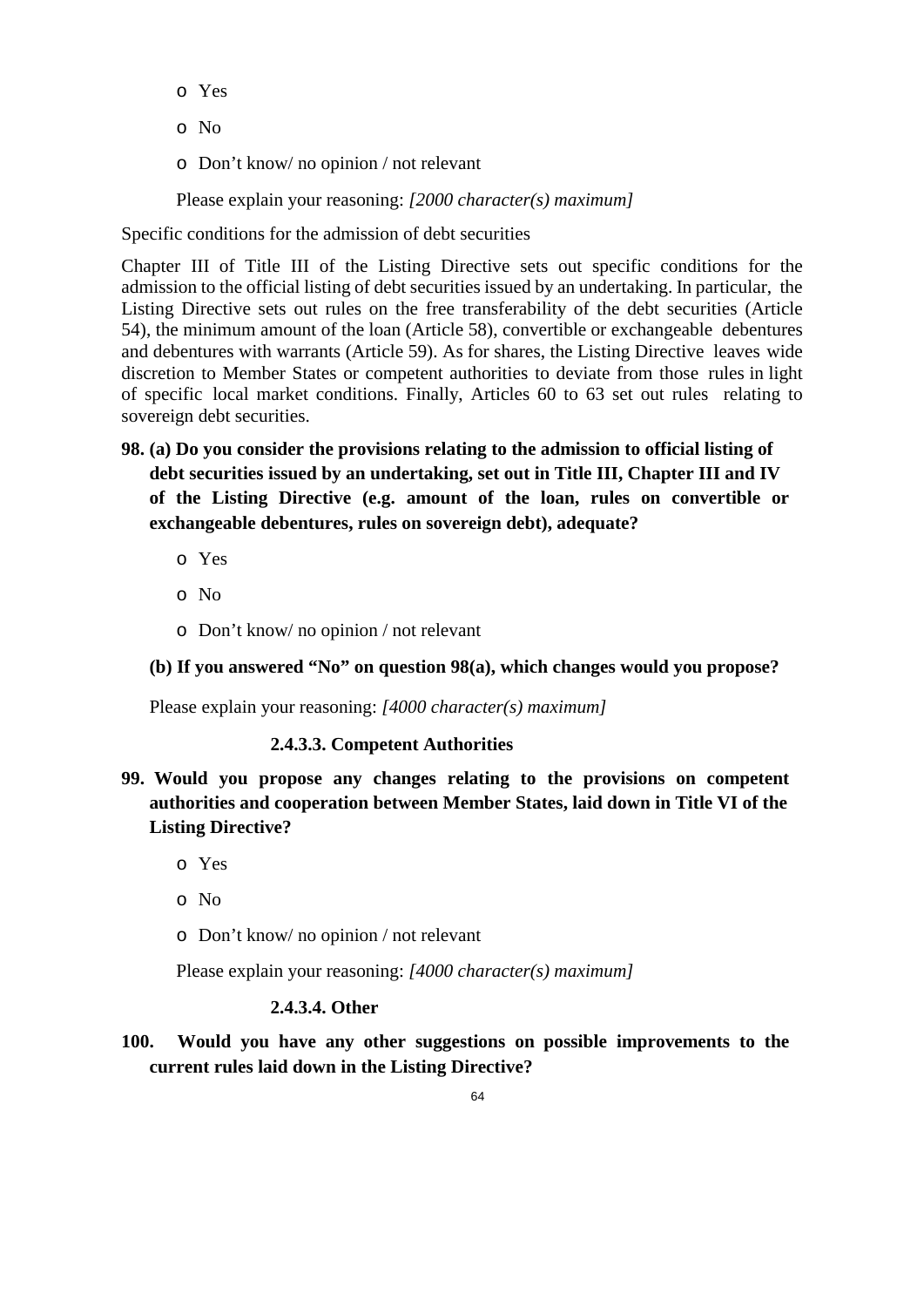- o Yes
- o No
- o Don't know/ no opinion / not relevant

Please explain your reasoning: *[2000 character(s) maximum]*

Specific conditions for the admission of debt securities

Chapter III of Title III of the Listing Directive sets out specific conditions for the admission to the official listing of debt securities issued by an undertaking. In particular, the Listing Directive sets out rules on the free transferability of the debt securities (Article 54), the minimum amount of the loan (Article 58), convertible or exchangeable debentures and debentures with warrants (Article 59). As for shares, the Listing Directive leaves wide discretion to Member States or competent authorities to deviate from those rules in light of specific local market conditions. Finally, Articles 60 to 63 set out rules relating to sovereign debt securities.

**98. (a) Do you consider the provisions relating to the admission to official listing of debt securities issued by an undertaking, set out in Title III, Chapter III and IV of the Listing Directive (e.g. amount of the loan, rules on convertible or exchangeable debentures, rules on sovereign debt), adequate?**

- o Yes
- o No
- o Don't know/ no opinion / not relevant

**(b) If you answered "No" on question 98(a), which changes would you propose?**

Please explain your reasoning: *[4000 character(s) maximum]*

#### 2.4.3.3. Competent Authorities

**99. Would you propose any changes relating to the provisions on competent authorities and cooperation between Member States, laid down in Title VI of the Listing Directive?**

- o Yes
- o No
- o Don't know/ no opinion / not relevant

Please explain your reasoning: *[4000 character(s) maximum]*

#### 2.4.3.4. Other

**100. Would you have any other suggestions on possible improvements to the current rules laid down in the Listing Directive?**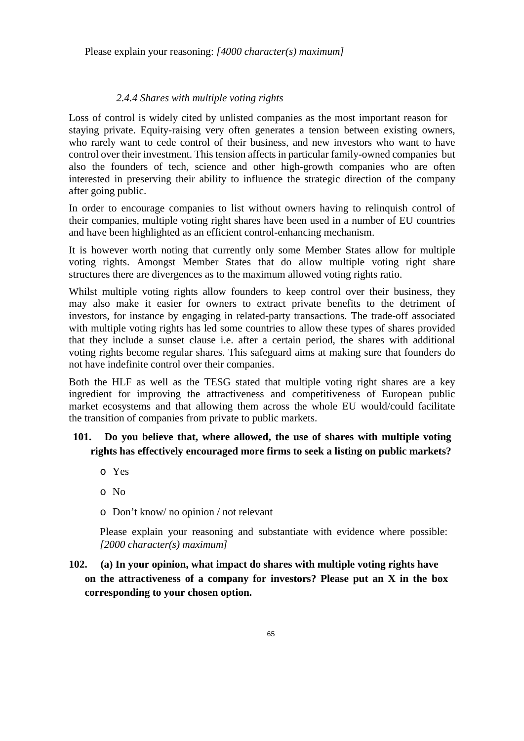Please explain your reasoning: *[4000 character(s) maximum]*

### *2.4.4 Shares with multiple voting rights*

Loss of control is widely cited by unlisted companies as the most important reason for staying private. Equity-raising very often generates a tension between existing owners, who rarely want to cede control of their business, and new investors who want to have control over their investment. This tension affects in particular family-owned companies but also the founders of tech, science and other high-growth companies who are often interested in preserving their ability to influence the strategic direction of the company after going public.

In order to encourage companies to list without owners having to relinquish control of their companies, multiple voting right shares have been used in a number of EU countries and have been highlighted as an efficient control-enhancing mechanism.

It is however worth noting that currently only some Member States allow for multiple voting rights. Amongst Member States that do allow multiple voting right share structures there are divergences as to the maximum allowed voting rights ratio.

Whilst multiple voting rights allow founders to keep control over their business, they may also make it easier for owners to extract private benefits to the detriment of investors, for instance by engaging in related-party transactions. The trade-off associated with multiple voting rights has led some countries to allow these types of shares provided that they include a sunset clause i.e. after a certain period, the shares with additional voting rights become regular shares. This safeguard aims at making sure that founders do not have indefinite control over their companies.

Both the HLF as well as the TESG stated that multiple voting right shares are a key ingredient for improving the attractiveness and competitiveness of European public market ecosystems and that allowing them across the whole EU would/could facilitate the transition of companies from private to public markets.

**101. Do you believe that, where allowed, the use of shares with multiple voting rights has effectively encouraged more firms to seek a listing on public markets?**

- o Yes
- o No
- o Don't know/ no opinion / not relevant

Please explain your reasoning and substantiate with evidence where possible: *[2000 character(s) maximum]*

**102. (a) In your opinion, what impact do shares with multiple voting rights have on the attractiveness of a company for investors? Please put an X in the box corresponding to your chosen option.**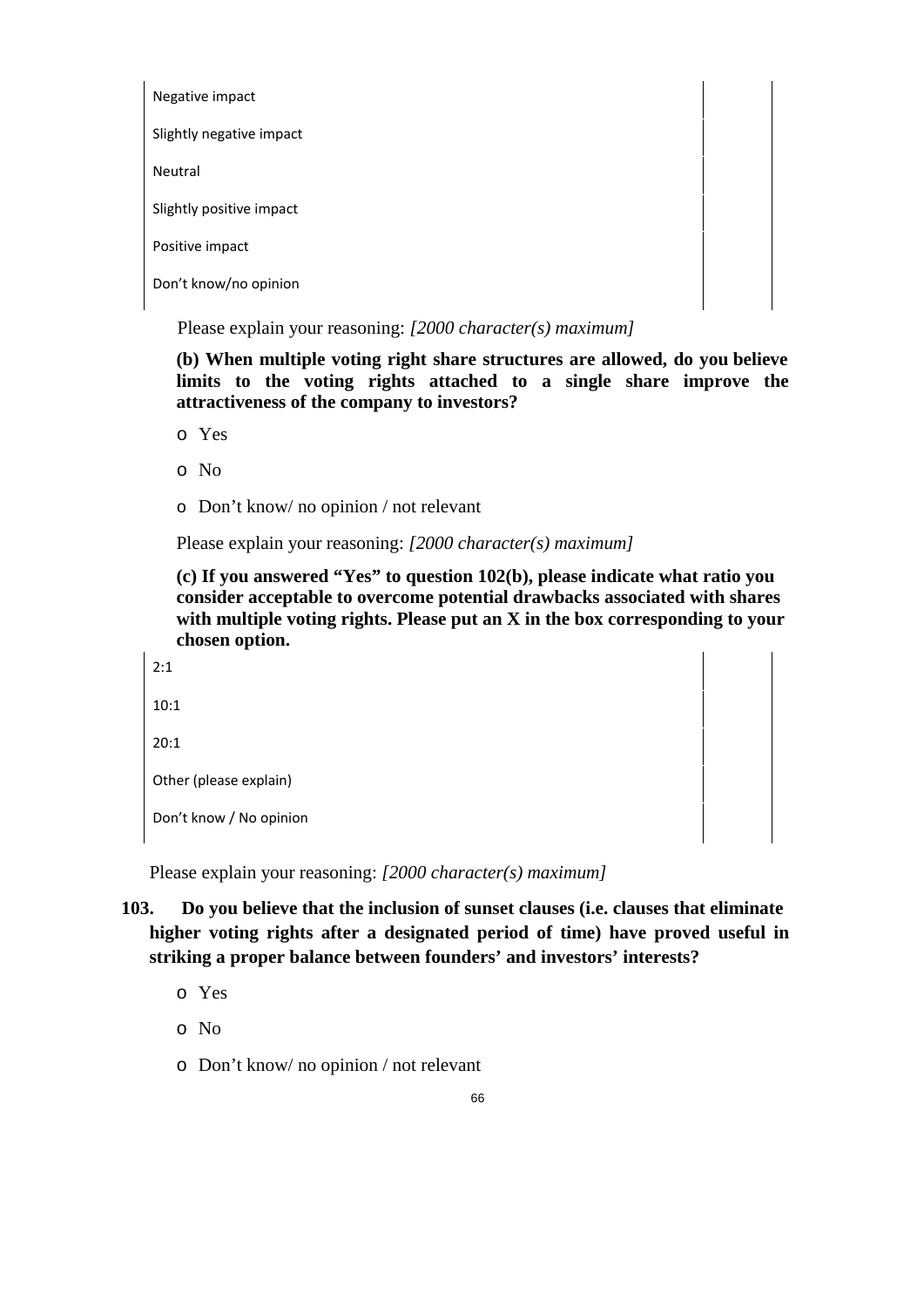| | |
|---|---|
| Negative impact | |
| Slightly negative impact | |
| Neutral | |
| Slightly positive impact | |
| Positive impact | |
| Don't know/no opinion | |

Please explain your reasoning: *[2000 character(s) maximum]*

**(b) When multiple voting right share structures are allowed, do you believe limits to the voting rights attached to a single share improve the attractiveness of the company to investors?**

- Yes
- No
- Don't know/ no opinion / not relevant

Please explain your reasoning: *[2000 character(s) maximum]*

**(c) If you answered "Yes" to question 102(b), please indicate what ratio you consider acceptable to overcome potential drawbacks associated with shares with multiple voting rights. Please put an X in the box corresponding to your chosen option.**

| | |
|---|---|
| 2:1 | |
| 10:1 | |
| 20:1 | |
| Other (please explain) | |
| Don't know / No opinion | |

Please explain your reasoning: *[2000 character(s) maximum]*

**103. Do you believe that the inclusion of sunset clauses (i.e. clauses that eliminate higher voting rights after a designated period of time) have proved useful in striking a proper balance between founders' and investors' interests?**

- Yes
- No
- Don't know/ no opinion / not relevant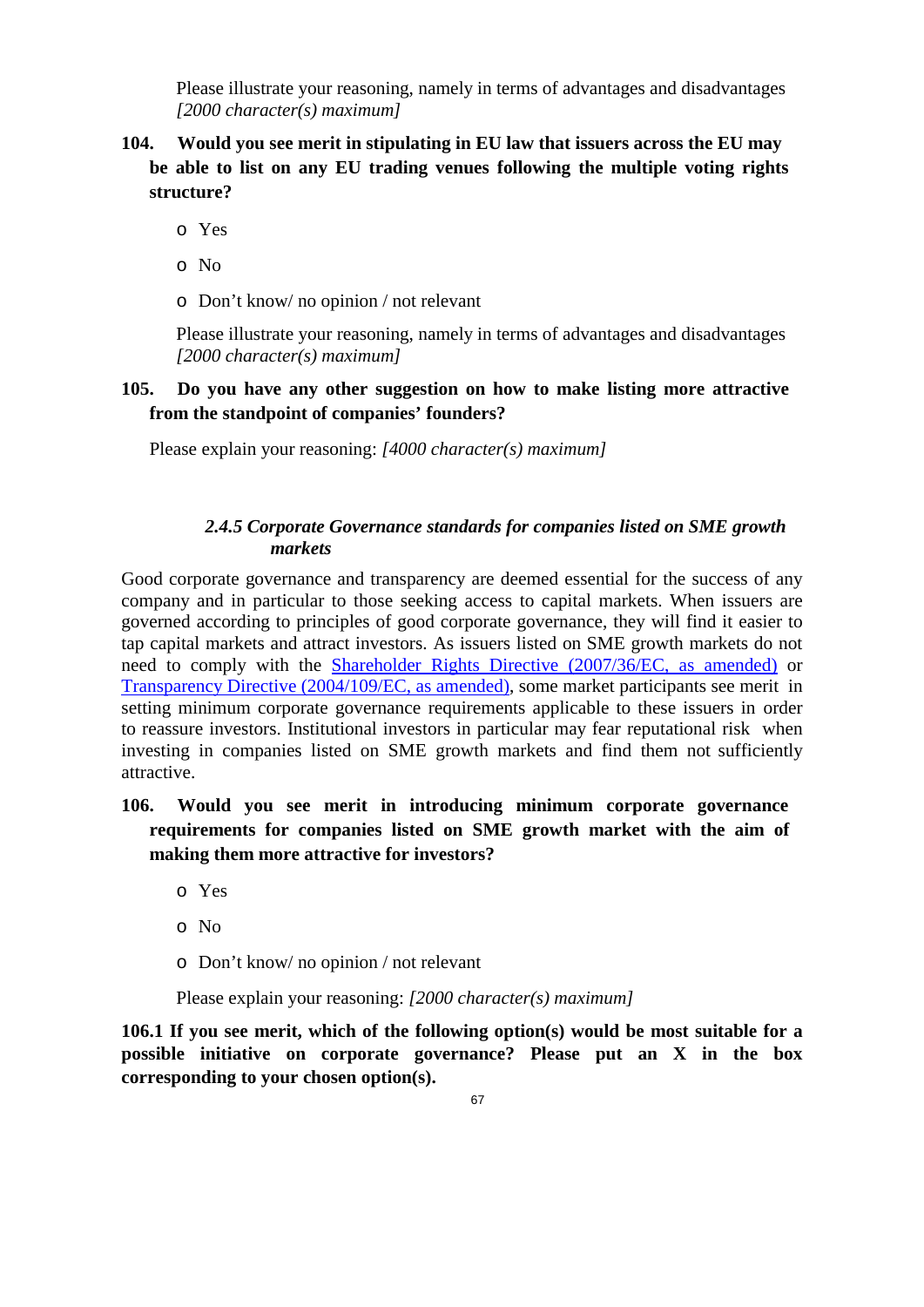Please illustrate your reasoning, namely in terms of advantages and disadvantages *[2000 character(s) maximum]*

**104. Would you see merit in stipulating in EU law that issuers across the EU may be able to list on any EU trading venues following the multiple voting rights structure?**

- o Yes
- o No
- o Don't know/ no opinion / not relevant

Please illustrate your reasoning, namely in terms of advantages and disadvantages *[2000 character(s) maximum]*

**105. Do you have any other suggestion on how to make listing more attractive from the standpoint of companies' founders?**

Please explain your reasoning: *[4000 character(s) maximum]*

### *2.4.5 Corporate Governance standards for companies listed on SME growth markets*

Good corporate governance and transparency are deemed essential for the success of any company and in particular to those seeking access to capital markets. When issuers are governed according to principles of good corporate governance, they will find it easier to tap capital markets and attract investors. As issuers listed on SME growth markets do not need to comply with the Shareholder Rights Directive (2007/36/EC, as amended) or Transparency Directive (2004/109/EC, as amended), some market participants see merit in setting minimum corporate governance requirements applicable to these issuers in order to reassure investors. Institutional investors in particular may fear reputational risk when investing in companies listed on SME growth markets and find them not sufficiently attractive.

**106. Would you see merit in introducing minimum corporate governance requirements for companies listed on SME growth market with the aim of making them more attractive for investors?**

- o Yes
- o No
- o Don't know/ no opinion / not relevant

Please explain your reasoning: *[2000 character(s) maximum]*

**106.1 If you see merit, which of the following option(s) would be most suitable for a possible initiative on corporate governance? Please put an X in the box corresponding to your chosen option(s).**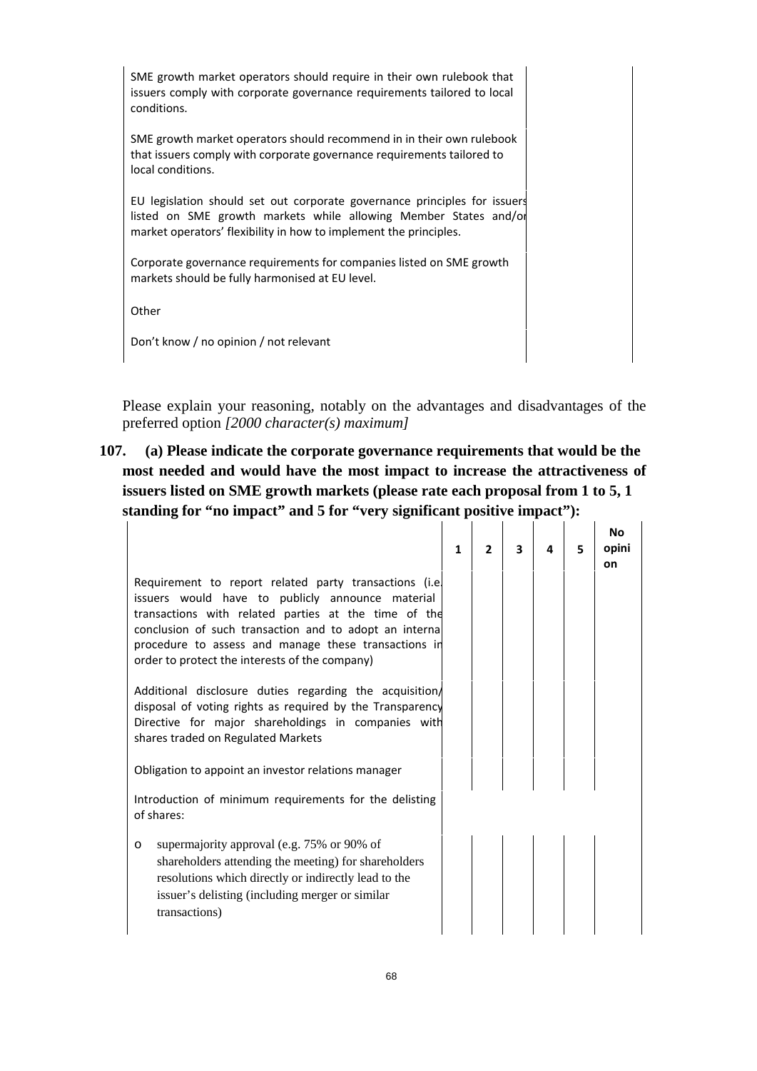| | |
|---|---|
| SME growth market operators should require in their own rulebook that issuers comply with corporate governance requirements tailored to local conditions. | |
| SME growth market operators should recommend in in their own rulebook that issuers comply with corporate governance requirements tailored to local conditions. | |
| EU legislation should set out corporate governance principles for issuers listed on SME growth markets while allowing Member States and/or market operators' flexibility in how to implement the principles. | |
| Corporate governance requirements for companies listed on SME growth markets should be fully harmonised at EU level. | |
| Other | |
| Don't know / no opinion / not relevant | |

Please explain your reasoning, notably on the advantages and disadvantages of the preferred option *[2000 character(s) maximum]*

**107. (a) Please indicate the corporate governance requirements that would be the most needed and would have the most impact to increase the attractiveness of issuers listed on SME growth markets (please rate each proposal from 1 to 5, 1 standing for "no impact" and 5 for "very significant positive impact"):**

| | 1 | 2 | 3 | 4 | 5 | No opinion |
|---|---|---|---|---|---|---|
| Requirement to report related party transactions (i.e. issuers would have to publicly announce material transactions with related parties at the time of the conclusion of such transaction and to adopt an internal procedure to assess and manage these transactions in order to protect the interests of the company) | | | | | | |
| Additional disclosure duties regarding the acquisition/disposal of voting rights as required by the Transparency Directive for major shareholdings in companies with shares traded on Regulated Markets | | | | | | |
| Obligation to appoint an investor relations manager | | | | | | |
| Introduction of minimum requirements for the delisting of shares: | | | | | | |
| o supermajority approval (e.g. 75% or 90% of shareholders attending the meeting) for shareholders resolutions which directly or indirectly lead to the issuer's delisting (including merger or similar transactions) | | | | | | |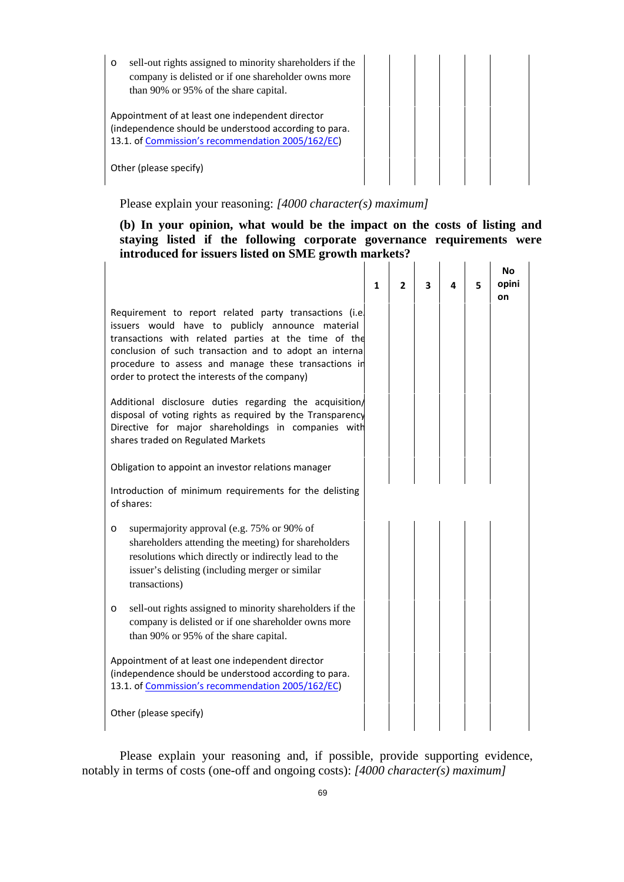| | | | | | | |
|---|---|---|---|---|---|---|
| o sell-out rights assigned to minority shareholders if the company is delisted or if one shareholder owns more than 90% or 95% of the share capital. | | | | | | |
| Appointment of at least one independent director (independence should be understood according to para. 13.1. of [Commission's recommendation 2005/162/EC]) | | | | | | |
| Other (please specify) | | | | | | |

Please explain your reasoning: *[4000 character(s) maximum]*

**(b) In your opinion, what would be the impact on the costs of listing and staying listed if the following corporate governance requirements were introduced for issuers listed on SME growth markets?**

| | 1 | 2 | 3 | 4 | 5 | No opinion |
|---|---|---|---|---|---|---|
| Requirement to report related party transactions (i.e. issuers would have to publicly announce material transactions with related parties at the time of the conclusion of such transaction and to adopt an internal procedure to assess and manage these transactions in order to protect the interests of the company) | | | | | | |
| Additional disclosure duties regarding the acquisition/disposal of voting rights as required by the Transparency Directive for major shareholdings in companies with shares traded on Regulated Markets | | | | | | |
| Obligation to appoint an investor relations manager | | | | | | |
| Introduction of minimum requirements for the delisting of shares: | | | | | | |
| o supermajority approval (e.g. 75% or 90% of shareholders attending the meeting) for shareholders resolutions which directly or indirectly lead to the issuer's delisting (including merger or similar transactions) | | | | | | |
| o sell-out rights assigned to minority shareholders if the company is delisted or if one shareholder owns more than 90% or 95% of the share capital. | | | | | | |
| Appointment of at least one independent director (independence should be understood according to para. 13.1. of [Commission's recommendation 2005/162/EC]) | | | | | | |
| Other (please specify) | | | | | | |

Please explain your reasoning and, if possible, provide supporting evidence, notably in terms of costs (one-off and ongoing costs): *[4000 character(s) maximum]*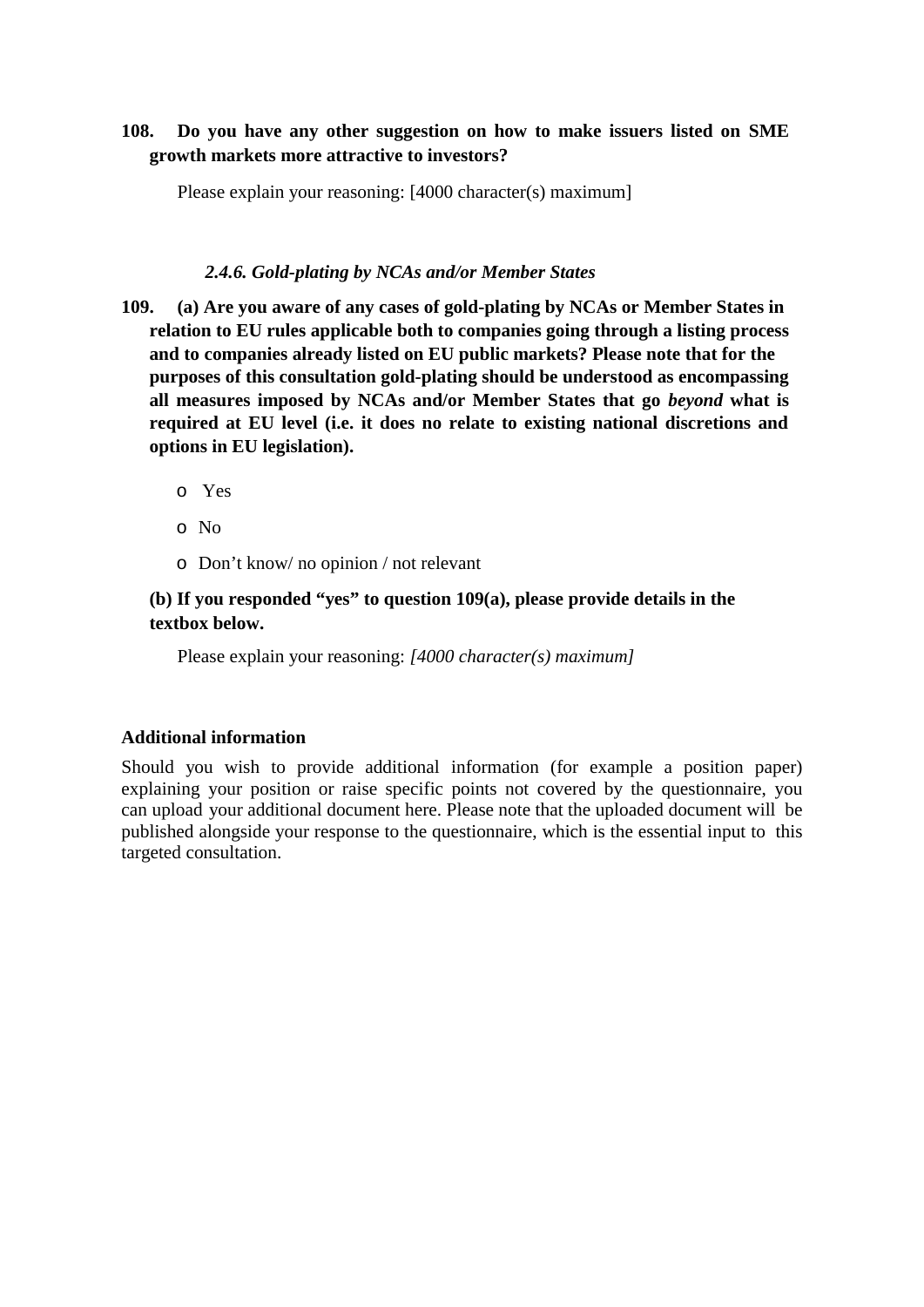**108. Do you have any other suggestion on how to make issuers listed on SME growth markets more attractive to investors?**

Please explain your reasoning: [4000 character(s) maximum]

*2.4.6. Gold-plating by NCAs and/or Member States*

**109. (a) Are you aware of any cases of gold-plating by NCAs or Member States in relation to EU rules applicable both to companies going through a listing process and to companies already listed on EU public markets? Please note that for the purposes of this consultation gold-plating should be understood as encompassing all measures imposed by NCAs and/or Member States that go *beyond* what is required at EU level (i.e. it does no relate to existing national discretions and options in EU legislation).**

- Yes
- No
- Don't know/ no opinion / not relevant

**(b) If you responded "yes" to question 109(a), please provide details in the textbox below.**

Please explain your reasoning: *[4000 character(s) maximum]*

**Additional information**

Should you wish to provide additional information (for example a position paper) explaining your position or raise specific points not covered by the questionnaire, you can upload your additional document here. Please note that the uploaded document will be published alongside your response to the questionnaire, which is the essential input to this targeted consultation.